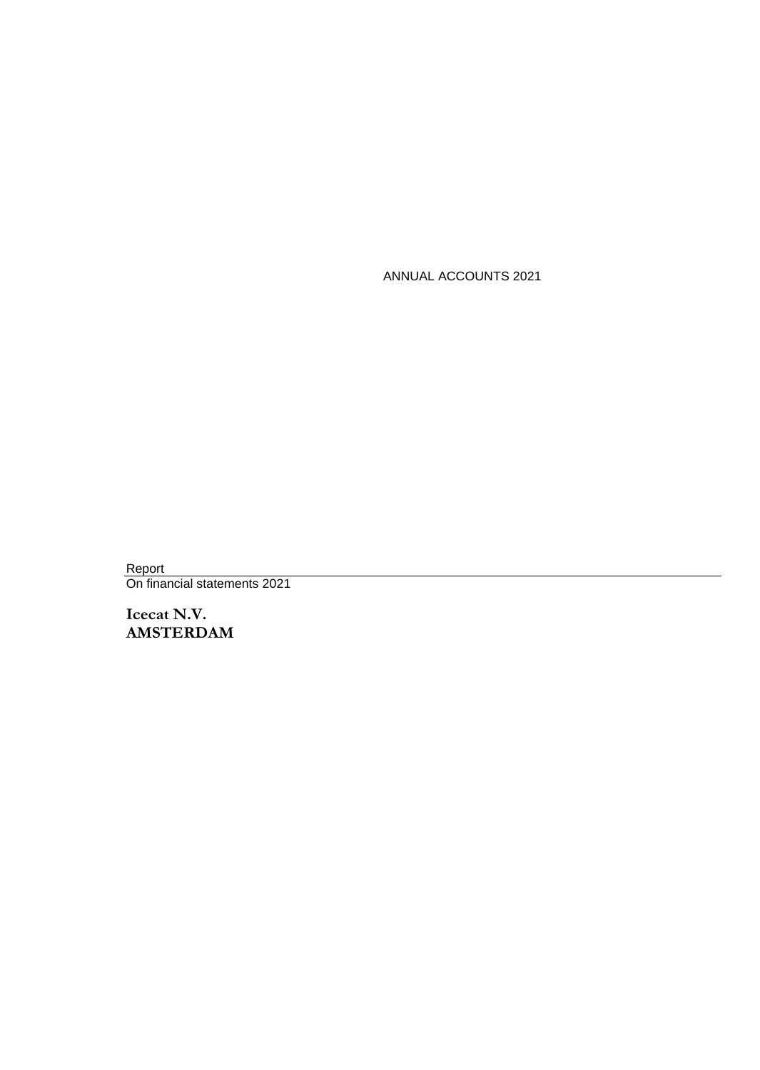ANNUAL ACCOUNTS 2021

Report

On financial statements 2021

**Icecat N.V.**
**AMSTERDAM**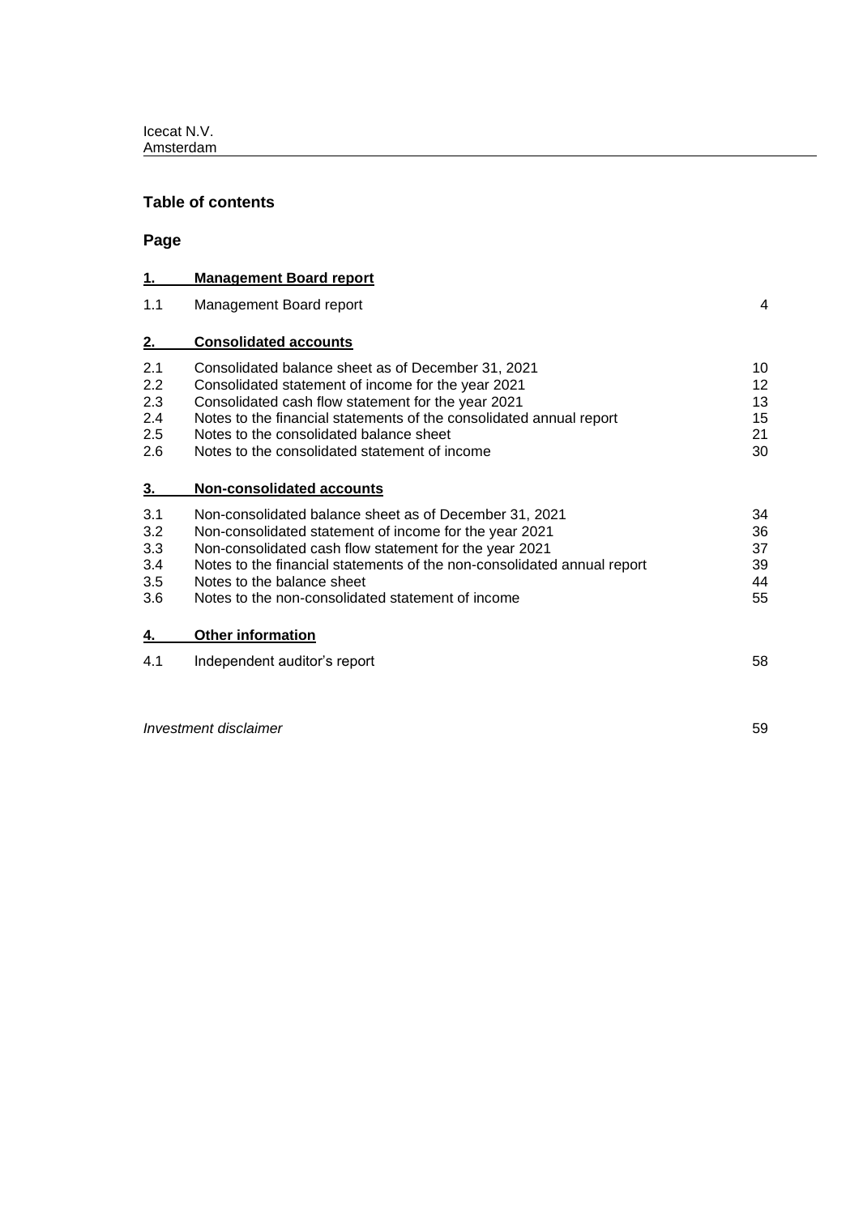Icecat N.V.
Amsterdam

## Table of contents

**Page**

| | | |
|---|---|---|
| **1.** | **Management Board report** | |
| 1.1 | Management Board report | 4 |
| **2.** | **Consolidated accounts** | |
| 2.1 | Consolidated balance sheet as of December 31, 2021 | 10 |
| 2.2 | Consolidated statement of income for the year 2021 | 12 |
| 2.3 | Consolidated cash flow statement for the year 2021 | 13 |
| 2.4 | Notes to the financial statements of the consolidated annual report | 15 |
| 2.5 | Notes to the consolidated balance sheet | 21 |
| 2.6 | Notes to the consolidated statement of income | 30 |
| **3.** | **Non-consolidated accounts** | |
| 3.1 | Non-consolidated balance sheet as of December 31, 2021 | 34 |
| 3.2 | Non-consolidated statement of income for the year 2021 | 36 |
| 3.3 | Non-consolidated cash flow statement for the year 2021 | 37 |
| 3.4 | Notes to the financial statements of the non-consolidated annual report | 39 |
| 3.5 | Notes to the balance sheet | 44 |
| 3.6 | Notes to the non-consolidated statement of income | 55 |
| **4.** | **Other information** | |
| 4.1 | Independent auditor's report | 58 |
| | *Investment disclaimer* | 59 |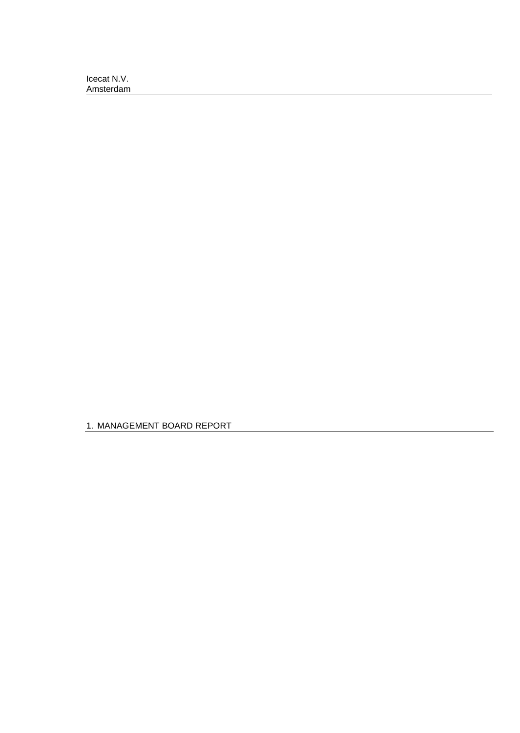Icecat N.V.
Amsterdam

# 1. MANAGEMENT BOARD REPORT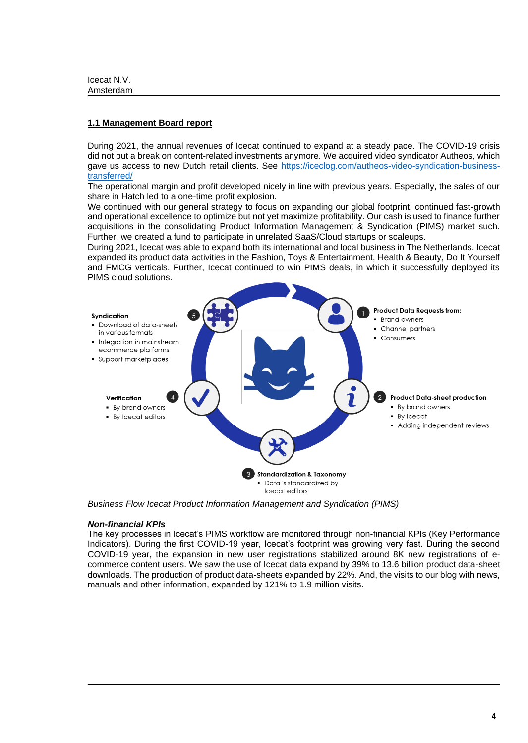Icecat N.V.
Amsterdam

## 1.1 Management Board report

During 2021, the annual revenues of Icecat continued to expand at a steady pace. The COVID-19 crisis did not put a break on content-related investments anymore. We acquired video syndicator Autheos, which gave us access to new Dutch retail clients. See [https://iceclog.com/autheos-video-syndication-business-transferred/](https://iceclog.com/autheos-video-syndication-business-transferred/)

The operational margin and profit developed nicely in line with previous years. Especially, the sales of our share in Hatch led to a one-time profit explosion.

We continued with our general strategy to focus on expanding our global footprint, continued fast-growth and operational excellence to optimize but not yet maximize profitability. Our cash is used to finance further acquisitions in the consolidating Product Information Management & Syndication (PIMS) market such. Further, we created a fund to participate in unrelated SaaS/Cloud startups or scaleups.

During 2021, Icecat was able to expand both its international and local business in The Netherlands. Icecat expanded its product data activities in the Fashion, Toys & Entertainment, Health & Beauty, Do It Yourself and FMCG verticals. Further, Icecat continued to win PIMS deals, in which it successfully deployed its PIMS cloud solutions.

**1 Product Data Requests from:**
- Brand owners
- Channel partners
- Consumers

**2 Product Data-sheet production**
- By brand owners
- By Icecat
- Adding independent reviews

**3 Standardization & Taxonomy**
- Data is standardized by Icecat editors

**4 Verification**
- By brand owners
- By Icecat editors

**5 Syndication**
- Download of data-sheets in various formats
- Integration in mainstream ecommerce platforms
- Support marketplaces

*Business Flow Icecat Product Information Management and Syndication (PIMS)*

### *Non-financial KPIs*

The key processes in Icecat's PIMS workflow are monitored through non-financial KPIs (Key Performance Indicators). During the first COVID-19 year, Icecat's footprint was growing very fast. During the second COVID-19 year, the expansion in new user registrations stabilized around 8K new registrations of e-commerce content users. We saw the use of Icecat data expand by 39% to 13.6 billion product data-sheet downloads. The production of product data-sheets expanded by 22%. And, the visits to our blog with news, manuals and other information, expanded by 121% to 1.9 million visits.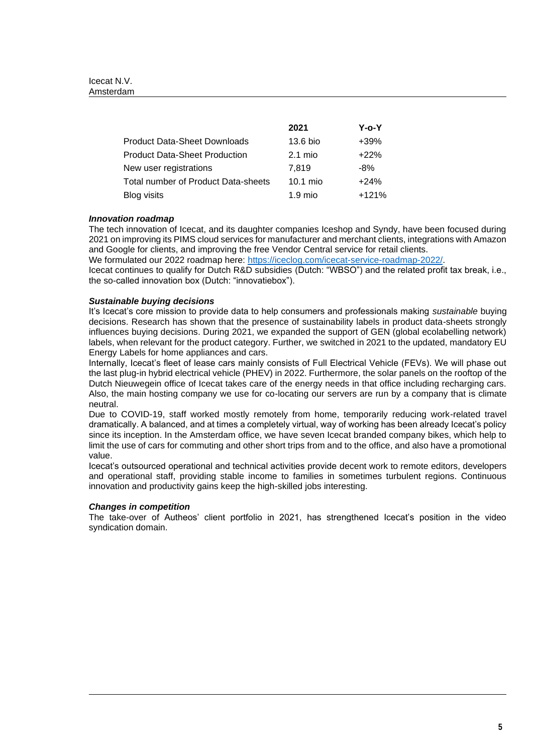| | 2021 | Y-o-Y |
|---|---|---|
| Product Data-Sheet Downloads | 13.6 bio | +39% |
| Product Data-Sheet Production | 2.1 mio | +22% |
| New user registrations | 7,819 | -8% |
| Total number of Product Data-sheets | 10.1 mio | +24% |
| Blog visits | 1.9 mio | +121% |

***Innovation roadmap***

The tech innovation of Icecat, and its daughter companies Iceshop and Syndy, have been focused during 2021 on improving its PIMS cloud services for manufacturer and merchant clients, integrations with Amazon and Google for clients, and improving the free Vendor Central service for retail clients.
We formulated our 2022 roadmap here: https://iceclog.com/icecat-service-roadmap-2022/.
Icecat continues to qualify for Dutch R&D subsidies (Dutch: "WBSO") and the related profit tax break, i.e., the so-called innovation box (Dutch: "innovatiebox").

***Sustainable buying decisions***

It's Icecat's core mission to provide data to help consumers and professionals making *sustainable* buying decisions. Research has shown that the presence of sustainability labels in product data-sheets strongly influences buying decisions. During 2021, we expanded the support of GEN (global ecolabelling network) labels, when relevant for the product category. Further, we switched in 2021 to the updated, mandatory EU Energy Labels for home appliances and cars.
Internally, Icecat's fleet of lease cars mainly consists of Full Electrical Vehicle (FEVs). We will phase out the last plug-in hybrid electrical vehicle (PHEV) in 2022. Furthermore, the solar panels on the rooftop of the Dutch Nieuwegein office of Icecat takes care of the energy needs in that office including recharging cars. Also, the main hosting company we use for co-locating our servers are run by a company that is climate neutral.
Due to COVID-19, staff worked mostly remotely from home, temporarily reducing work-related travel dramatically. A balanced, and at times a completely virtual, way of working has been already Icecat's policy since its inception. In the Amsterdam office, we have seven Icecat branded company bikes, which help to limit the use of cars for commuting and other short trips from and to the office, and also have a promotional value.
Icecat's outsourced operational and technical activities provide decent work to remote editors, developers and operational staff, providing stable income to families in sometimes turbulent regions. Continuous innovation and productivity gains keep the high-skilled jobs interesting.

***Changes in competition***

The take-over of Autheos' client portfolio in 2021, has strengthened Icecat's position in the video syndication domain.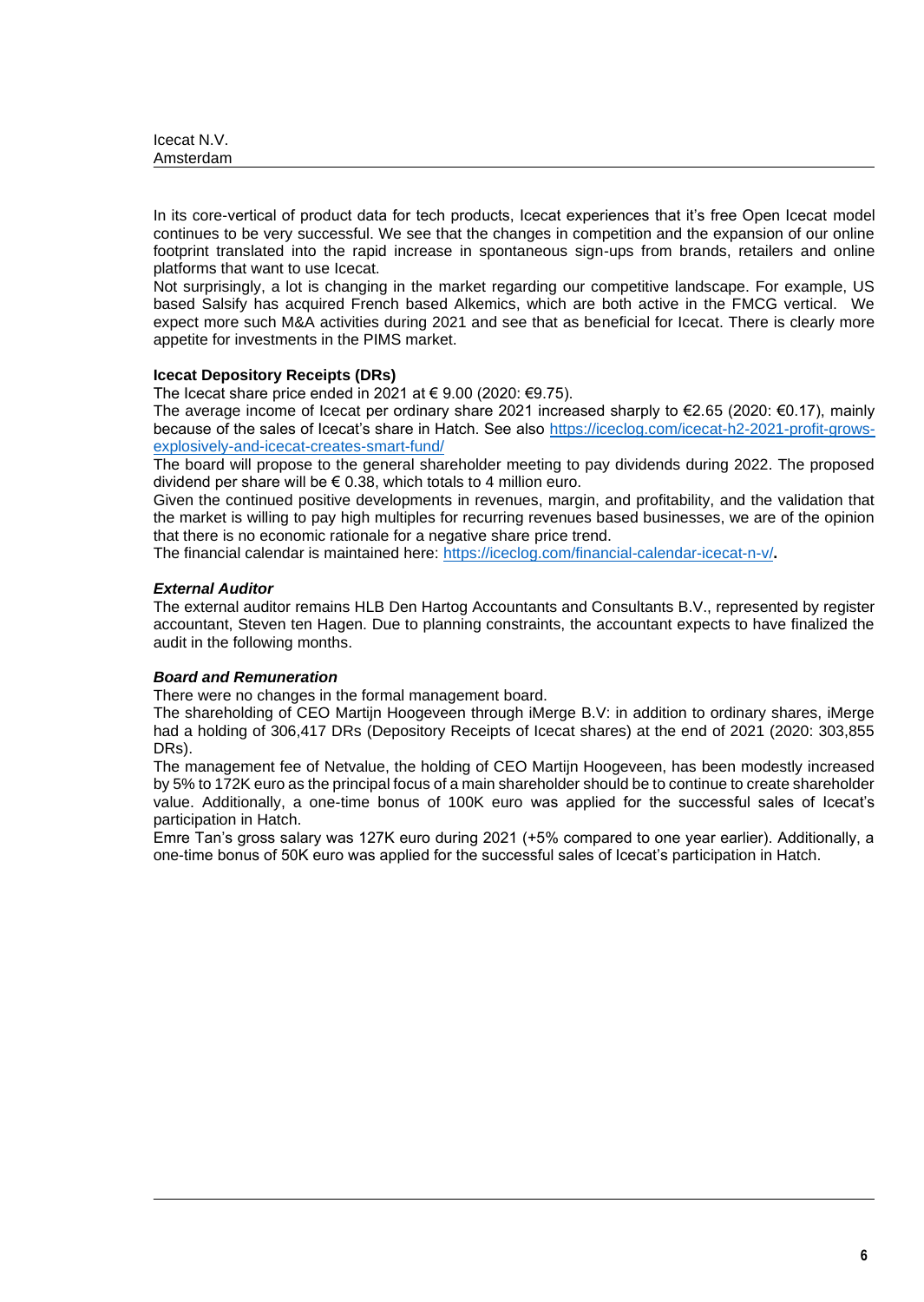In its core-vertical of product data for tech products, Icecat experiences that it's free Open Icecat model continues to be very successful. We see that the changes in competition and the expansion of our online footprint translated into the rapid increase in spontaneous sign-ups from brands, retailers and online platforms that want to use Icecat.

Not surprisingly, a lot is changing in the market regarding our competitive landscape. For example, US based Salsify has acquired French based Alkemics, which are both active in the FMCG vertical. We expect more such M&A activities during 2021 and see that as beneficial for Icecat. There is clearly more appetite for investments in the PIMS market.

**Icecat Depository Receipts (DRs)**

The Icecat share price ended in 2021 at € 9.00 (2020: €9.75).

The average income of Icecat per ordinary share 2021 increased sharply to €2.65 (2020: €0.17), mainly because of the sales of Icecat's share in Hatch. See also [https://iceclog.com/icecat-h2-2021-profit-grows-explosively-and-icecat-creates-smart-fund/](https://iceclog.com/icecat-h2-2021-profit-grows-explosively-and-icecat-creates-smart-fund/)

The board will propose to the general shareholder meeting to pay dividends during 2022. The proposed dividend per share will be € 0.38, which totals to 4 million euro.

Given the continued positive developments in revenues, margin, and profitability, and the validation that the market is willing to pay high multiples for recurring revenues based businesses, we are of the opinion that there is no economic rationale for a negative share price trend.

The financial calendar is maintained here: [https://iceclog.com/financial-calendar-icecat-n-v/](https://iceclog.com/financial-calendar-icecat-n-v/).

***External Auditor***

The external auditor remains HLB Den Hartog Accountants and Consultants B.V., represented by register accountant, Steven ten Hagen. Due to planning constraints, the accountant expects to have finalized the audit in the following months.

***Board and Remuneration***

There were no changes in the formal management board.

The shareholding of CEO Martijn Hoogeveen through iMerge B.V: in addition to ordinary shares, iMerge had a holding of 306,417 DRs (Depository Receipts of Icecat shares) at the end of 2021 (2020: 303,855 DRs).

The management fee of Netvalue, the holding of CEO Martijn Hoogeveen, has been modestly increased by 5% to 172K euro as the principal focus of a main shareholder should be to continue to create shareholder value. Additionally, a one-time bonus of 100K euro was applied for the successful sales of Icecat's participation in Hatch.

Emre Tan's gross salary was 127K euro during 2021 (+5% compared to one year earlier). Additionally, a one-time bonus of 50K euro was applied for the successful sales of Icecat's participation in Hatch.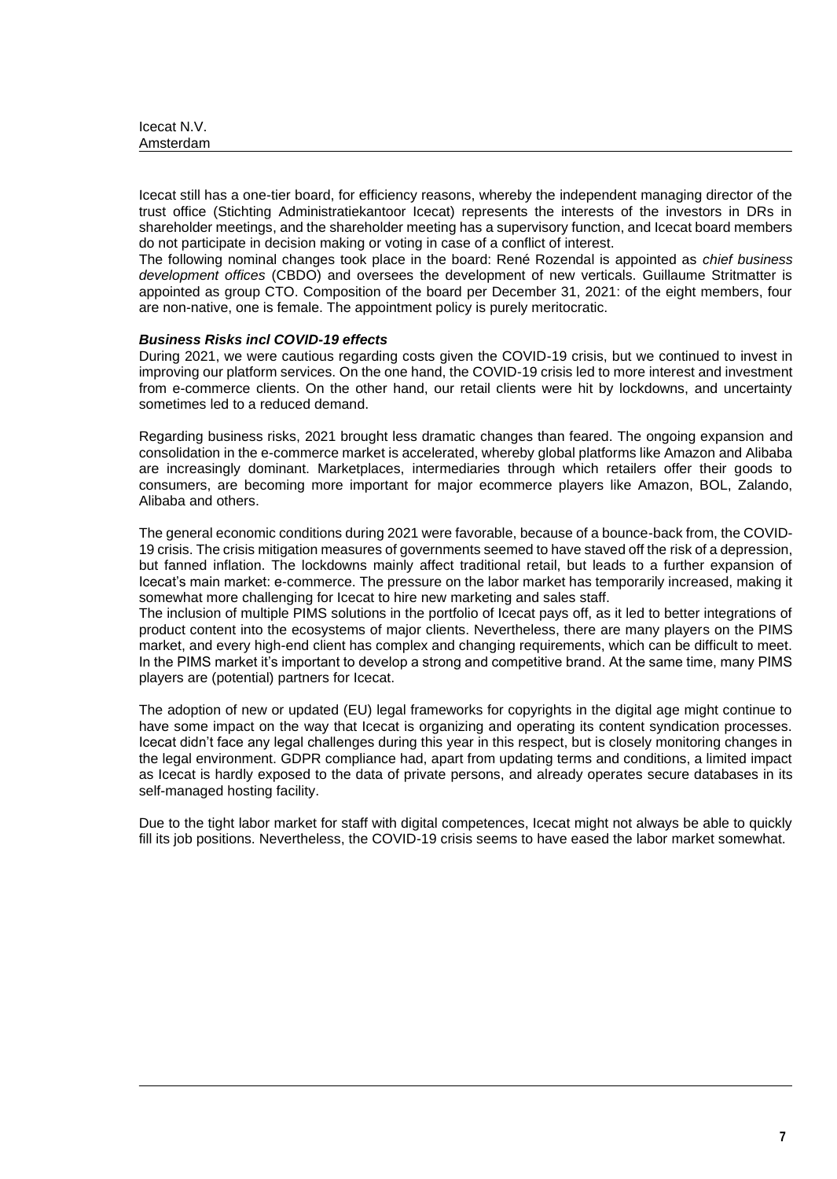Icecat still has a one-tier board, for efficiency reasons, whereby the independent managing director of the trust office (Stichting Administratiekantoor Icecat) represents the interests of the investors in DRs in shareholder meetings, and the shareholder meeting has a supervisory function, and Icecat board members do not participate in decision making or voting in case of a conflict of interest.
The following nominal changes took place in the board: René Rozendal is appointed as *chief business development offices* (CBDO) and oversees the development of new verticals. Guillaume Stritmatter is appointed as group CTO. Composition of the board per December 31, 2021: of the eight members, four are non-native, one is female. The appointment policy is purely meritocratic.

***Business Risks incl COVID-19 effects***

During 2021, we were cautious regarding costs given the COVID-19 crisis, but we continued to invest in improving our platform services. On the one hand, the COVID-19 crisis led to more interest and investment from e-commerce clients. On the other hand, our retail clients were hit by lockdowns, and uncertainty sometimes led to a reduced demand.

Regarding business risks, 2021 brought less dramatic changes than feared. The ongoing expansion and consolidation in the e-commerce market is accelerated, whereby global platforms like Amazon and Alibaba are increasingly dominant. Marketplaces, intermediaries through which retailers offer their goods to consumers, are becoming more important for major ecommerce players like Amazon, BOL, Zalando, Alibaba and others.

The general economic conditions during 2021 were favorable, because of a bounce-back from, the COVID-19 crisis. The crisis mitigation measures of governments seemed to have staved off the risk of a depression, but fanned inflation. The lockdowns mainly affect traditional retail, but leads to a further expansion of Icecat's main market: e-commerce. The pressure on the labor market has temporarily increased, making it somewhat more challenging for Icecat to hire new marketing and sales staff.
The inclusion of multiple PIMS solutions in the portfolio of Icecat pays off, as it led to better integrations of product content into the ecosystems of major clients. Nevertheless, there are many players on the PIMS market, and every high-end client has complex and changing requirements, which can be difficult to meet. In the PIMS market it's important to develop a strong and competitive brand. At the same time, many PIMS players are (potential) partners for Icecat.

The adoption of new or updated (EU) legal frameworks for copyrights in the digital age might continue to have some impact on the way that Icecat is organizing and operating its content syndication processes. Icecat didn't face any legal challenges during this year in this respect, but is closely monitoring changes in the legal environment. GDPR compliance had, apart from updating terms and conditions, a limited impact as Icecat is hardly exposed to the data of private persons, and already operates secure databases in its self-managed hosting facility.

Due to the tight labor market for staff with digital competences, Icecat might not always be able to quickly fill its job positions. Nevertheless, the COVID-19 crisis seems to have eased the labor market somewhat.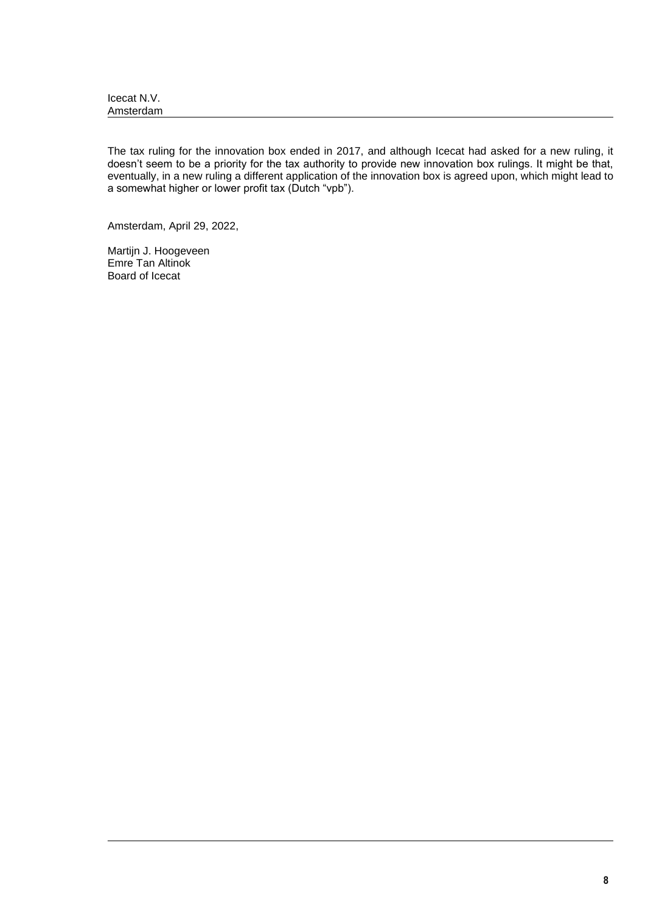The tax ruling for the innovation box ended in 2017, and although Icecat had asked for a new ruling, it doesn't seem to be a priority for the tax authority to provide new innovation box rulings. It might be that, eventually, in a new ruling a different application of the innovation box is agreed upon, which might lead to a somewhat higher or lower profit tax (Dutch "vpb").

Amsterdam, April 29, 2022,

Martijn J. Hoogeveen
Emre Tan Altinok
Board of Icecat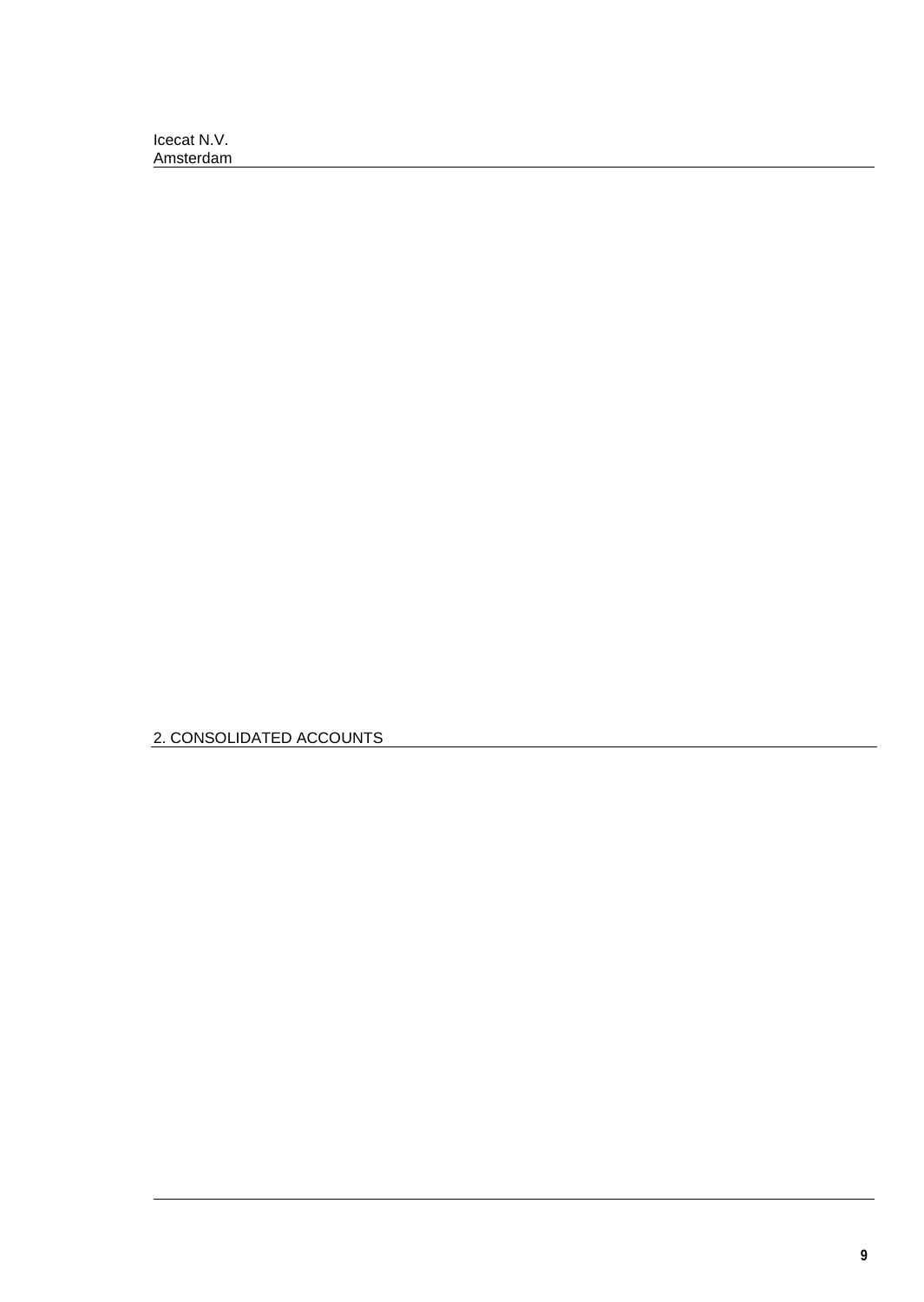## 2. CONSOLIDATED ACCOUNTS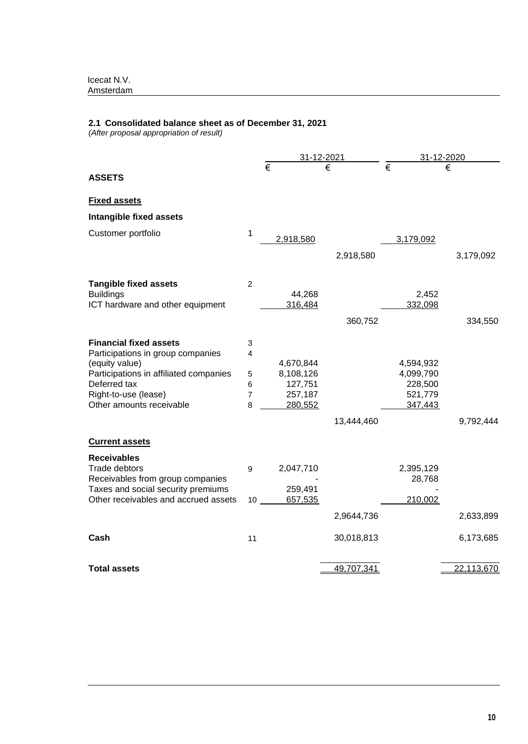Icecat N.V.
Amsterdam

## 2.1 Consolidated balance sheet as of December 31, 2021

*(After proposal appropriation of result)*

| | | 31-12-2021 | | 31-12-2020 | |
|---|---|---|---|---|---|
| | | € | € | € | € |
| **ASSETS** | | | | | |
| **Fixed assets** | | | | | |
| **Intangible fixed assets** | | | | | |
| Customer portfolio | 1 | 2,918,580 | | 3,179,092 | |
| | | | 2,918,580 | | 3,179,092 |
| **Tangible fixed assets** | 2 | | | | |
| Buildings | | 44,268 | | 2,452 | |
| ICT hardware and other equipment | | 316,484 | | 332,098 | |
| | | | 360,752 | | 334,550 |
| **Financial fixed assets** | 3 | | | | |
| Participations in group companies (equity value) | 4 | 4,670,844 | | 4,594,932 | |
| Participations in affiliated companies | 5 | 8,108,126 | | 4,099,790 | |
| Deferred tax | 6 | 127,751 | | 228,500 | |
| Right-to-use (lease) | 7 | 257,187 | | 521,779 | |
| Other amounts receivable | 8 | 280,552 | | 347,443 | |
| | | | 13,444,460 | | 9,792,444 |
| **Current assets** | | | | | |
| **Receivables** | | | | | |
| Trade debtors | 9 | 2,047,710 | | 2,395,129 | |
| Receivables from group companies | | - | | 28,768 | |
| Taxes and social security premiums | | 259,491 | | - | |
| Other receivables and accrued assets | 10 | 657,535 | | 210,002 | |
| | | | 2,9644,736 | | 2,633,899 |
| **Cash** | 11 | | 30,018,813 | | 6,173,685 |
| **Total assets** | | | 49,707,341 | | 22,113,670 |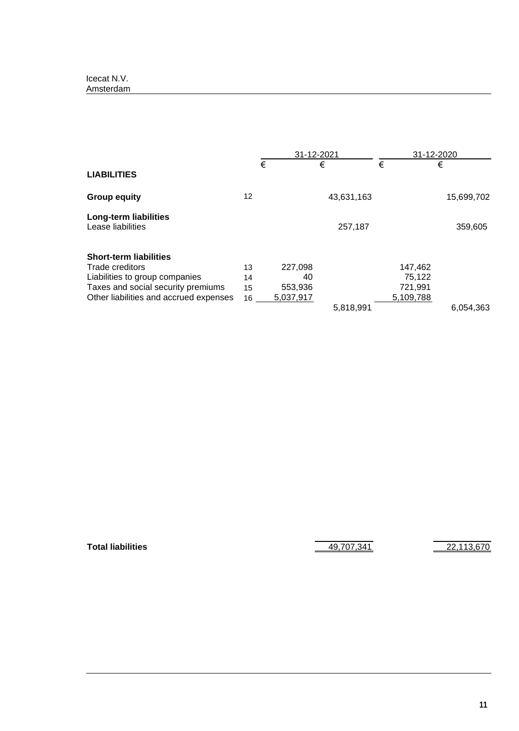Icecat N.V.
Amsterdam

| | | 31-12-2021 | | 31-12-2020 | |
|---|---|---|---|---|---|
| | | € | € | € | € |
| **LIABILITIES** | | | | | |
| **Group equity** | 12 | | 43,631,163 | | 15,699,702 |
| **Long-term liabilities** | | | | | |
| Lease liabilities | | | 257,187 | | 359,605 |
| **Short-term liabilities** | | | | | |
| Trade creditors | 13 | 227,098 | | 147,462 | |
| Liabilities to group companies | 14 | 40 | | 75,122 | |
| Taxes and social security premiums | 15 | 553,936 | | 721,991 | |
| Other liabilities and accrued expenses | 16 | 5,037,917 | | 5,109,788 | |
| | | | 5,818,991 | | 6,054,363 |
| **Total liabilities** | | | 49,707,341 | | 22,113,670 |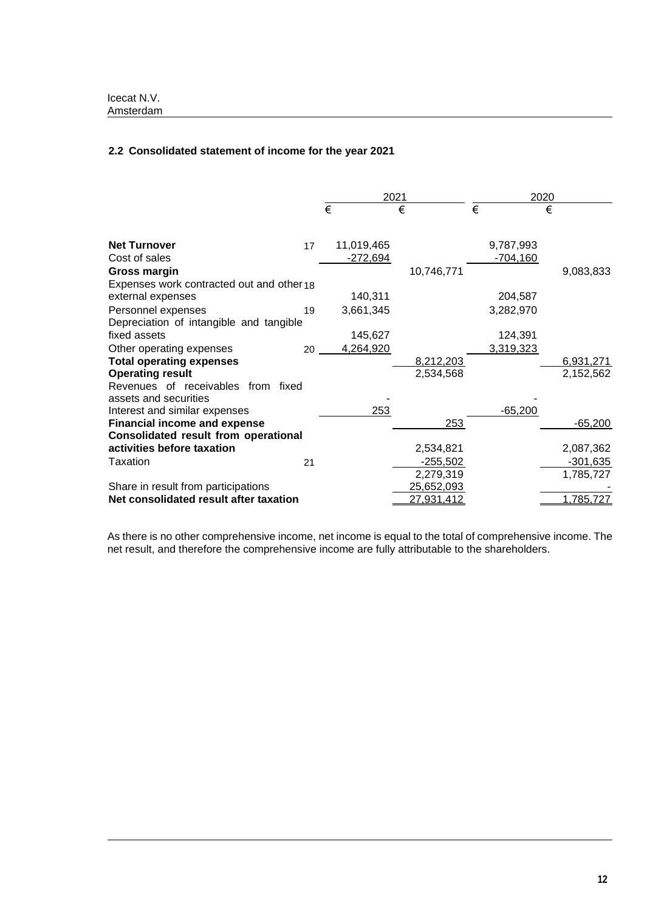Icecat N.V.
Amsterdam

### 2.2 Consolidated statement of income for the year 2021

| | | 2021 | | 2020 | |
|---|---|---|---|---|---|
| | | € | € | € | € |
| **Net Turnover** | 17 | 11,019,465 | | 9,787,993 | |
| Cost of sales | | -272,694 | | -704,160 | |
| **Gross margin** | | | 10,746,771 | | 9,083,833 |
| Expenses work contracted out and other external expenses | 18 | 140,311 | | 204,587 | |
| Personnel expenses | 19 | 3,661,345 | | 3,282,970 | |
| Depreciation of intangible and tangible fixed assets | | 145,627 | | 124,391 | |
| Other operating expenses | 20 | 4,264,920 | | 3,319,323 | |
| **Total operating expenses** | | | 8,212,203 | | 6,931,271 |
| **Operating result** | | | 2,534,568 | | 2,152,562 |
| Revenues of receivables from fixed assets and securities | | - | | - | |
| Interest and similar expenses | | 253 | | -65,200 | |
| **Financial income and expense** | | | 253 | | -65,200 |
| **Consolidated result from operational activities before taxation** | | | 2,534,821 | | 2,087,362 |
| Taxation | 21 | | -255,502 | | -301,635 |
| | | | 2,279,319 | | 1,785,727 |
| Share in result from participations | | | 25,652,093 | | - |
| **Net consolidated result after taxation** | | | 27,931,412 | | 1,785,727 |

As there is no other comprehensive income, net income is equal to the total of comprehensive income. The net result, and therefore the comprehensive income are fully attributable to the shareholders.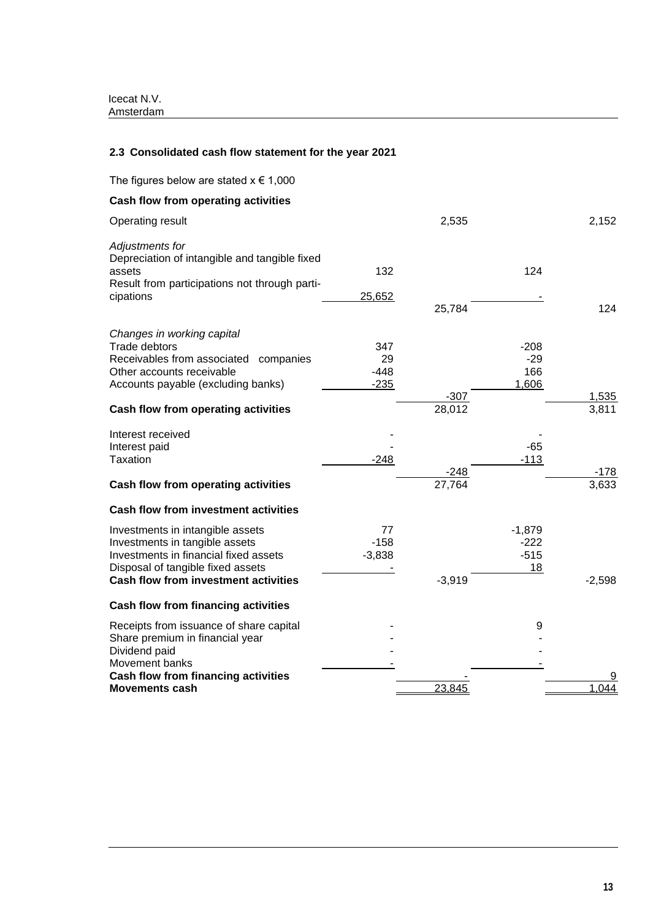## 2.3 Consolidated cash flow statement for the year 2021

The figures below are stated x € 1,000

| | | | | |
|---|---|---|---|---|
| **Cash flow from operating activities** | | | | |
| Operating result | | 2,535 | | 2,152 |
| *Adjustments for* | | | | |
| Depreciation of intangible and tangible fixed assets | 132 | | 124 | |
| Result from participations not through participations | 25,652 | | - | |
| | | 25,784 | | 124 |
| *Changes in working capital* | | | | |
| Trade debtors | 347 | | -208 | |
| Receivables from associated companies | 29 | | -29 | |
| Other accounts receivable | -448 | | 166 | |
| Accounts payable (excluding banks) | -235 | | 1,606 | |
| | | -307 | | 1,535 |
| **Cash flow from operating activities** | | 28,012 | | 3,811 |
| Interest received | - | | - | |
| Interest paid | - | | -65 | |
| Taxation | -248 | | -113 | |
| | | -248 | | -178 |
| **Cash flow from operating activities** | | 27,764 | | 3,633 |
| **Cash flow from investment activities** | | | | |
| Investments in intangible assets | 77 | | -1,879 | |
| Investments in tangible assets | -158 | | -222 | |
| Investments in financial fixed assets | -3,838 | | -515 | |
| Disposal of tangible fixed assets | - | | 18 | |
| **Cash flow from investment activities** | | -3,919 | | -2,598 |
| **Cash flow from financing activities** | | | | |
| Receipts from issuance of share capital | - | | 9 | |
| Share premium in financial year | - | | - | |
| Dividend paid | - | | - | |
| Movement banks | - | | - | |
| **Cash flow from financing activities** | | - | | 9 |
| **Movements cash** | | 23,845 | | 1,044 |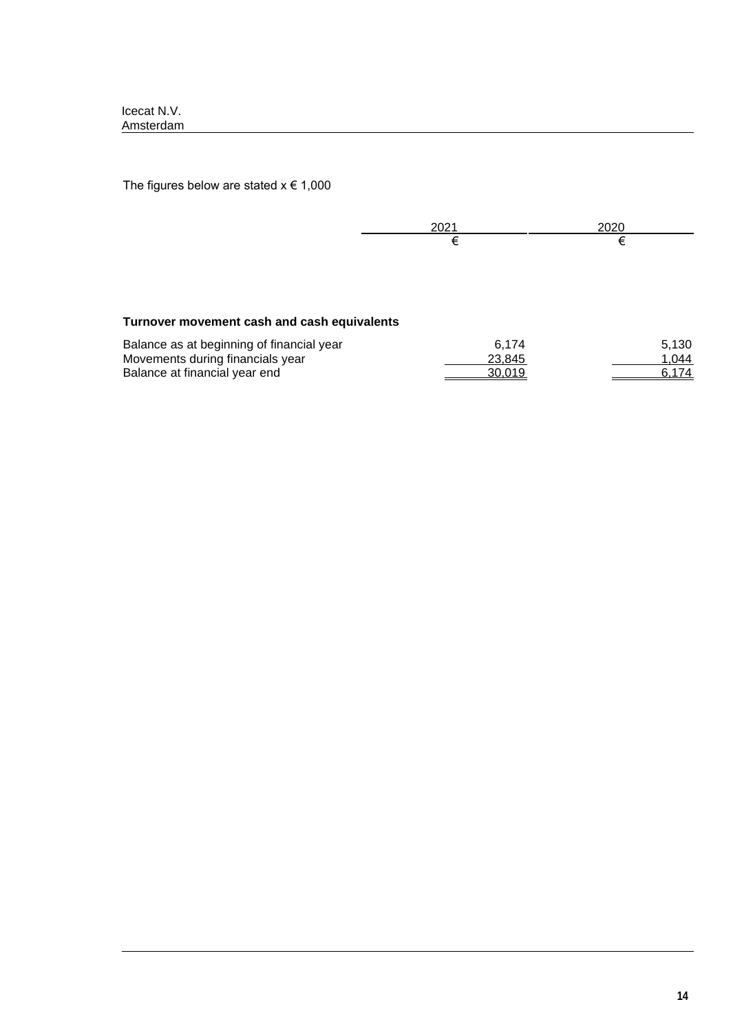The figures below are stated x € 1,000

| | 2021 | 2020 |
| --- | --- | --- |
| | € | € |
| **Turnover movement cash and cash equivalents** | | |
| Balance as at beginning of financial year | 6,174 | 5,130 |
| Movements during financials year | 23,845 | 1,044 |
| Balance at financial year end | 30,019 | 6,174 |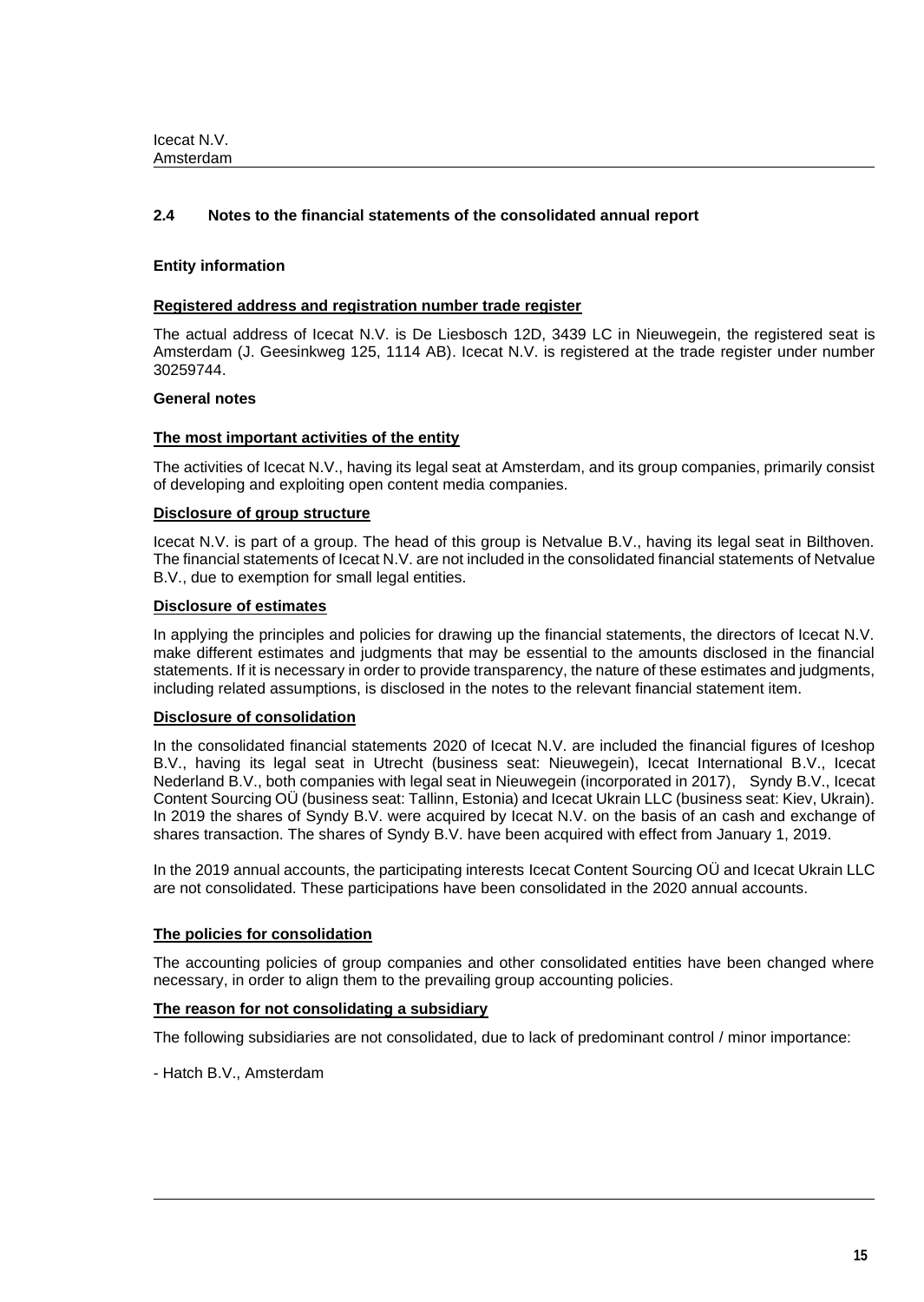## 2.4 Notes to the financial statements of the consolidated annual report

### Entity information

**Registered address and registration number trade register**

The actual address of Icecat N.V. is De Liesbosch 12D, 3439 LC in Nieuwegein, the registered seat is Amsterdam (J. Geesinkweg 125, 1114 AB). Icecat N.V. is registered at the trade register under number 30259744.

### General notes

**The most important activities of the entity**

The activities of Icecat N.V., having its legal seat at Amsterdam, and its group companies, primarily consist of developing and exploiting open content media companies.

**Disclosure of group structure**

Icecat N.V. is part of a group. The head of this group is Netvalue B.V., having its legal seat in Bilthoven. The financial statements of Icecat N.V. are not included in the consolidated financial statements of Netvalue B.V., due to exemption for small legal entities.

**Disclosure of estimates**

In applying the principles and policies for drawing up the financial statements, the directors of Icecat N.V. make different estimates and judgments that may be essential to the amounts disclosed in the financial statements. If it is necessary in order to provide transparency, the nature of these estimates and judgments, including related assumptions, is disclosed in the notes to the relevant financial statement item.

**Disclosure of consolidation**

In the consolidated financial statements 2020 of Icecat N.V. are included the financial figures of Iceshop B.V., having its legal seat in Utrecht (business seat: Nieuwegein), Icecat International B.V., Icecat Nederland B.V., both companies with legal seat in Nieuwegein (incorporated in 2017), Syndy B.V., Icecat Content Sourcing OÜ (business seat: Tallinn, Estonia) and Icecat Ukrain LLC (business seat: Kiev, Ukrain). In 2019 the shares of Syndy B.V. were acquired by Icecat N.V. on the basis of an cash and exchange of shares transaction. The shares of Syndy B.V. have been acquired with effect from January 1, 2019.

In the 2019 annual accounts, the participating interests Icecat Content Sourcing OÜ and Icecat Ukrain LLC are not consolidated. These participations have been consolidated in the 2020 annual accounts.

**The policies for consolidation**

The accounting policies of group companies and other consolidated entities have been changed where necessary, in order to align them to the prevailing group accounting policies.

**The reason for not consolidating a subsidiary**

The following subsidiaries are not consolidated, due to lack of predominant control / minor importance:

- Hatch B.V., Amsterdam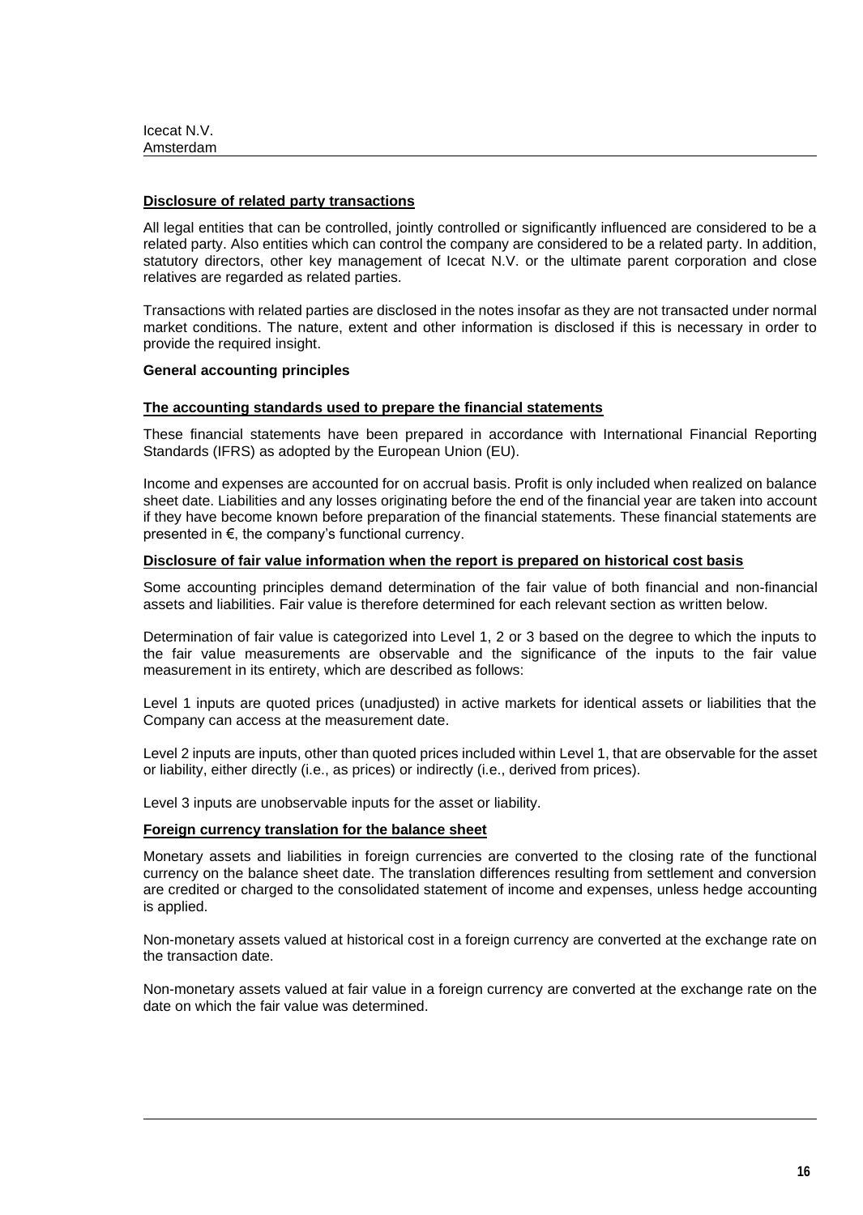**Disclosure of related party transactions**

All legal entities that can be controlled, jointly controlled or significantly influenced are considered to be a related party. Also entities which can control the company are considered to be a related party. In addition, statutory directors, other key management of Icecat N.V. or the ultimate parent corporation and close relatives are regarded as related parties.

Transactions with related parties are disclosed in the notes insofar as they are not transacted under normal market conditions. The nature, extent and other information is disclosed if this is necessary in order to provide the required insight.

**General accounting principles**

**The accounting standards used to prepare the financial statements**

These financial statements have been prepared in accordance with International Financial Reporting Standards (IFRS) as adopted by the European Union (EU).

Income and expenses are accounted for on accrual basis. Profit is only included when realized on balance sheet date. Liabilities and any losses originating before the end of the financial year are taken into account if they have become known before preparation of the financial statements. These financial statements are presented in €, the company's functional currency.

**Disclosure of fair value information when the report is prepared on historical cost basis**

Some accounting principles demand determination of the fair value of both financial and non-financial assets and liabilities. Fair value is therefore determined for each relevant section as written below.

Determination of fair value is categorized into Level 1, 2 or 3 based on the degree to which the inputs to the fair value measurements are observable and the significance of the inputs to the fair value measurement in its entirety, which are described as follows:

Level 1 inputs are quoted prices (unadjusted) in active markets for identical assets or liabilities that the Company can access at the measurement date.

Level 2 inputs are inputs, other than quoted prices included within Level 1, that are observable for the asset or liability, either directly (i.e., as prices) or indirectly (i.e., derived from prices).

Level 3 inputs are unobservable inputs for the asset or liability.

**Foreign currency translation for the balance sheet**

Monetary assets and liabilities in foreign currencies are converted to the closing rate of the functional currency on the balance sheet date. The translation differences resulting from settlement and conversion are credited or charged to the consolidated statement of income and expenses, unless hedge accounting is applied.

Non-monetary assets valued at historical cost in a foreign currency are converted at the exchange rate on the transaction date.

Non-monetary assets valued at fair value in a foreign currency are converted at the exchange rate on the date on which the fair value was determined.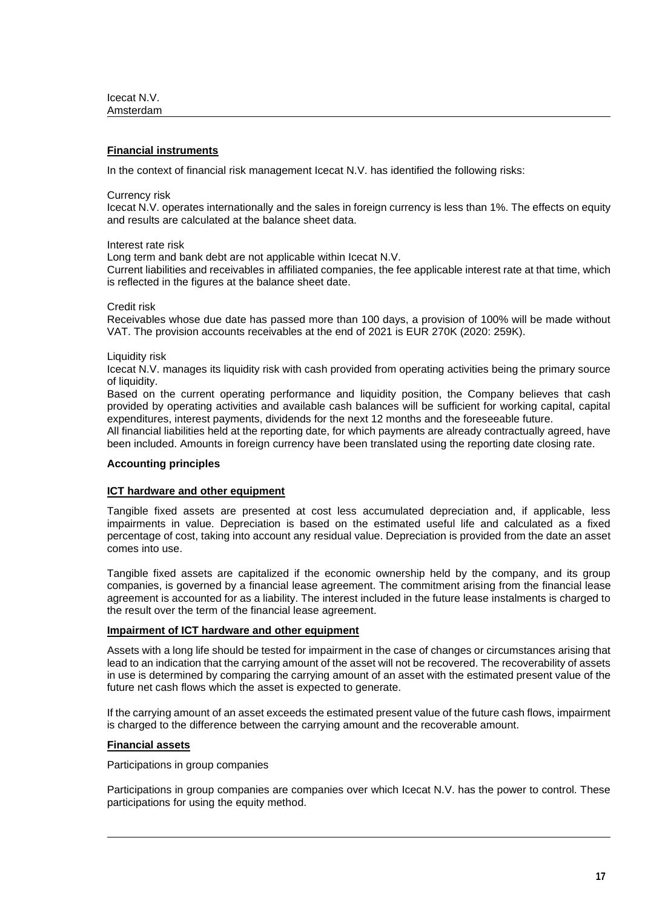## Financial instruments

In the context of financial risk management Icecat N.V. has identified the following risks:

Currency risk
Icecat N.V. operates internationally and the sales in foreign currency is less than 1%. The effects on equity and results are calculated at the balance sheet data.

Interest rate risk
Long term and bank debt are not applicable within Icecat N.V.
Current liabilities and receivables in affiliated companies, the fee applicable interest rate at that time, which is reflected in the figures at the balance sheet date.

Credit risk
Receivables whose due date has passed more than 100 days, a provision of 100% will be made without VAT. The provision accounts receivables at the end of 2021 is EUR 270K (2020: 259K).

Liquidity risk
Icecat N.V. manages its liquidity risk with cash provided from operating activities being the primary source of liquidity.
Based on the current operating performance and liquidity position, the Company believes that cash provided by operating activities and available cash balances will be sufficient for working capital, capital expenditures, interest payments, dividends for the next 12 months and the foreseeable future.
All financial liabilities held at the reporting date, for which payments are already contractually agreed, have been included. Amounts in foreign currency have been translated using the reporting date closing rate.

**Accounting principles**

## ICT hardware and other equipment

Tangible fixed assets are presented at cost less accumulated depreciation and, if applicable, less impairments in value. Depreciation is based on the estimated useful life and calculated as a fixed percentage of cost, taking into account any residual value. Depreciation is provided from the date an asset comes into use.

Tangible fixed assets are capitalized if the economic ownership held by the company, and its group companies, is governed by a financial lease agreement. The commitment arising from the financial lease agreement is accounted for as a liability. The interest included in the future lease instalments is charged to the result over the term of the financial lease agreement.

## Impairment of ICT hardware and other equipment

Assets with a long life should be tested for impairment in the case of changes or circumstances arising that lead to an indication that the carrying amount of the asset will not be recovered. The recoverability of assets in use is determined by comparing the carrying amount of an asset with the estimated present value of the future net cash flows which the asset is expected to generate.

If the carrying amount of an asset exceeds the estimated present value of the future cash flows, impairment is charged to the difference between the carrying amount and the recoverable amount.

## Financial assets

Participations in group companies

Participations in group companies are companies over which Icecat N.V. has the power to control. These participations for using the equity method.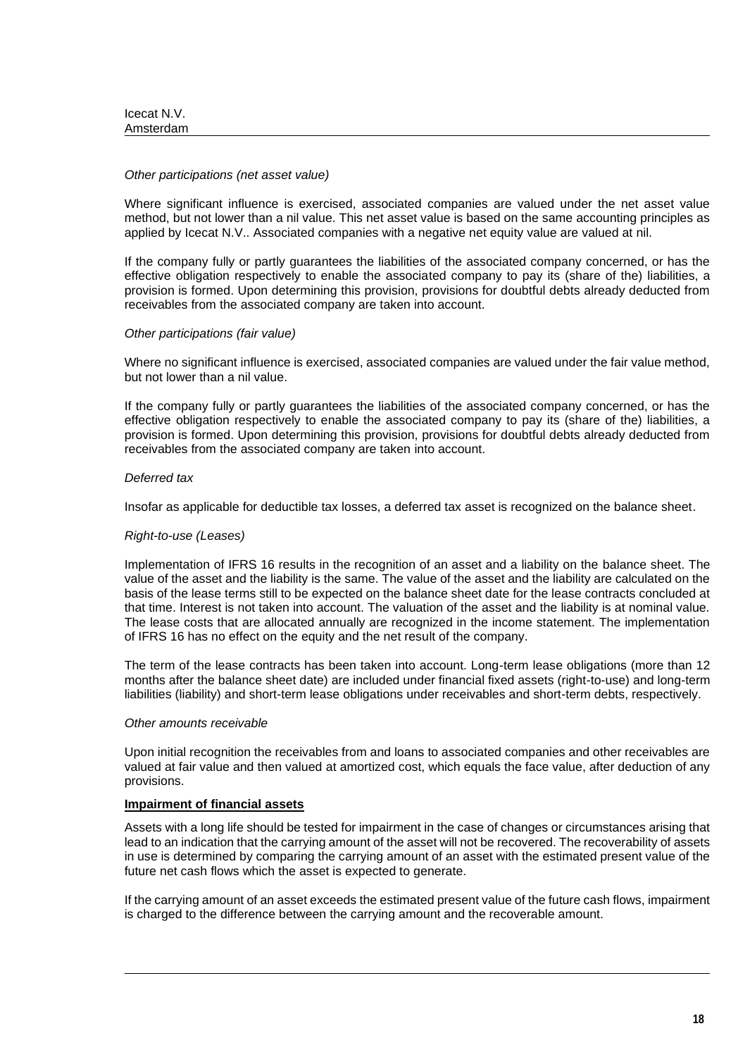*Other participations (net asset value)*

Where significant influence is exercised, associated companies are valued under the net asset value method, but not lower than a nil value. This net asset value is based on the same accounting principles as applied by Icecat N.V.. Associated companies with a negative net equity value are valued at nil.

If the company fully or partly guarantees the liabilities of the associated company concerned, or has the effective obligation respectively to enable the associated company to pay its (share of the) liabilities, a provision is formed. Upon determining this provision, provisions for doubtful debts already deducted from receivables from the associated company are taken into account.

*Other participations (fair value)*

Where no significant influence is exercised, associated companies are valued under the fair value method, but not lower than a nil value.

If the company fully or partly guarantees the liabilities of the associated company concerned, or has the effective obligation respectively to enable the associated company to pay its (share of the) liabilities, a provision is formed. Upon determining this provision, provisions for doubtful debts already deducted from receivables from the associated company are taken into account.

*Deferred tax*

Insofar as applicable for deductible tax losses, a deferred tax asset is recognized on the balance sheet.

*Right-to-use (Leases)*

Implementation of IFRS 16 results in the recognition of an asset and a liability on the balance sheet. The value of the asset and the liability is the same. The value of the asset and the liability are calculated on the basis of the lease terms still to be expected on the balance sheet date for the lease contracts concluded at that time. Interest is not taken into account. The valuation of the asset and the liability is at nominal value. The lease costs that are allocated annually are recognized in the income statement. The implementation of IFRS 16 has no effect on the equity and the net result of the company.

The term of the lease contracts has been taken into account. Long-term lease obligations (more than 12 months after the balance sheet date) are included under financial fixed assets (right-to-use) and long-term liabilities (liability) and short-term lease obligations under receivables and short-term debts, respectively.

*Other amounts receivable*

Upon initial recognition the receivables from and loans to associated companies and other receivables are valued at fair value and then valued at amortized cost, which equals the face value, after deduction of any provisions.

**Impairment of financial assets**

Assets with a long life should be tested for impairment in the case of changes or circumstances arising that lead to an indication that the carrying amount of the asset will not be recovered. The recoverability of assets in use is determined by comparing the carrying amount of an asset with the estimated present value of the future net cash flows which the asset is expected to generate.

If the carrying amount of an asset exceeds the estimated present value of the future cash flows, impairment is charged to the difference between the carrying amount and the recoverable amount.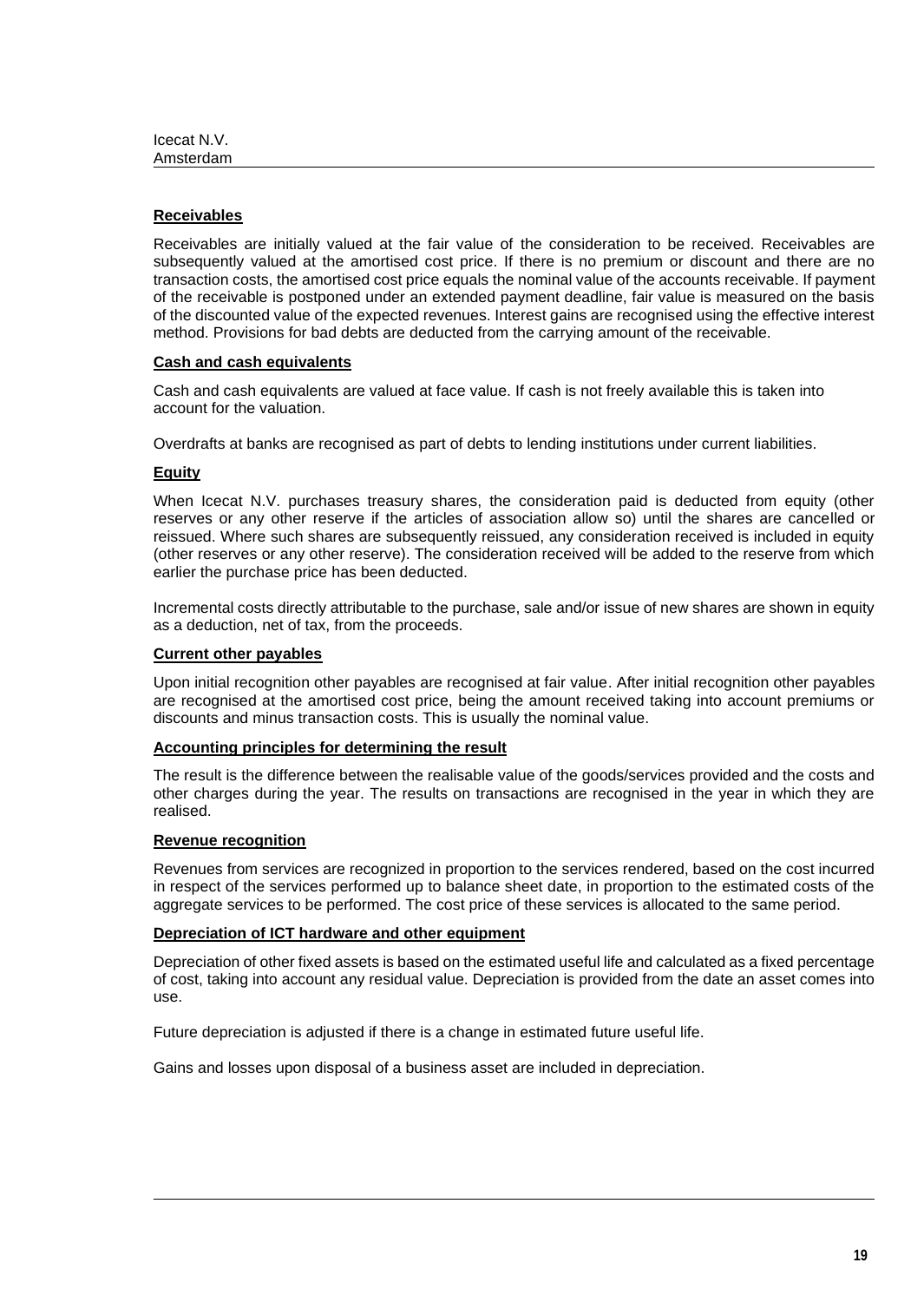### Receivables

Receivables are initially valued at the fair value of the consideration to be received. Receivables are subsequently valued at the amortised cost price. If there is no premium or discount and there are no transaction costs, the amortised cost price equals the nominal value of the accounts receivable. If payment of the receivable is postponed under an extended payment deadline, fair value is measured on the basis of the discounted value of the expected revenues. Interest gains are recognised using the effective interest method. Provisions for bad debts are deducted from the carrying amount of the receivable.

### Cash and cash equivalents

Cash and cash equivalents are valued at face value. If cash is not freely available this is taken into account for the valuation.

Overdrafts at banks are recognised as part of debts to lending institutions under current liabilities.

### Equity

When Icecat N.V. purchases treasury shares, the consideration paid is deducted from equity (other reserves or any other reserve if the articles of association allow so) until the shares are cancelled or reissued. Where such shares are subsequently reissued, any consideration received is included in equity (other reserves or any other reserve). The consideration received will be added to the reserve from which earlier the purchase price has been deducted.

Incremental costs directly attributable to the purchase, sale and/or issue of new shares are shown in equity as a deduction, net of tax, from the proceeds.

### Current other payables

Upon initial recognition other payables are recognised at fair value. After initial recognition other payables are recognised at the amortised cost price, being the amount received taking into account premiums or discounts and minus transaction costs. This is usually the nominal value.

### Accounting principles for determining the result

The result is the difference between the realisable value of the goods/services provided and the costs and other charges during the year. The results on transactions are recognised in the year in which they are realised.

### Revenue recognition

Revenues from services are recognized in proportion to the services rendered, based on the cost incurred in respect of the services performed up to balance sheet date, in proportion to the estimated costs of the aggregate services to be performed. The cost price of these services is allocated to the same period.

### Depreciation of ICT hardware and other equipment

Depreciation of other fixed assets is based on the estimated useful life and calculated as a fixed percentage of cost, taking into account any residual value. Depreciation is provided from the date an asset comes into use.

Future depreciation is adjusted if there is a change in estimated future useful life.

Gains and losses upon disposal of a business asset are included in depreciation.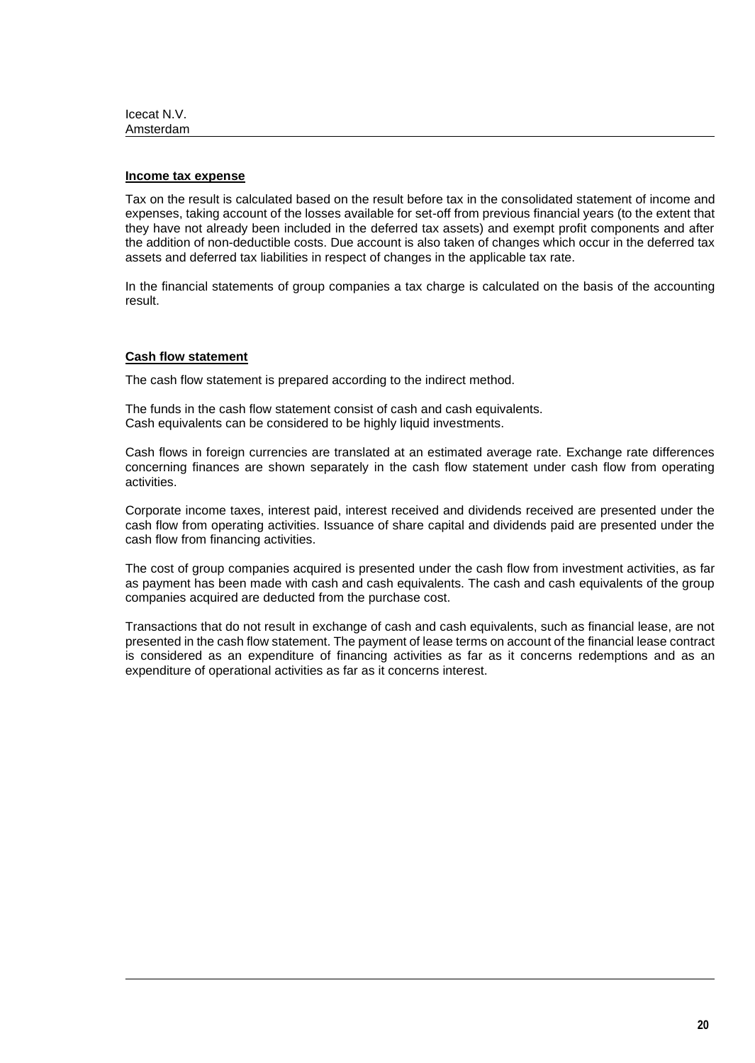**Income tax expense**

Tax on the result is calculated based on the result before tax in the consolidated statement of income and expenses, taking account of the losses available for set-off from previous financial years (to the extent that they have not already been included in the deferred tax assets) and exempt profit components and after the addition of non-deductible costs. Due account is also taken of changes which occur in the deferred tax assets and deferred tax liabilities in respect of changes in the applicable tax rate.

In the financial statements of group companies a tax charge is calculated on the basis of the accounting result.

**Cash flow statement**

The cash flow statement is prepared according to the indirect method.

The funds in the cash flow statement consist of cash and cash equivalents.
Cash equivalents can be considered to be highly liquid investments.

Cash flows in foreign currencies are translated at an estimated average rate. Exchange rate differences concerning finances are shown separately in the cash flow statement under cash flow from operating activities.

Corporate income taxes, interest paid, interest received and dividends received are presented under the cash flow from operating activities. Issuance of share capital and dividends paid are presented under the cash flow from financing activities.

The cost of group companies acquired is presented under the cash flow from investment activities, as far as payment has been made with cash and cash equivalents. The cash and cash equivalents of the group companies acquired are deducted from the purchase cost.

Transactions that do not result in exchange of cash and cash equivalents, such as financial lease, are not presented in the cash flow statement. The payment of lease terms on account of the financial lease contract is considered as an expenditure of financing activities as far as it concerns redemptions and as an expenditure of operational activities as far as it concerns interest.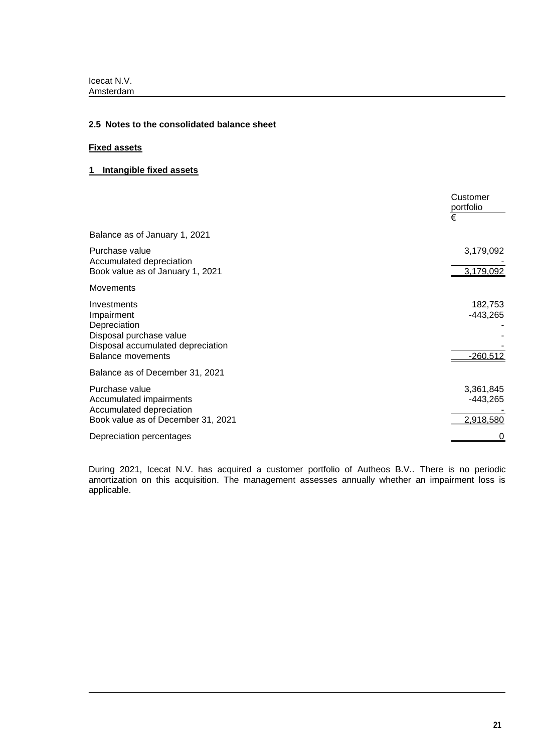## 2.5 Notes to the consolidated balance sheet

**Fixed assets**

**1 Intangible fixed assets**

| | Customer portfolio |
|---|---|
| | € |
| Balance as of January 1, 2021 | |
| Purchase value | 3,179,092 |
| Accumulated depreciation | - |
| Book value as of January 1, 2021 | 3,179,092 |
| Movements | |
| Investments | 182,753 |
| Impairment | -443,265 |
| Depreciation | - |
| Disposal purchase value | - |
| Disposal accumulated depreciation | - |
| Balance movements | -260,512 |
| Balance as of December 31, 2021 | |
| Purchase value | 3,361,845 |
| Accumulated impairments | -443,265 |
| Accumulated depreciation | - |
| Book value as of December 31, 2021 | 2,918,580 |
| Depreciation percentages | 0 |

During 2021, Icecat N.V. has acquired a customer portfolio of Autheos B.V.. There is no periodic amortization on this acquisition. The management assesses annually whether an impairment loss is applicable.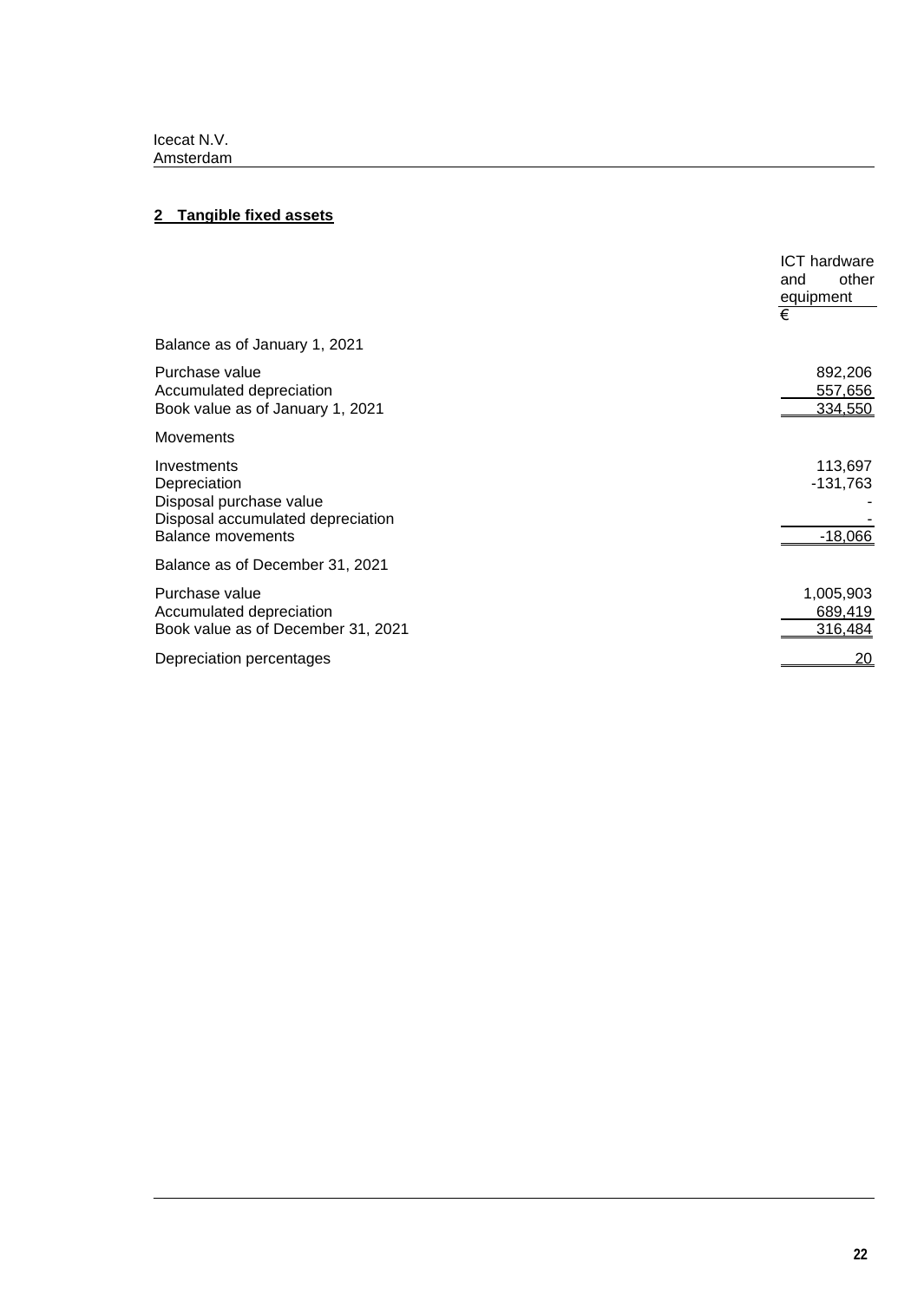## 2 Tangible fixed assets

| | ICT hardware and other equipment |
|---|---|
| | € |
| Balance as of January 1, 2021 | |
| Purchase value | 892,206 |
| Accumulated depreciation | 557,656 |
| Book value as of January 1, 2021 | 334,550 |
| Movements | |
| Investments | 113,697 |
| Depreciation | -131,763 |
| Disposal purchase value | - |
| Disposal accumulated depreciation | - |
| Balance movements | -18,066 |
| Balance as of December 31, 2021 | |
| Purchase value | 1,005,903 |
| Accumulated depreciation | 689,419 |
| Book value as of December 31, 2021 | 316,484 |
| Depreciation percentages | 20 |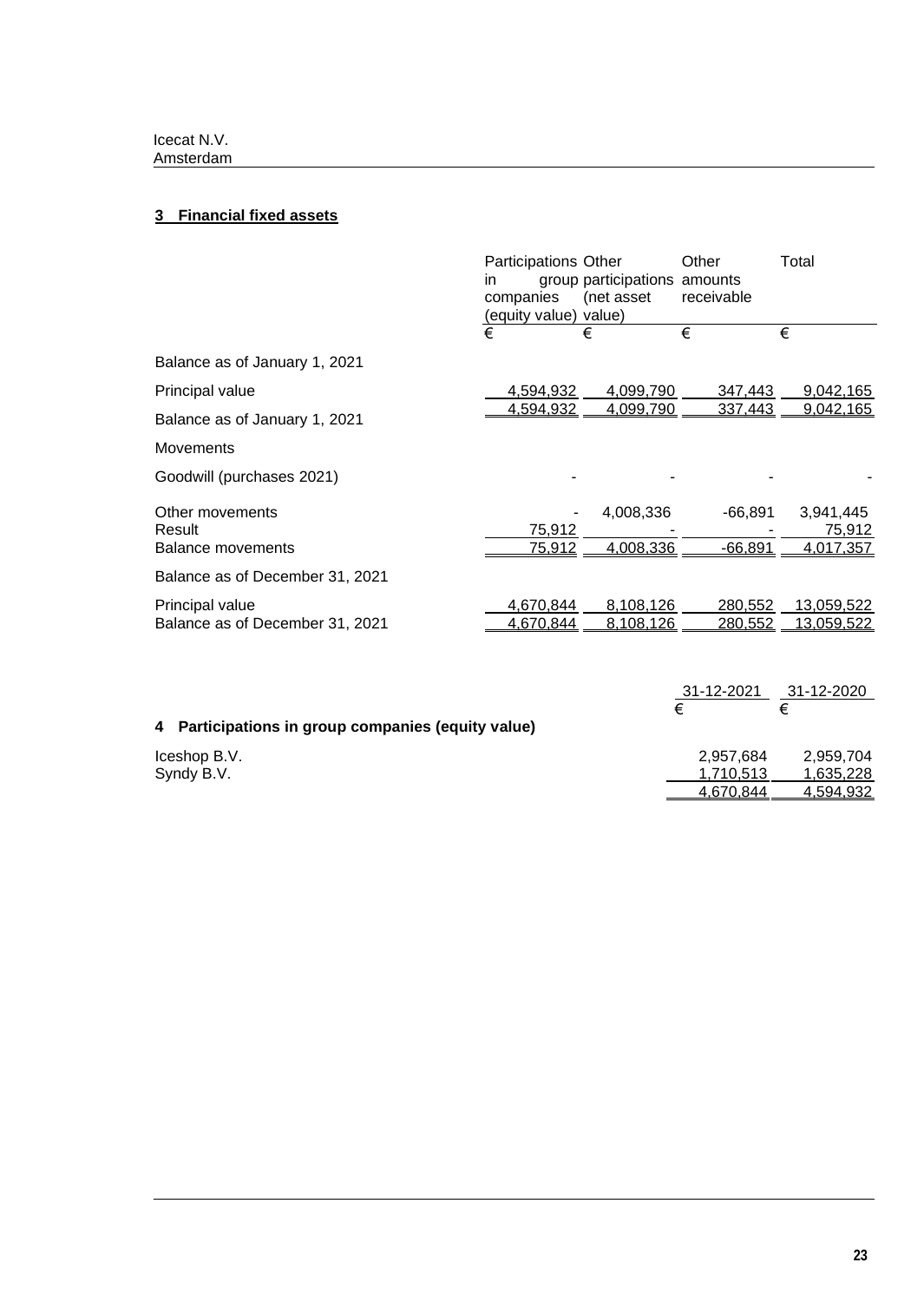Icecat N.V.
Amsterdam

## 3 Financial fixed assets

| | Participations in group companies (equity value) | Other participations (net asset value) | Other amounts receivable | Total |
|---|---|---|---|---|
| | € | € | € | € |
| Balance as of January 1, 2021 | | | | |
| Principal value | 4,594,932 | 4,099,790 | 347,443 | 9,042,165 |
| Balance as of January 1, 2021 | 4,594,932 | 4,099,790 | 337,443 | 9,042,165 |
| Movements | | | | |
| Goodwill (purchases 2021) | - | - | - | - |
| Other movements | - | 4,008,336 | -66,891 | 3,941,445 |
| Result | 75,912 | - | - | 75,912 |
| Balance movements | 75,912 | 4,008,336 | -66,891 | 4,017,357 |
| Balance as of December 31, 2021 | | | | |
| Principal value | 4,670,844 | 8,108,126 | 280,552 | 13,059,522 |
| Balance as of December 31, 2021 | 4,670,844 | 8,108,126 | 280,552 | 13,059,522 |

## 4 Participations in group companies (equity value)

| | 31-12-2021 | 31-12-2020 |
|---|---|---|
| | € | € |
| Iceshop B.V. | 2,957,684 | 2,959,704 |
| Syndy B.V. | 1,710,513 | 1,635,228 |
| | 4,670,844 | 4,594,932 |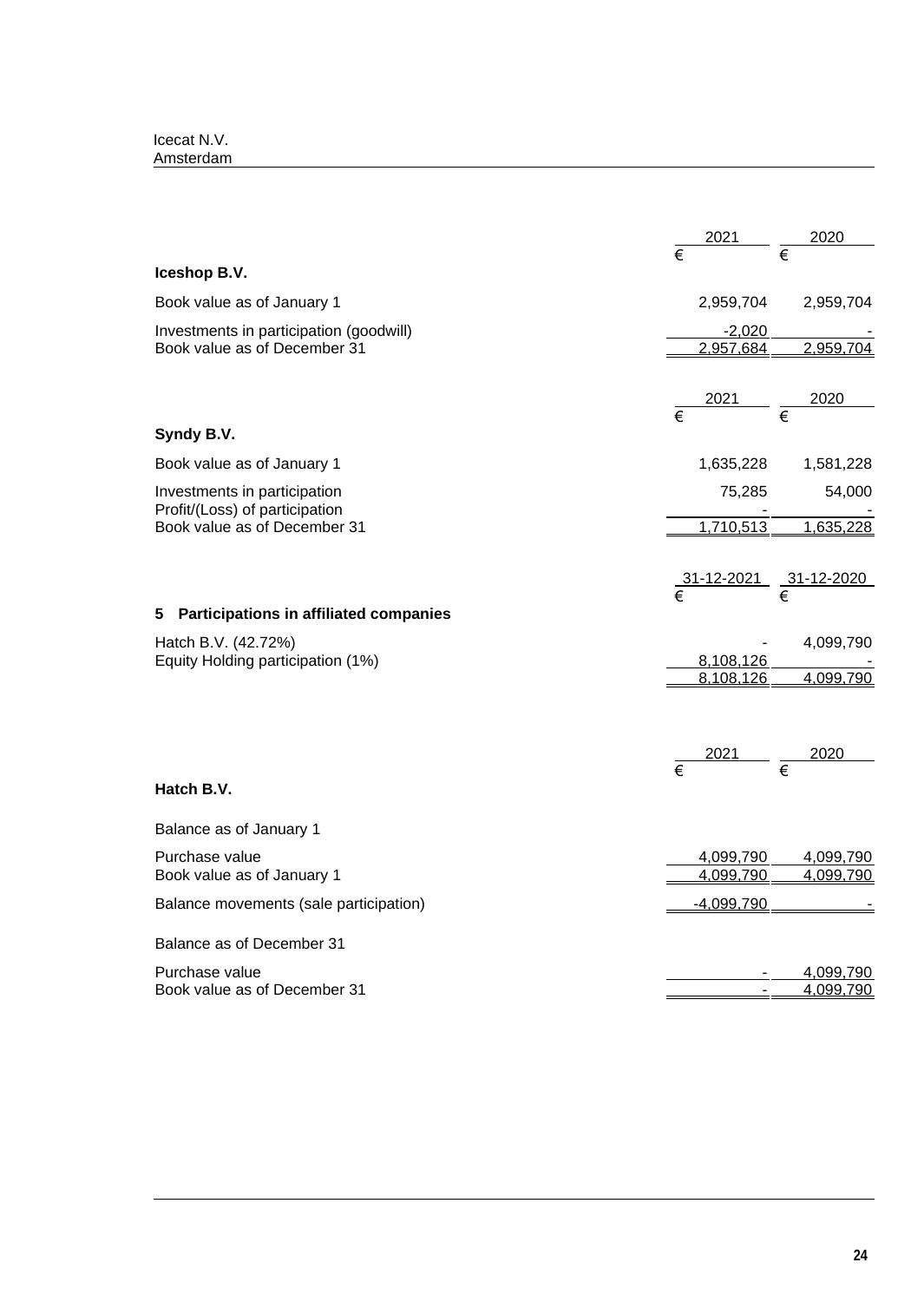| | 2021 | 2020 |
|---|---|---|
| | € | € |
| **Iceshop B.V.** | | |
| Book value as of January 1 | 2,959,704 | 2,959,704 |
| Investments in participation (goodwill) | -2,020 | - |
| Book value as of December 31 | 2,957,684 | 2,959,704 |

| | 2021 | 2020 |
|---|---|---|
| | € | € |
| **Syndy B.V.** | | |
| Book value as of January 1 | 1,635,228 | 1,581,228 |
| Investments in participation | 75,285 | 54,000 |
| Profit/(Loss) of participation | - | - |
| Book value as of December 31 | 1,710,513 | 1,635,228 |

## 5 Participations in affiliated companies

| | 31-12-2021 | 31-12-2020 |
|---|---|---|
| | € | € |
| Hatch B.V. (42.72%) | - | 4,099,790 |
| Equity Holding participation (1%) | 8,108,126 | - |
| | 8,108,126 | 4,099,790 |

| | 2021 | 2020 |
|---|---|---|
| | € | € |
| **Hatch B.V.** | | |
| Balance as of January 1 | | |
| Purchase value | 4,099,790 | 4,099,790 |
| Book value as of January 1 | 4,099,790 | 4,099,790 |
| Balance movements (sale participation) | -4,099,790 | - |
| Balance as of December 31 | | |
| Purchase value | - | 4,099,790 |
| Book value as of December 31 | - | 4,099,790 |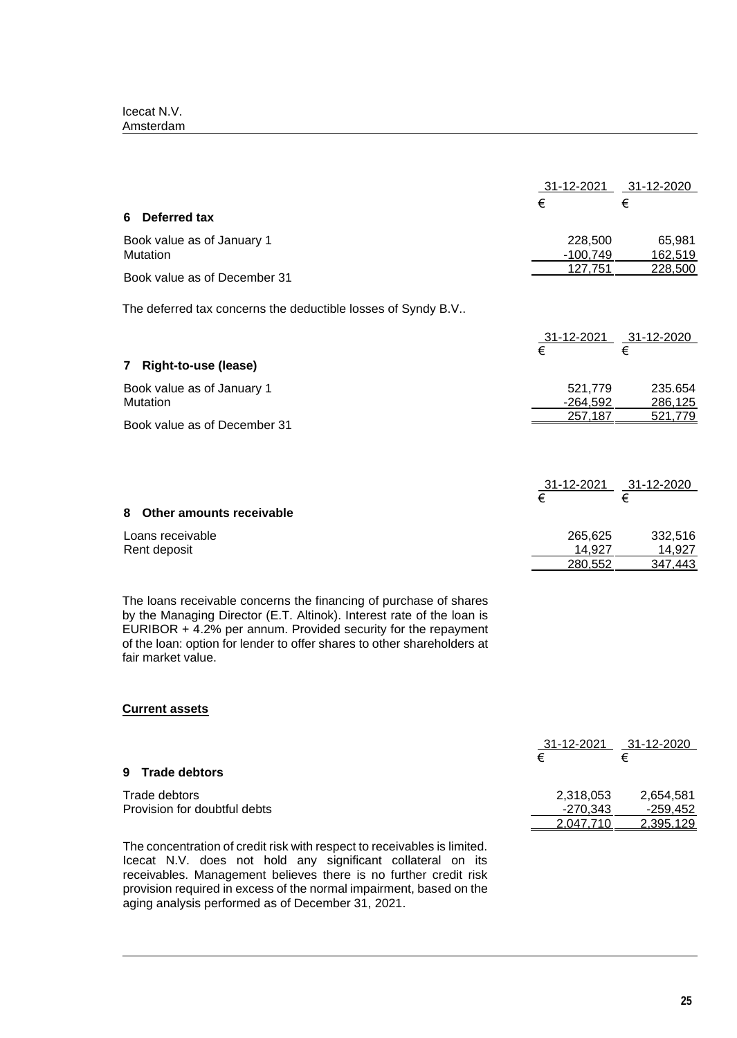|  | 31-12-2021 | 31-12-2020 |
|---|---|---|
|  | € | € |
| **6 Deferred tax** |  |  |
| Book value as of January 1 | 228,500 | 65,981 |
| Mutation | -100,749 | 162,519 |
| Book value as of December 31 | 127,751 | 228,500 |

The deferred tax concerns the deductible losses of Syndy B.V..

|  | 31-12-2021 | 31-12-2020 |
|---|---|---|
|  | € | € |
| **7 Right-to-use (lease)** |  |  |
| Book value as of January 1 | 521,779 | 235.654 |
| Mutation | -264,592 | 286,125 |
| Book value as of December 31 | 257,187 | 521,779 |

|  | 31-12-2021 | 31-12-2020 |
|---|---|---|
|  | € | € |
| **8 Other amounts receivable** |  |  |
| Loans receivable | 265,625 | 332,516 |
| Rent deposit | 14,927 | 14,927 |
|  | 280,552 | 347,443 |

The loans receivable concerns the financing of purchase of shares by the Managing Director (E.T. Altinok). Interest rate of the loan is EURIBOR + 4.2% per annum. Provided security for the repayment of the loan: option for lender to offer shares to other shareholders at fair market value.

**Current assets**

|  | 31-12-2021 | 31-12-2020 |
|---|---|---|
|  | € | € |
| **9 Trade debtors** |  |  |
| Trade debtors | 2,318,053 | 2,654,581 |
| Provision for doubtful debts | -270,343 | -259,452 |
|  | 2,047,710 | 2,395,129 |

The concentration of credit risk with respect to receivables is limited. Icecat N.V. does not hold any significant collateral on its receivables. Management believes there is no further credit risk provision required in excess of the normal impairment, based on the aging analysis performed as of December 31, 2021.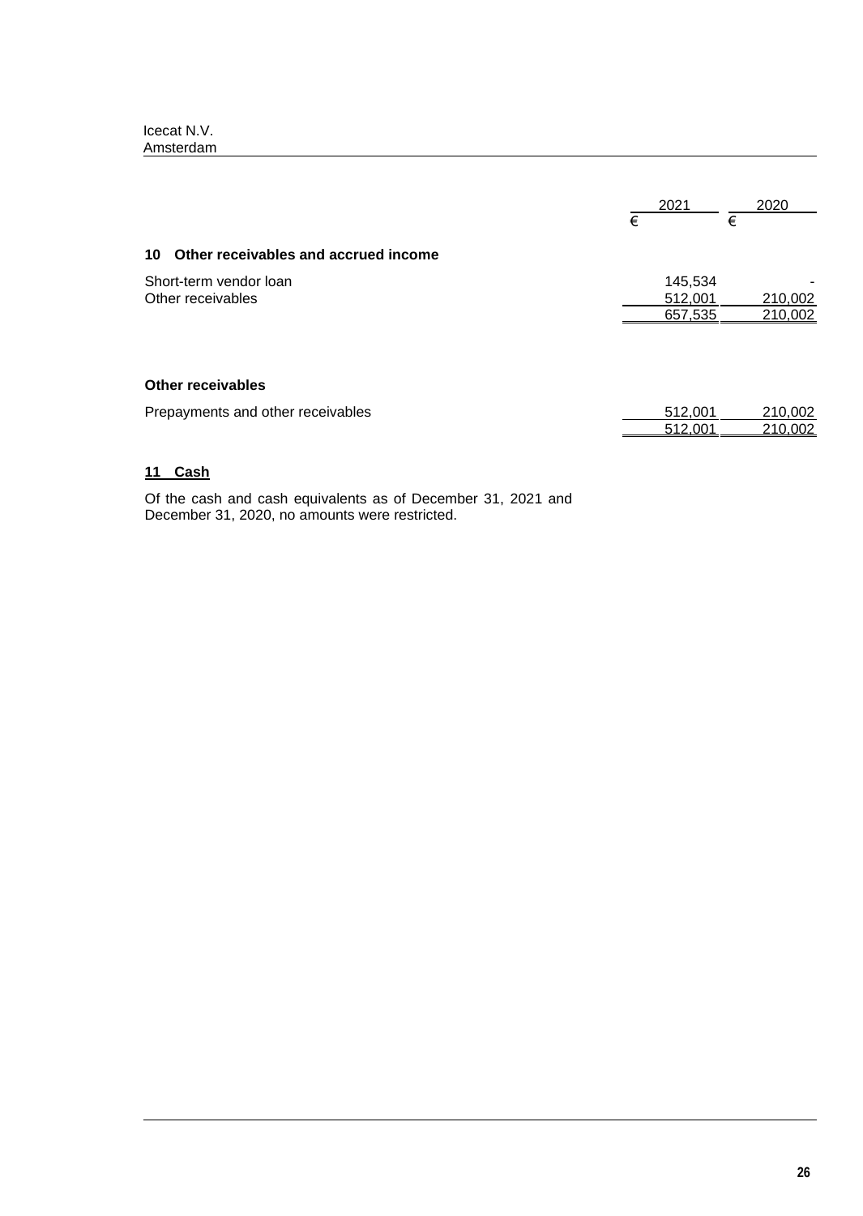| | 2021 | 2020 |
|---|---|---|
| | € | € |

## 10 Other receivables and accrued income

| | 2021 | 2020 |
|---|---|---|
| Short-term vendor loan | 145,534 | - |
| Other receivables | 512,001 | 210,002 |
| | 657,535 | 210,002 |

**Other receivables**

| | 2021 | 2020 |
|---|---|---|
| Prepayments and other receivables | 512,001 | 210,002 |
| | 512,001 | 210,002 |

## 11 Cash

Of the cash and cash equivalents as of December 31, 2021 and December 31, 2020, no amounts were restricted.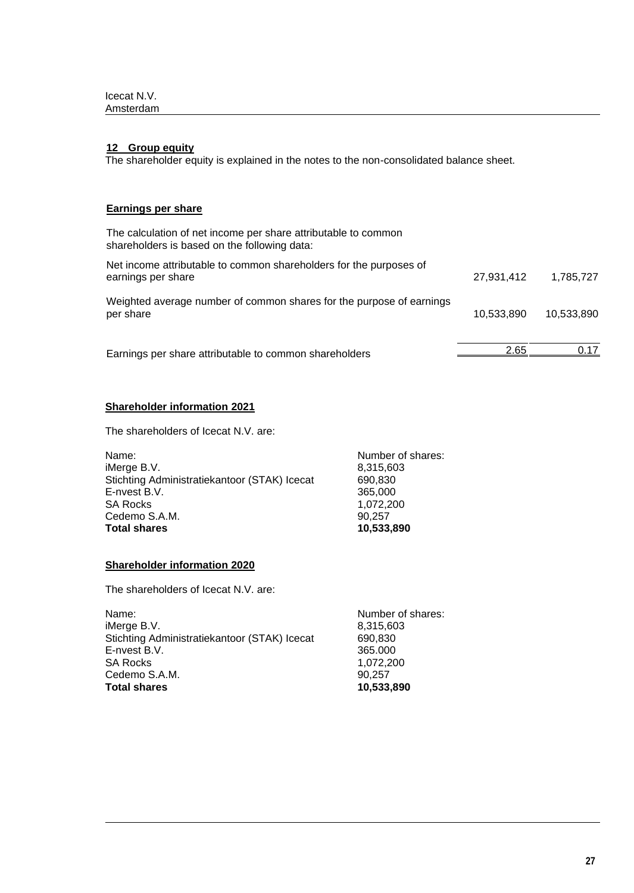## 12 Group equity

The shareholder equity is explained in the notes to the non-consolidated balance sheet.

### Earnings per share

| The calculation of net income per share attributable to common shareholders is based on the following data: | | |
|---|---|---|
| Net income attributable to common shareholders for the purposes of earnings per share | 27,931,412 | 1,785,727 |
| Weighted average number of common shares for the purpose of earnings per share | 10,533,890 | 10,533,890 |
| Earnings per share attributable to common shareholders | 2.65 | 0.17 |

### Shareholder information 2021

The shareholders of Icecat N.V. are:

| Name: | Number of shares: |
|---|---|
| iMerge B.V. | 8,315,603 |
| Stichting Administratiekantoor (STAK) Icecat | 690,830 |
| E-nvest B.V. | 365,000 |
| SA Rocks | 1,072,200 |
| Cedemo S.A.M. | 90,257 |
| **Total shares** | **10,533,890** |

### Shareholder information 2020

The shareholders of Icecat N.V. are:

| Name: | Number of shares: |
|---|---|
| iMerge B.V. | 8,315,603 |
| Stichting Administratiekantoor (STAK) Icecat | 690,830 |
| E-nvest B.V. | 365.000 |
| SA Rocks | 1,072,200 |
| Cedemo S.A.M. | 90,257 |
| **Total shares** | **10,533,890** |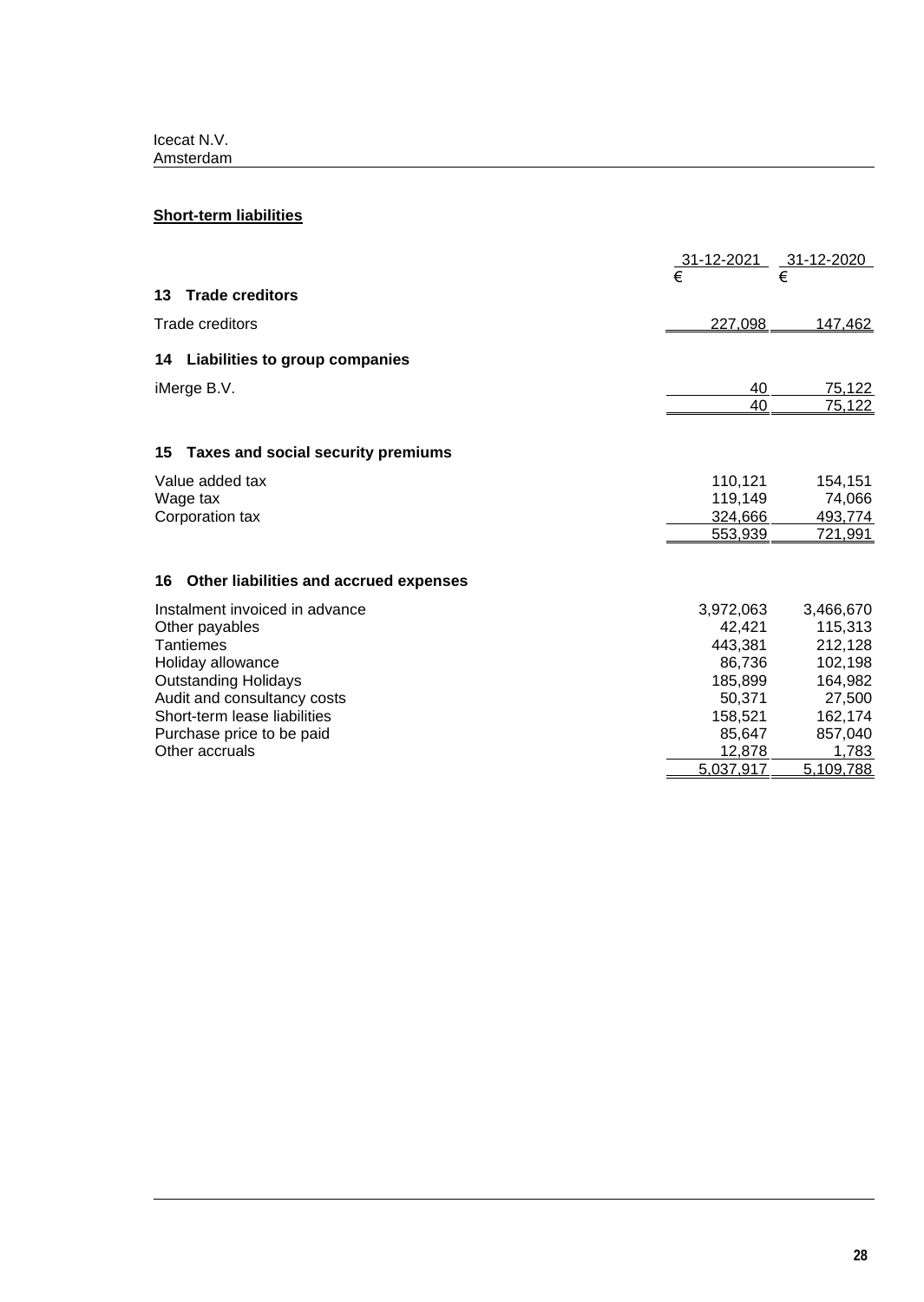Icecat N.V.
Amsterdam

## Short-term liabilities

| | 31-12-2021 | 31-12-2020 |
|---|---|---|
| | € | € |
| **13 Trade creditors** | | |
| Trade creditors | 227,098 | 147,462 |
| **14 Liabilities to group companies** | | |
| iMerge B.V. | 40 | 75,122 |
| | 40 | 75,122 |
| **15 Taxes and social security premiums** | | |
| Value added tax | 110,121 | 154,151 |
| Wage tax | 119,149 | 74,066 |
| Corporation tax | 324,666 | 493,774 |
| | 553,939 | 721,991 |
| **16 Other liabilities and accrued expenses** | | |
| Instalment invoiced in advance | 3,972,063 | 3,466,670 |
| Other payables | 42,421 | 115,313 |
| Tantiemes | 443,381 | 212,128 |
| Holiday allowance | 86,736 | 102,198 |
| Outstanding Holidays | 185,899 | 164,982 |
| Audit and consultancy costs | 50,371 | 27,500 |
| Short-term lease liabilities | 158,521 | 162,174 |
| Purchase price to be paid | 85,647 | 857,040 |
| Other accruals | 12,878 | 1,783 |
| | 5,037,917 | 5,109,788 |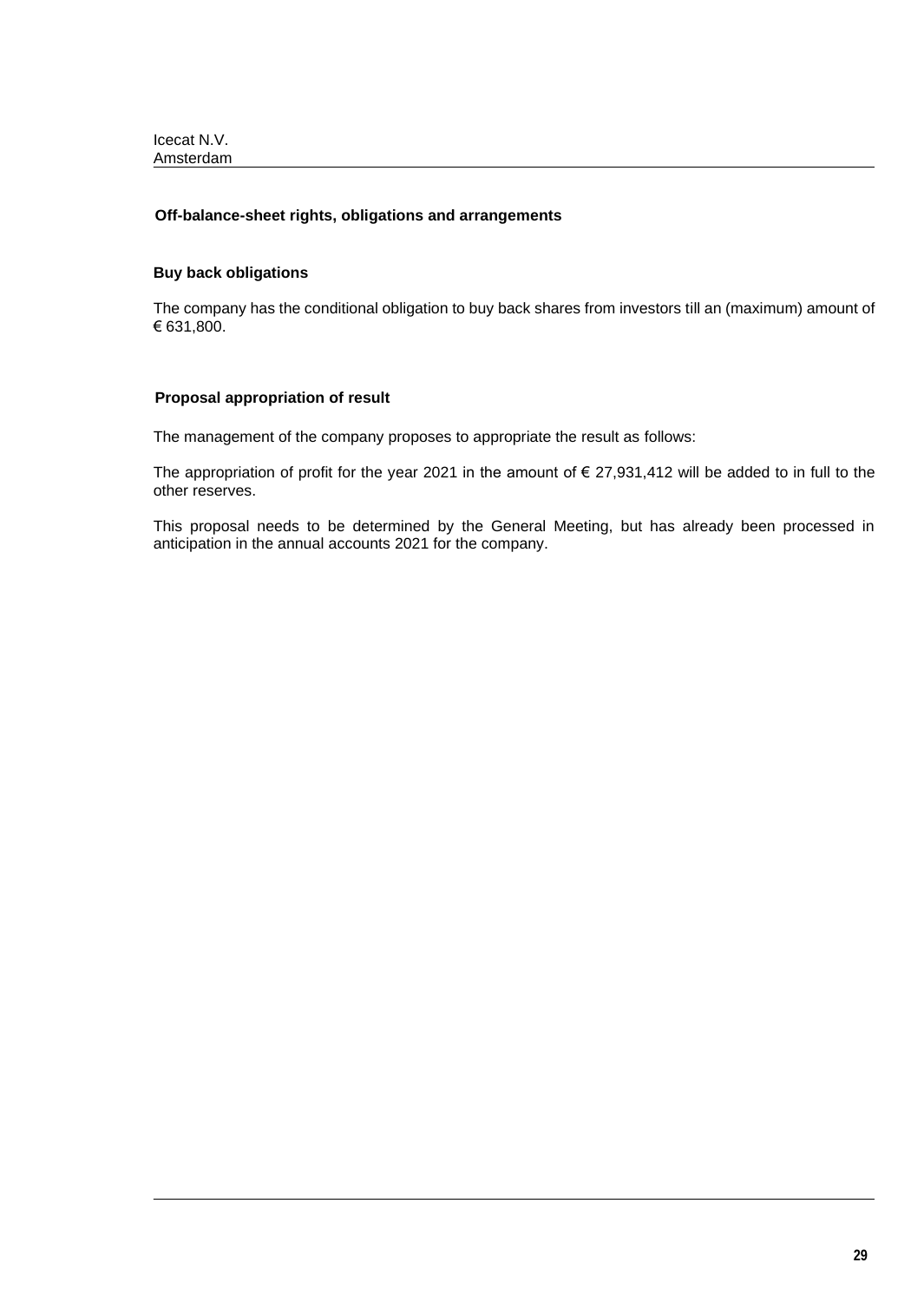## Off-balance-sheet rights, obligations and arrangements

### Buy back obligations

The company has the conditional obligation to buy back shares from investors till an (maximum) amount of € 631,800.

## Proposal appropriation of result

The management of the company proposes to appropriate the result as follows:

The appropriation of profit for the year 2021 in the amount of € 27,931,412 will be added to in full to the other reserves.

This proposal needs to be determined by the General Meeting, but has already been processed in anticipation in the annual accounts 2021 for the company.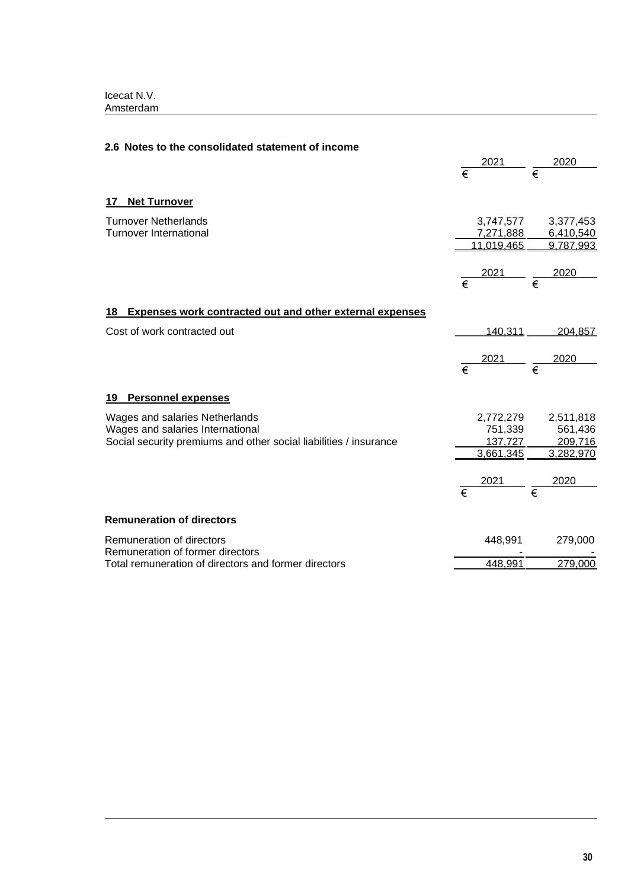## 2.6 Notes to the consolidated statement of income

| | 2021 | 2020 |
|---|---|---|
| | € | € |

### 17 Net Turnover

| | 2021 | 2020 |
|---|---|---|
| | € | € |
| Turnover Netherlands | 3,747,577 | 3,377,453 |
| Turnover International | 7,271,888 | 6,410,540 |
| | 11,019,465 | 9,787,993 |

### 18 Expenses work contracted out and other external expenses

| | 2021 | 2020 |
|---|---|---|
| | € | € |
| Cost of work contracted out | 140,311 | 204,857 |

### 19 Personnel expenses

| | 2021 | 2020 |
|---|---|---|
| | € | € |
| Wages and salaries Netherlands | 2,772,279 | 2,511,818 |
| Wages and salaries International | 751,339 | 561,436 |
| Social security premiums and other social liabilities / insurance | 137,727 | 209,716 |
| | 3,661,345 | 3,282,970 |

**Remuneration of directors**

| | 2021 | 2020 |
|---|---|---|
| | € | € |
| Remuneration of directors | 448,991 | 279,000 |
| Remuneration of former directors | - | - |
| Total remuneration of directors and former directors | 448,991 | 279,000 |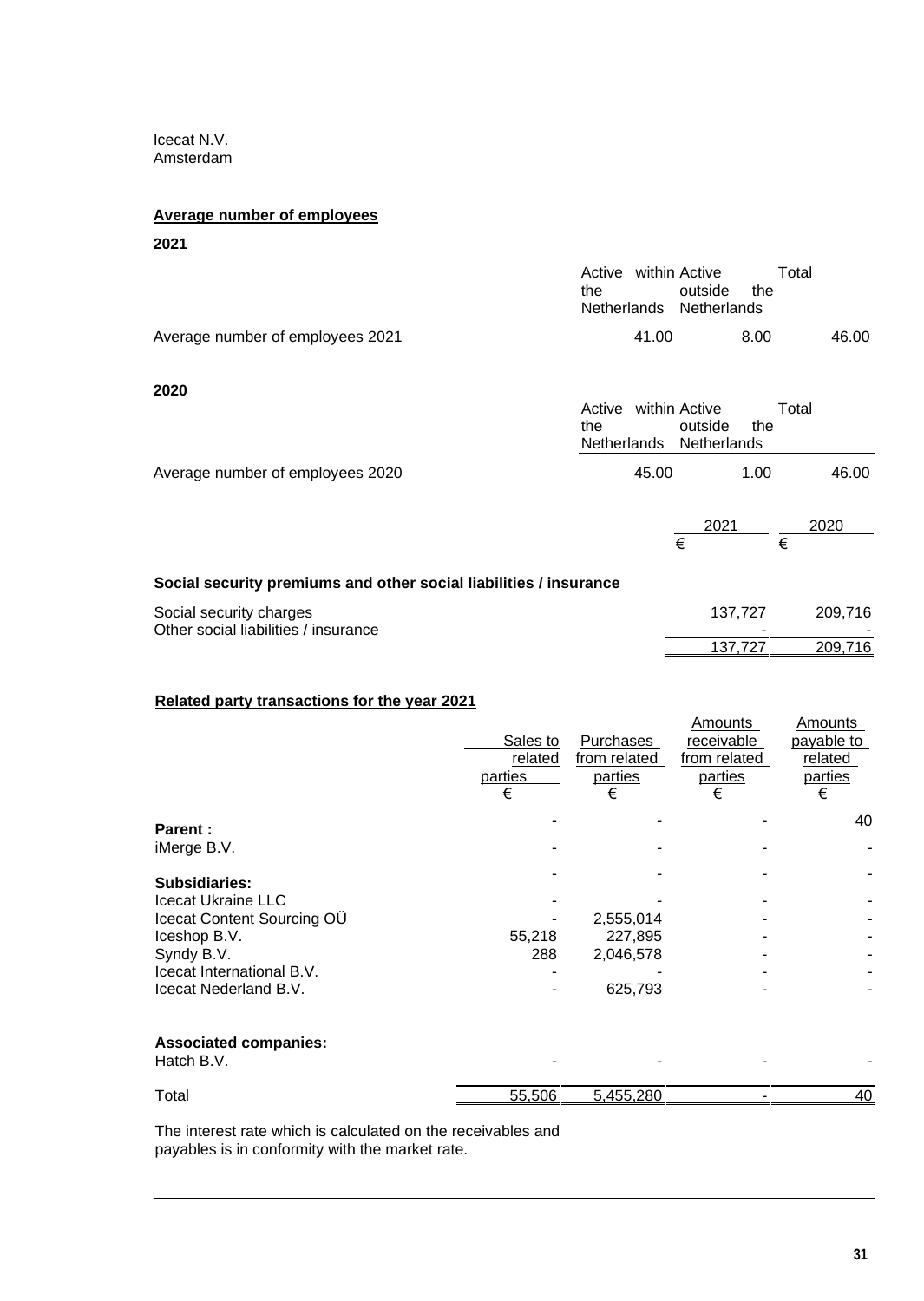## Average number of employees

**2021**

| | Active within the Netherlands | Active outside the Netherlands | Total |
|---|---|---|---|
| Average number of employees 2021 | 41.00 | 8.00 | 46.00 |

**2020**

| | Active within the Netherlands | Active outside the Netherlands | Total |
|---|---|---|---|
| Average number of employees 2020 | 45.00 | 1.00 | 46.00 |

| | 2021 | 2020 |
|---|---|---|
| | € | € |
| **Social security premiums and other social liabilities / insurance** | | |
| Social security charges | 137,727 | 209,716 |
| Other social liabilities / insurance | - | - |
| | 137,727 | 209,716 |

## Related party transactions for the year 2021

| | Sales to related parties | Purchases from related parties | Amounts receivable from related parties | Amounts payable to related parties |
|---|---|---|---|---|
| | € | € | € | € |
| **Parent :** | - | - | - | 40 |
| iMerge B.V. | - | - | - | - |
| **Subsidiaries:** | - | - | - | - |
| Icecat Ukraine LLC | - | - | - | - |
| Icecat Content Sourcing OÜ | - | 2,555,014 | - | - |
| Iceshop B.V. | 55,218 | 227,895 | - | - |
| Syndy B.V. | 288 | 2,046,578 | - | - |
| Icecat International B.V. | - | - | - | - |
| Icecat Nederland B.V. | - | 625,793 | - | - |
| **Associated companies:** | | | | |
| Hatch B.V. | - | - | - | - |
| Total | 55,506 | 5,455,280 | - | 40 |

The interest rate which is calculated on the receivables and payables is in conformity with the market rate.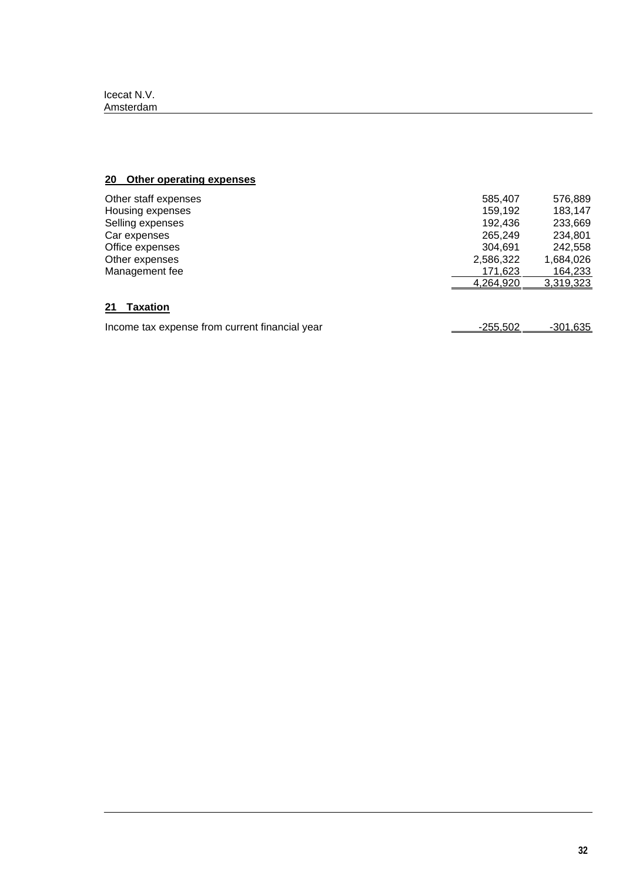## 20 Other operating expenses

| | | |
|---|---|---|
| Other staff expenses | 585,407 | 576,889 |
| Housing expenses | 159,192 | 183,147 |
| Selling expenses | 192,436 | 233,669 |
| Car expenses | 265,249 | 234,801 |
| Office expenses | 304,691 | 242,558 |
| Other expenses | 2,586,322 | 1,684,026 |
| Management fee | 171,623 | 164,233 |
| | 4,264,920 | 3,319,323 |

## 21 Taxation

| | | |
|---|---|---|
| Income tax expense from current financial year | -255,502 | -301,635 |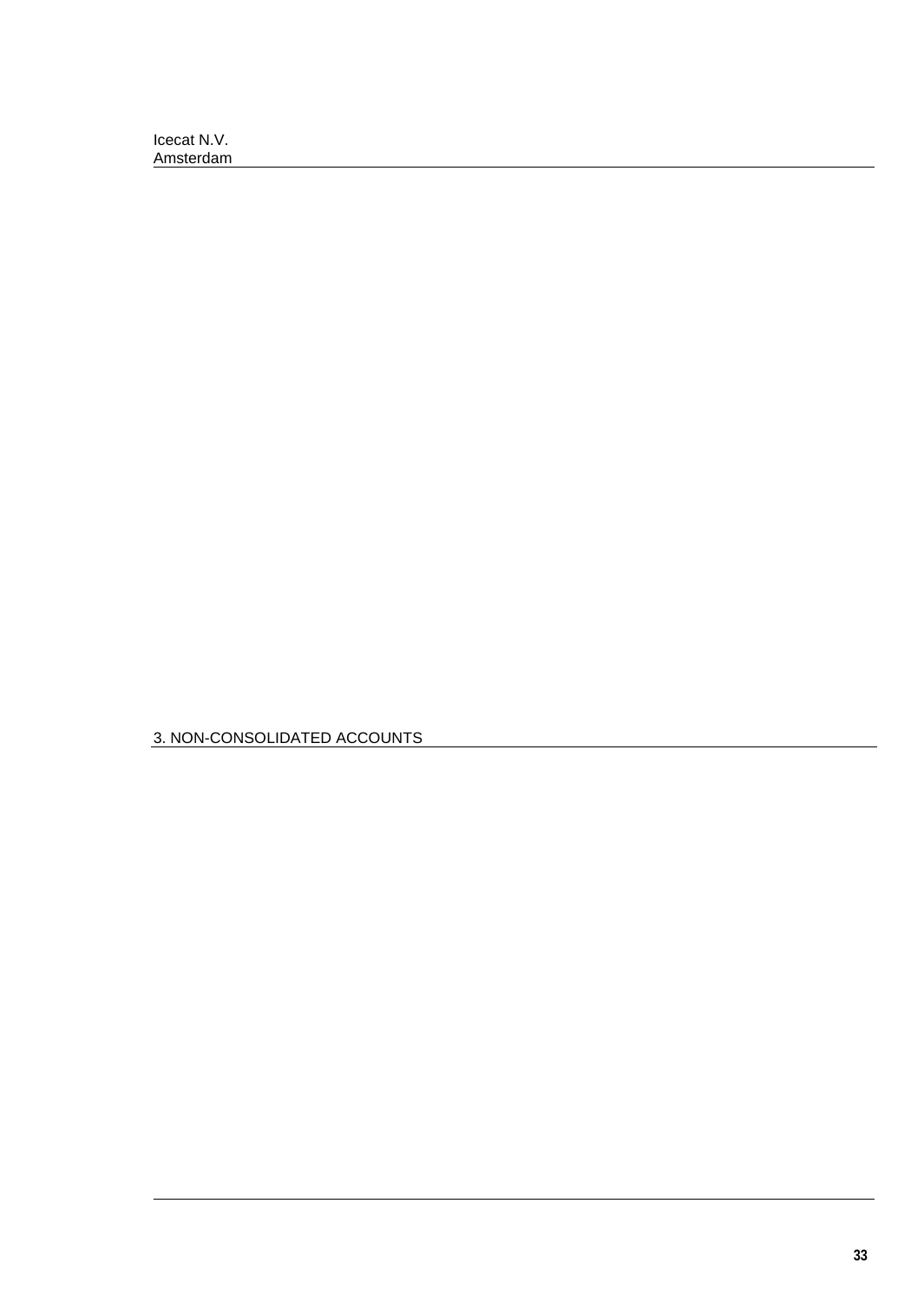## 3. NON-CONSOLIDATED ACCOUNTS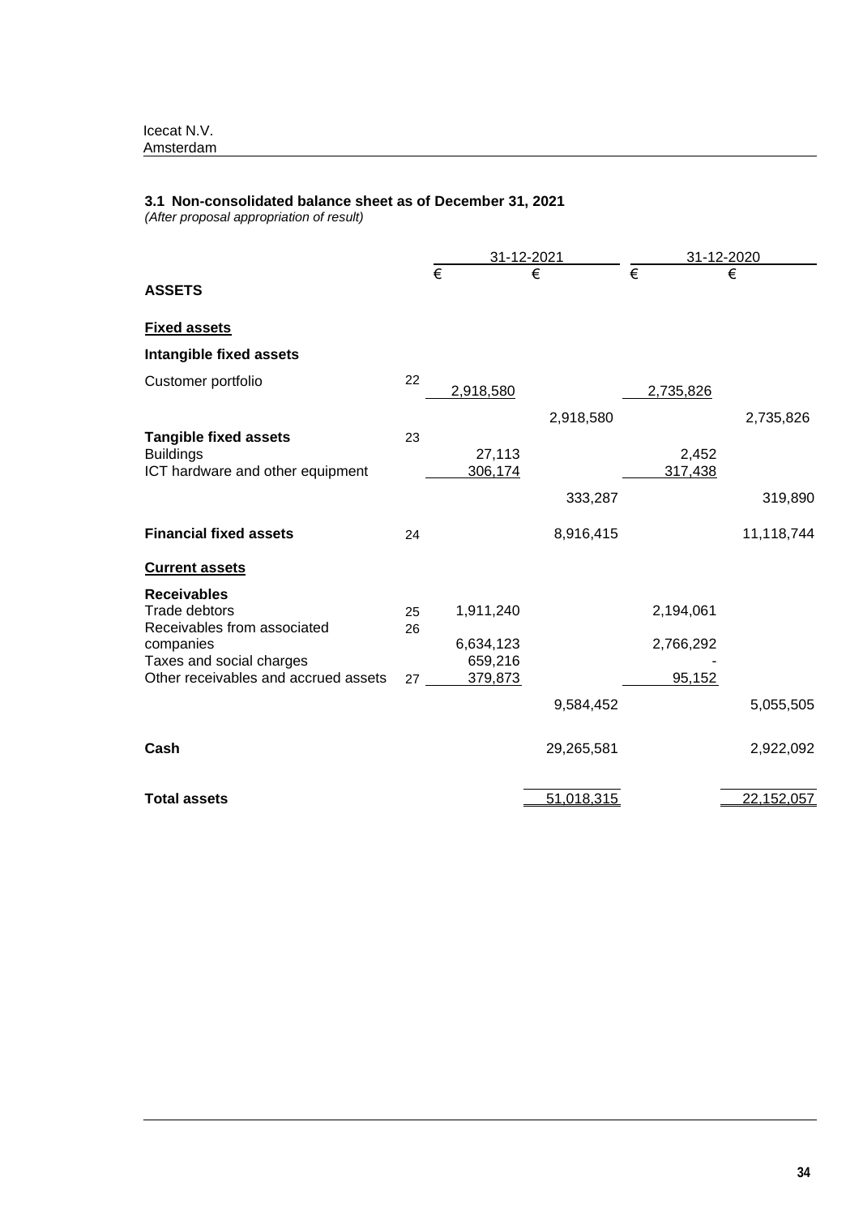Icecat N.V.
Amsterdam

### 3.1 Non-consolidated balance sheet as of December 31, 2021

*(After proposal appropriation of result)*

| | | 31-12-2021 | | 31-12-2020 | |
|---|---|---|---|---|---|
| | | € | € | € | € |
| **ASSETS** | | | | | |
| **Fixed assets** | | | | | |
| **Intangible fixed assets** | | | | | |
| Customer portfolio | 22 | 2,918,580 | | 2,735,826 | |
| | | | 2,918,580 | | 2,735,826 |
| **Tangible fixed assets** | 23 | | | | |
| Buildings | | 27,113 | | 2,452 | |
| ICT hardware and other equipment | | 306,174 | | 317,438 | |
| | | | 333,287 | | 319,890 |
| **Financial fixed assets** | 24 | | 8,916,415 | | 11,118,744 |
| **Current assets** | | | | | |
| **Receivables** | | | | | |
| Trade debtors | 25 | 1,911,240 | | 2,194,061 | |
| Receivables from associated companies | 26 | 6,634,123 | | 2,766,292 | |
| Taxes and social charges | | 659,216 | | - | |
| Other receivables and accrued assets | 27 | 379,873 | | 95,152 | |
| | | | 9,584,452 | | 5,055,505 |
| **Cash** | | | 29,265,581 | | 2,922,092 |
| **Total assets** | | | 51,018,315 | | 22,152,057 |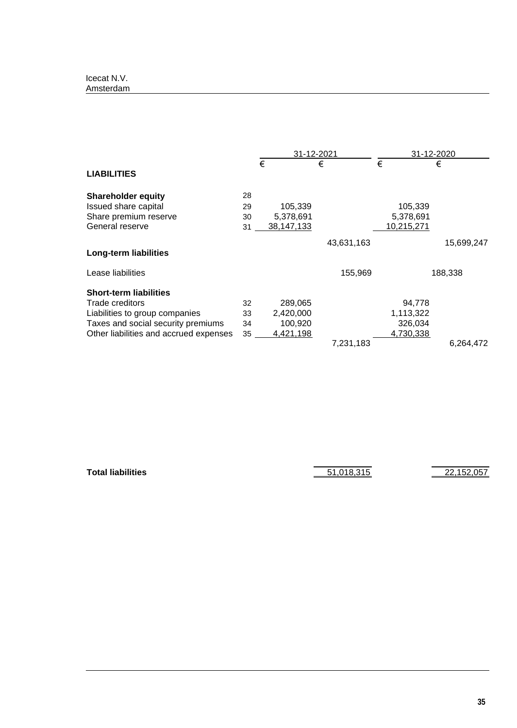| | | 31-12-2021 | | 31-12-2020 | |
|---|---|---|---|---|---|
| | | € | € | € | € |
| **LIABILITIES** | | | | | |
| **Shareholder equity** | 28 | | | | |
| Issued share capital | 29 | 105,339 | | 105,339 | |
| Share premium reserve | 30 | 5,378,691 | | 5,378,691 | |
| General reserve | 31 | 38,147,133 | | 10,215,271 | |
| | | | 43,631,163 | | 15,699,247 |
| **Long-term liabilities** | | | | | |
| Lease liabilities | | | 155,969 | | 188,338 |
| **Short-term liabilities** | | | | | |
| Trade creditors | 32 | 289,065 | | 94,778 | |
| Liabilities to group companies | 33 | 2,420,000 | | 1,113,322 | |
| Taxes and social security premiums | 34 | 100,920 | | 326,034 | |
| Other liabilities and accrued expenses | 35 | 4,421,198 | | 4,730,338 | |
| | | | 7,231,183 | | 6,264,472 |
| **Total liabilities** | | | 51,018,315 | | 22,152,057 |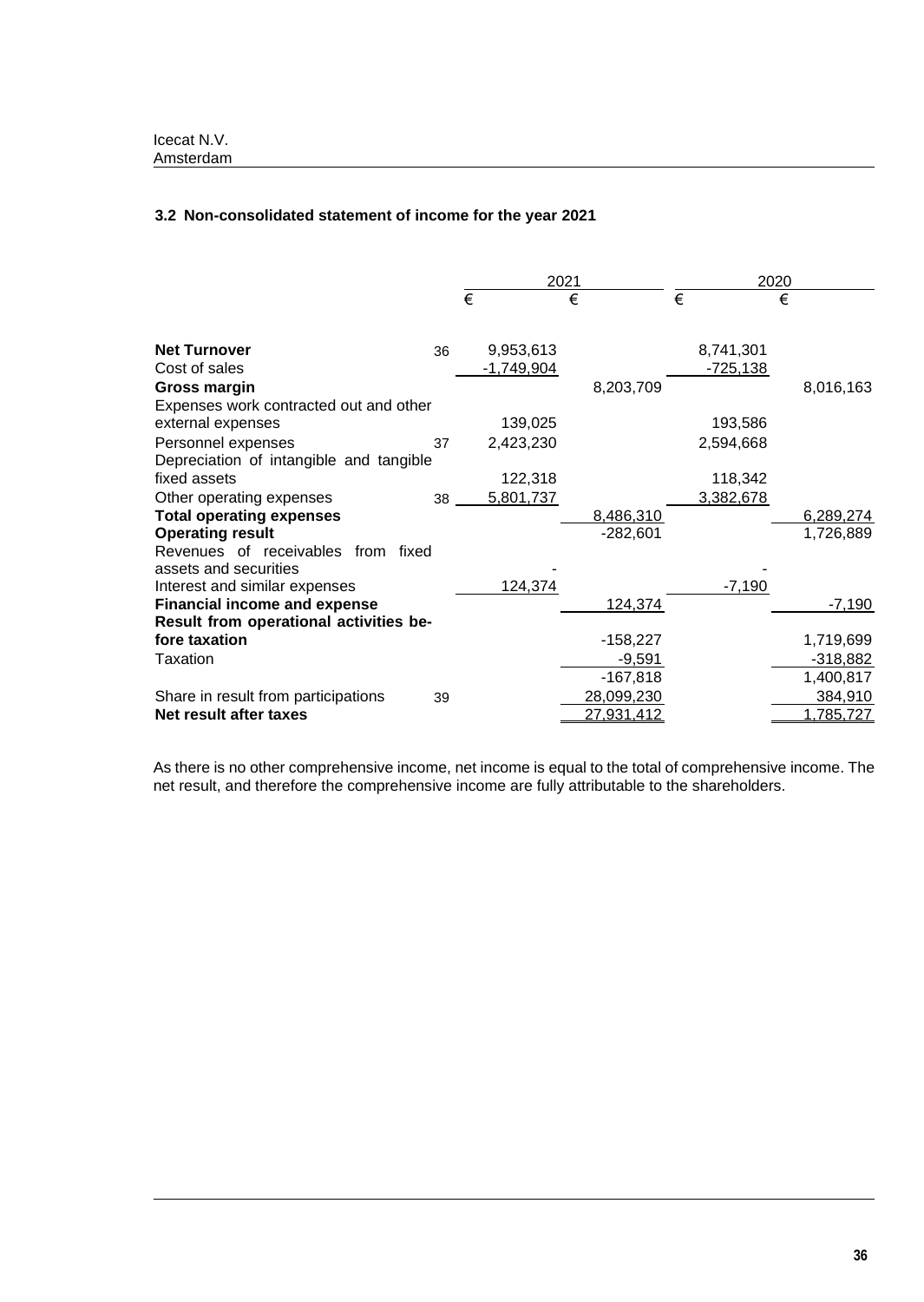Icecat N.V.
Amsterdam

### 3.2 Non-consolidated statement of income for the year 2021

| | | 2021 | | 2020 | |
|---|---|---|---|---|---|
| | | € | € | € | € |
| **Net Turnover** | 36 | 9,953,613 | | 8,741,301 | |
| Cost of sales | | -1,749,904 | | -725,138 | |
| **Gross margin** | | | 8,203,709 | | 8,016,163 |
| Expenses work contracted out and other external expenses | | 139,025 | | 193,586 | |
| Personnel expenses | 37 | 2,423,230 | | 2,594,668 | |
| Depreciation of intangible and tangible fixed assets | | 122,318 | | 118,342 | |
| Other operating expenses | 38 | 5,801,737 | | 3,382,678 | |
| **Total operating expenses** | | | 8,486,310 | | 6,289,274 |
| **Operating result** | | | -282,601 | | 1,726,889 |
| Revenues of receivables from fixed assets and securities | | - | | - | |
| Interest and similar expenses | | 124,374 | | -7,190 | |
| **Financial income and expense** | | | 124,374 | | -7,190 |
| **Result from operational activities before taxation** | | | -158,227 | | 1,719,699 |
| Taxation | | | -9,591 | | -318,882 |
| | | | -167,818 | | 1,400,817 |
| Share in result from participations | 39 | | 28,099,230 | | 384,910 |
| **Net result after taxes** | | | 27,931,412 | | 1,785,727 |

As there is no other comprehensive income, net income is equal to the total of comprehensive income. The net result, and therefore the comprehensive income are fully attributable to the shareholders.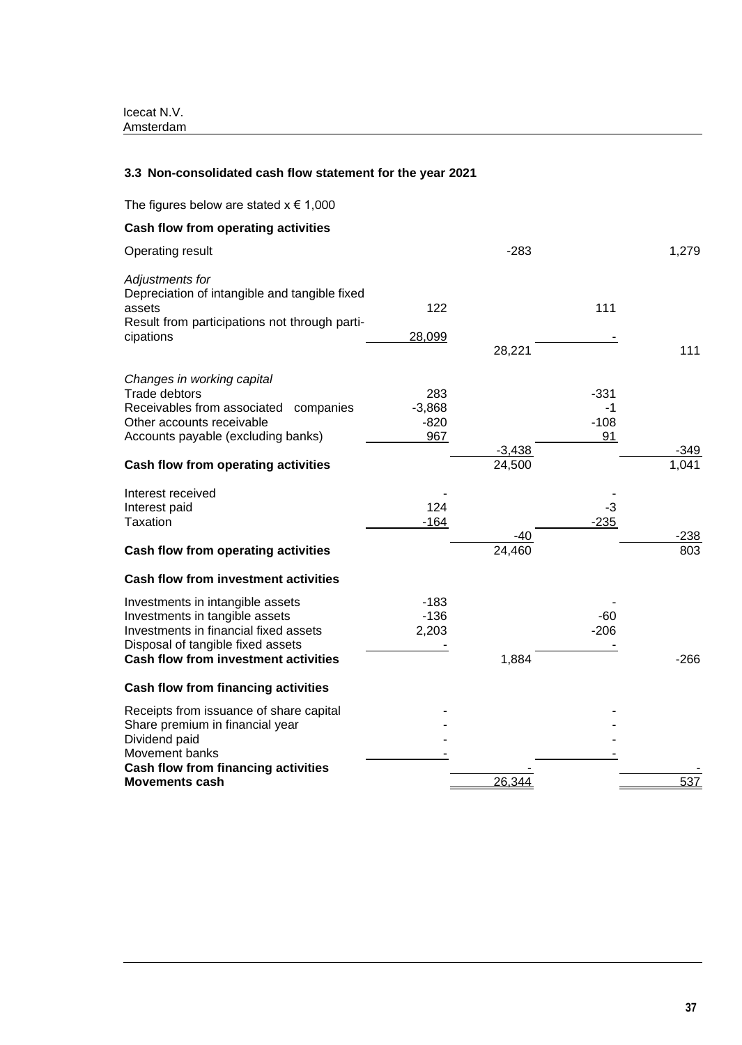Icecat N.V.
Amsterdam

### 3.3 Non-consolidated cash flow statement for the year 2021

The figures below are stated x € 1,000

| | | | | |
|---|---|---|---|---|
| **Cash flow from operating activities** | | | | |
| Operating result | | -283 | | 1,279 |
| *Adjustments for* | | | | |
| Depreciation of intangible and tangible fixed assets | 122 | | 111 | |
| Result from participations not through participations | 28,099 | | - | |
| | | 28,221 | | 111 |
| *Changes in working capital* | | | | |
| Trade debtors | 283 | | -331 | |
| Receivables from associated companies | -3,868 | | -1 | |
| Other accounts receivable | -820 | | -108 | |
| Accounts payable (excluding banks) | 967 | | 91 | |
| | | -3,438 | | -349 |
| **Cash flow from operating activities** | | 24,500 | | 1,041 |
| Interest received | - | | - | |
| Interest paid | 124 | | -3 | |
| Taxation | -164 | | -235 | |
| | | -40 | | -238 |
| **Cash flow from operating activities** | | 24,460 | | 803 |
| **Cash flow from investment activities** | | | | |
| Investments in intangible assets | -183 | | - | |
| Investments in tangible assets | -136 | | -60 | |
| Investments in financial fixed assets | 2,203 | | -206 | |
| Disposal of tangible fixed assets | - | | - | |
| **Cash flow from investment activities** | | 1,884 | | -266 |
| **Cash flow from financing activities** | | | | |
| Receipts from issuance of share capital | - | | - | |
| Share premium in financial year | - | | - | |
| Dividend paid | - | | - | |
| Movement banks | - | | - | |
| **Cash flow from financing activities** | | - | | - |
| **Movements cash** | | 26,344 | | 537 |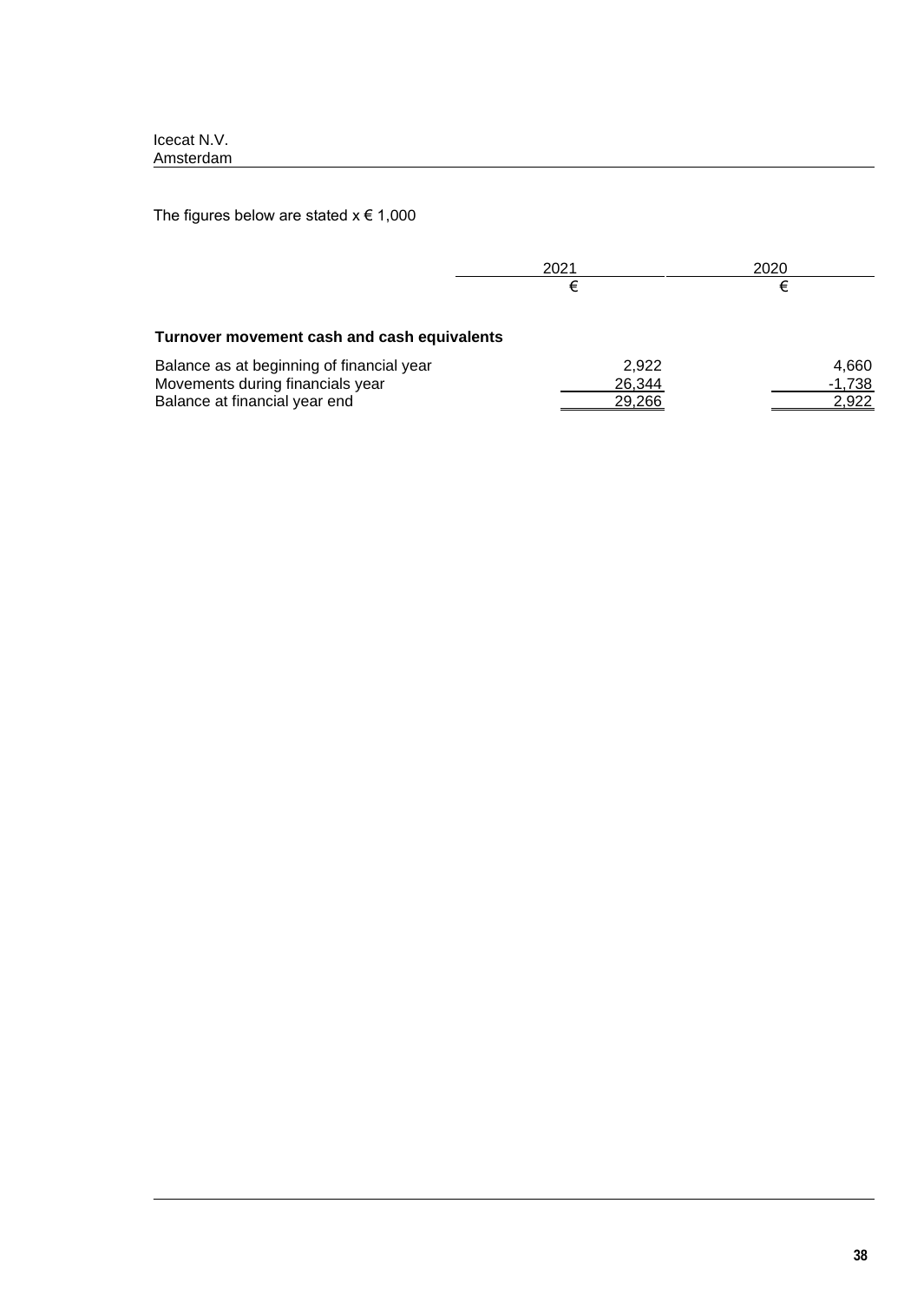The figures below are stated x € 1,000

| | 2021 | 2020 |
|---|---|---|
| | € | € |
| **Turnover movement cash and cash equivalents** | | |
| Balance as at beginning of financial year | 2,922 | 4,660 |
| Movements during financials year | 26,344 | -1,738 |
| Balance at financial year end | 29,266 | 2,922 |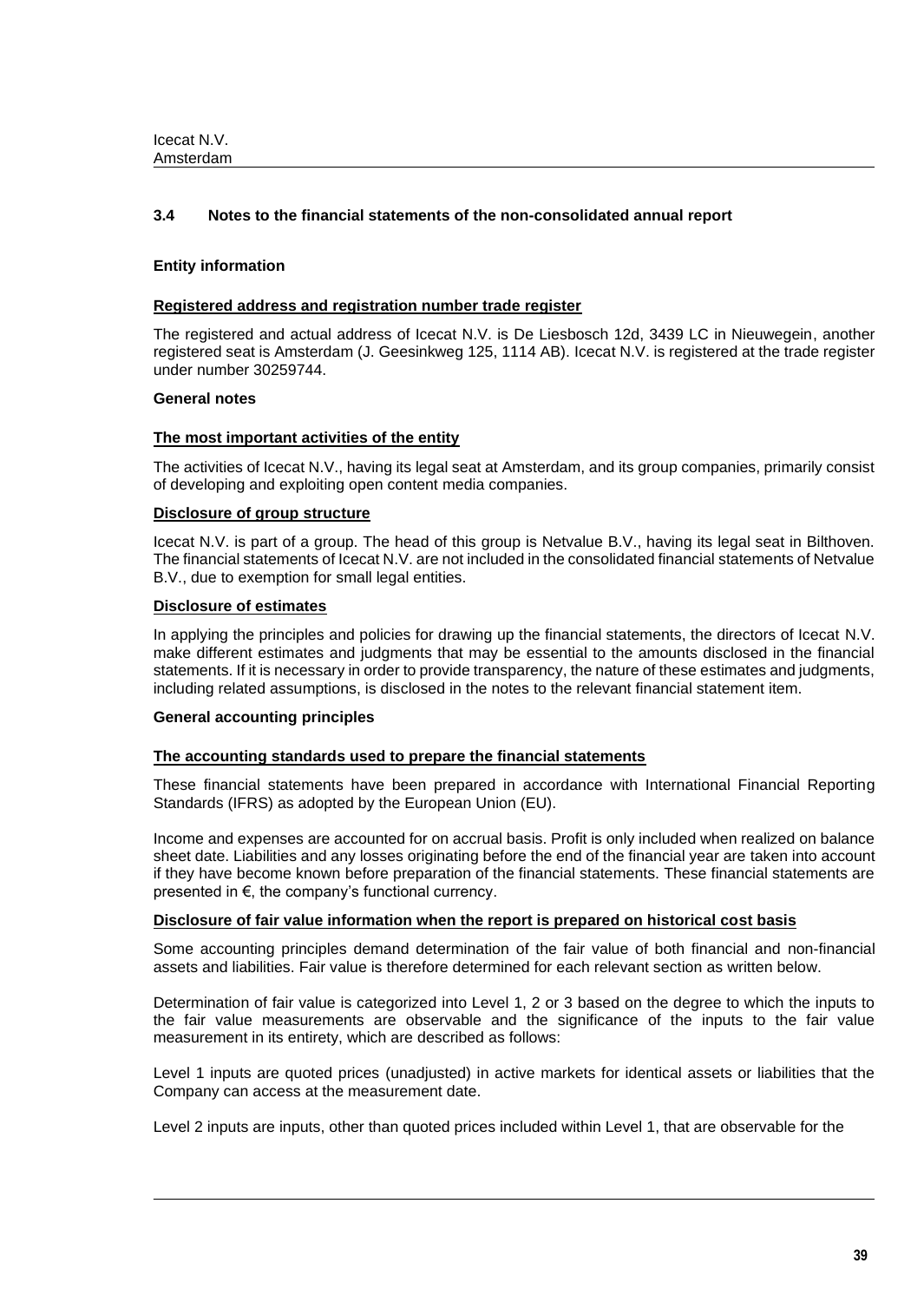## 3.4 Notes to the financial statements of the non-consolidated annual report

### Entity information

**Registered address and registration number trade register**

The registered and actual address of Icecat N.V. is De Liesbosch 12d, 3439 LC in Nieuwegein, another registered seat is Amsterdam (J. Geesinkweg 125, 1114 AB). Icecat N.V. is registered at the trade register under number 30259744.

### General notes

**The most important activities of the entity**

The activities of Icecat N.V., having its legal seat at Amsterdam, and its group companies, primarily consist of developing and exploiting open content media companies.

**Disclosure of group structure**

Icecat N.V. is part of a group. The head of this group is Netvalue B.V., having its legal seat in Bilthoven. The financial statements of Icecat N.V. are not included in the consolidated financial statements of Netvalue B.V., due to exemption for small legal entities.

**Disclosure of estimates**

In applying the principles and policies for drawing up the financial statements, the directors of Icecat N.V. make different estimates and judgments that may be essential to the amounts disclosed in the financial statements. If it is necessary in order to provide transparency, the nature of these estimates and judgments, including related assumptions, is disclosed in the notes to the relevant financial statement item.

### General accounting principles

**The accounting standards used to prepare the financial statements**

These financial statements have been prepared in accordance with International Financial Reporting Standards (IFRS) as adopted by the European Union (EU).

Income and expenses are accounted for on accrual basis. Profit is only included when realized on balance sheet date. Liabilities and any losses originating before the end of the financial year are taken into account if they have become known before preparation of the financial statements. These financial statements are presented in €, the company's functional currency.

**Disclosure of fair value information when the report is prepared on historical cost basis**

Some accounting principles demand determination of the fair value of both financial and non-financial assets and liabilities. Fair value is therefore determined for each relevant section as written below.

Determination of fair value is categorized into Level 1, 2 or 3 based on the degree to which the inputs to the fair value measurements are observable and the significance of the inputs to the fair value measurement in its entirety, which are described as follows:

Level 1 inputs are quoted prices (unadjusted) in active markets for identical assets or liabilities that the Company can access at the measurement date.

Level 2 inputs are inputs, other than quoted prices included within Level 1, that are observable for the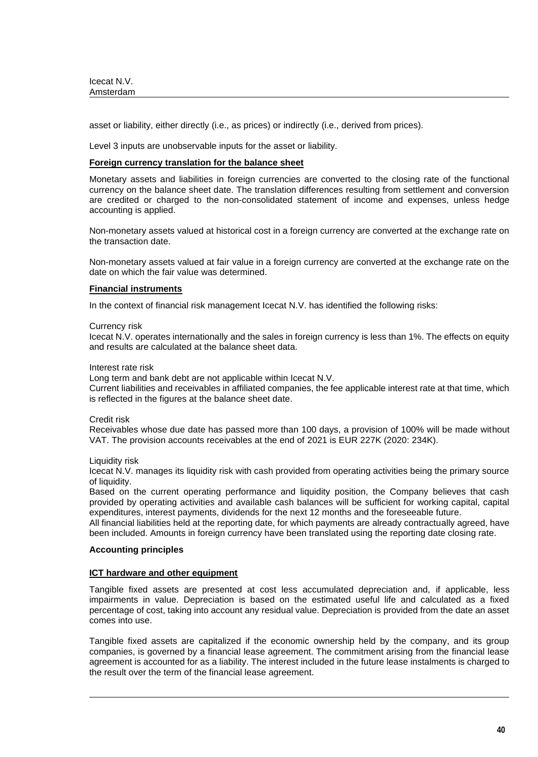asset or liability, either directly (i.e., as prices) or indirectly (i.e., derived from prices).

Level 3 inputs are unobservable inputs for the asset or liability.

**Foreign currency translation for the balance sheet**

Monetary assets and liabilities in foreign currencies are converted to the closing rate of the functional currency on the balance sheet date. The translation differences resulting from settlement and conversion are credited or charged to the non-consolidated statement of income and expenses, unless hedge accounting is applied.

Non-monetary assets valued at historical cost in a foreign currency are converted at the exchange rate on the transaction date.

Non-monetary assets valued at fair value in a foreign currency are converted at the exchange rate on the date on which the fair value was determined.

**Financial instruments**

In the context of financial risk management Icecat N.V. has identified the following risks:

Currency risk
Icecat N.V. operates internationally and the sales in foreign currency is less than 1%. The effects on equity and results are calculated at the balance sheet data.

Interest rate risk
Long term and bank debt are not applicable within Icecat N.V.
Current liabilities and receivables in affiliated companies, the fee applicable interest rate at that time, which is reflected in the figures at the balance sheet date.

Credit risk
Receivables whose due date has passed more than 100 days, a provision of 100% will be made without VAT. The provision accounts receivables at the end of 2021 is EUR 227K (2020: 234K).

Liquidity risk
Icecat N.V. manages its liquidity risk with cash provided from operating activities being the primary source of liquidity.
Based on the current operating performance and liquidity position, the Company believes that cash provided by operating activities and available cash balances will be sufficient for working capital, capital expenditures, interest payments, dividends for the next 12 months and the foreseeable future.
All financial liabilities held at the reporting date, for which payments are already contractually agreed, have been included. Amounts in foreign currency have been translated using the reporting date closing rate.

**Accounting principles**

**ICT hardware and other equipment**

Tangible fixed assets are presented at cost less accumulated depreciation and, if applicable, less impairments in value. Depreciation is based on the estimated useful life and calculated as a fixed percentage of cost, taking into account any residual value. Depreciation is provided from the date an asset comes into use.

Tangible fixed assets are capitalized if the economic ownership held by the company, and its group companies, is governed by a financial lease agreement. The commitment arising from the financial lease agreement is accounted for as a liability. The interest included in the future lease instalments is charged to the result over the term of the financial lease agreement.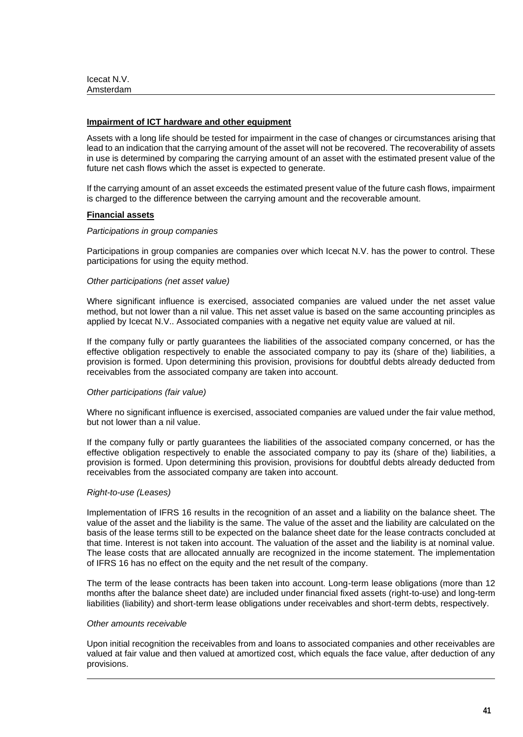**Impairment of ICT hardware and other equipment**

Assets with a long life should be tested for impairment in the case of changes or circumstances arising that lead to an indication that the carrying amount of the asset will not be recovered. The recoverability of assets in use is determined by comparing the carrying amount of an asset with the estimated present value of the future net cash flows which the asset is expected to generate.

If the carrying amount of an asset exceeds the estimated present value of the future cash flows, impairment is charged to the difference between the carrying amount and the recoverable amount.

**Financial assets**

*Participations in group companies*

Participations in group companies are companies over which Icecat N.V. has the power to control. These participations for using the equity method.

*Other participations (net asset value)*

Where significant influence is exercised, associated companies are valued under the net asset value method, but not lower than a nil value. This net asset value is based on the same accounting principles as applied by Icecat N.V.. Associated companies with a negative net equity value are valued at nil.

If the company fully or partly guarantees the liabilities of the associated company concerned, or has the effective obligation respectively to enable the associated company to pay its (share of the) liabilities, a provision is formed. Upon determining this provision, provisions for doubtful debts already deducted from receivables from the associated company are taken into account.

*Other participations (fair value)*

Where no significant influence is exercised, associated companies are valued under the fair value method, but not lower than a nil value.

If the company fully or partly guarantees the liabilities of the associated company concerned, or has the effective obligation respectively to enable the associated company to pay its (share of the) liabilities, a provision is formed. Upon determining this provision, provisions for doubtful debts already deducted from receivables from the associated company are taken into account.

*Right-to-use (Leases)*

Implementation of IFRS 16 results in the recognition of an asset and a liability on the balance sheet. The value of the asset and the liability is the same. The value of the asset and the liability are calculated on the basis of the lease terms still to be expected on the balance sheet date for the lease contracts concluded at that time. Interest is not taken into account. The valuation of the asset and the liability is at nominal value. The lease costs that are allocated annually are recognized in the income statement. The implementation of IFRS 16 has no effect on the equity and the net result of the company.

The term of the lease contracts has been taken into account. Long-term lease obligations (more than 12 months after the balance sheet date) are included under financial fixed assets (right-to-use) and long-term liabilities (liability) and short-term lease obligations under receivables and short-term debts, respectively.

*Other amounts receivable*

Upon initial recognition the receivables from and loans to associated companies and other receivables are valued at fair value and then valued at amortized cost, which equals the face value, after deduction of any provisions.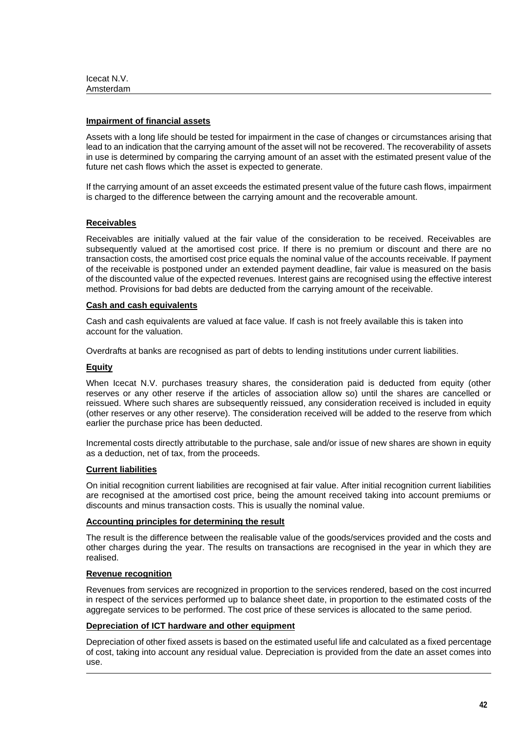**Impairment of financial assets**

Assets with a long life should be tested for impairment in the case of changes or circumstances arising that lead to an indication that the carrying amount of the asset will not be recovered. The recoverability of assets in use is determined by comparing the carrying amount of an asset with the estimated present value of the future net cash flows which the asset is expected to generate.

If the carrying amount of an asset exceeds the estimated present value of the future cash flows, impairment is charged to the difference between the carrying amount and the recoverable amount.

**Receivables**

Receivables are initially valued at the fair value of the consideration to be received. Receivables are subsequently valued at the amortised cost price. If there is no premium or discount and there are no transaction costs, the amortised cost price equals the nominal value of the accounts receivable. If payment of the receivable is postponed under an extended payment deadline, fair value is measured on the basis of the discounted value of the expected revenues. Interest gains are recognised using the effective interest method. Provisions for bad debts are deducted from the carrying amount of the receivable.

**Cash and cash equivalents**

Cash and cash equivalents are valued at face value. If cash is not freely available this is taken into account for the valuation.

Overdrafts at banks are recognised as part of debts to lending institutions under current liabilities.

**Equity**

When Icecat N.V. purchases treasury shares, the consideration paid is deducted from equity (other reserves or any other reserve if the articles of association allow so) until the shares are cancelled or reissued. Where such shares are subsequently reissued, any consideration received is included in equity (other reserves or any other reserve). The consideration received will be added to the reserve from which earlier the purchase price has been deducted.

Incremental costs directly attributable to the purchase, sale and/or issue of new shares are shown in equity as a deduction, net of tax, from the proceeds.

**Current liabilities**

On initial recognition current liabilities are recognised at fair value. After initial recognition current liabilities are recognised at the amortised cost price, being the amount received taking into account premiums or discounts and minus transaction costs. This is usually the nominal value.

**Accounting principles for determining the result**

The result is the difference between the realisable value of the goods/services provided and the costs and other charges during the year. The results on transactions are recognised in the year in which they are realised.

**Revenue recognition**

Revenues from services are recognized in proportion to the services rendered, based on the cost incurred in respect of the services performed up to balance sheet date, in proportion to the estimated costs of the aggregate services to be performed. The cost price of these services is allocated to the same period.

**Depreciation of ICT hardware and other equipment**

Depreciation of other fixed assets is based on the estimated useful life and calculated as a fixed percentage of cost, taking into account any residual value. Depreciation is provided from the date an asset comes into use.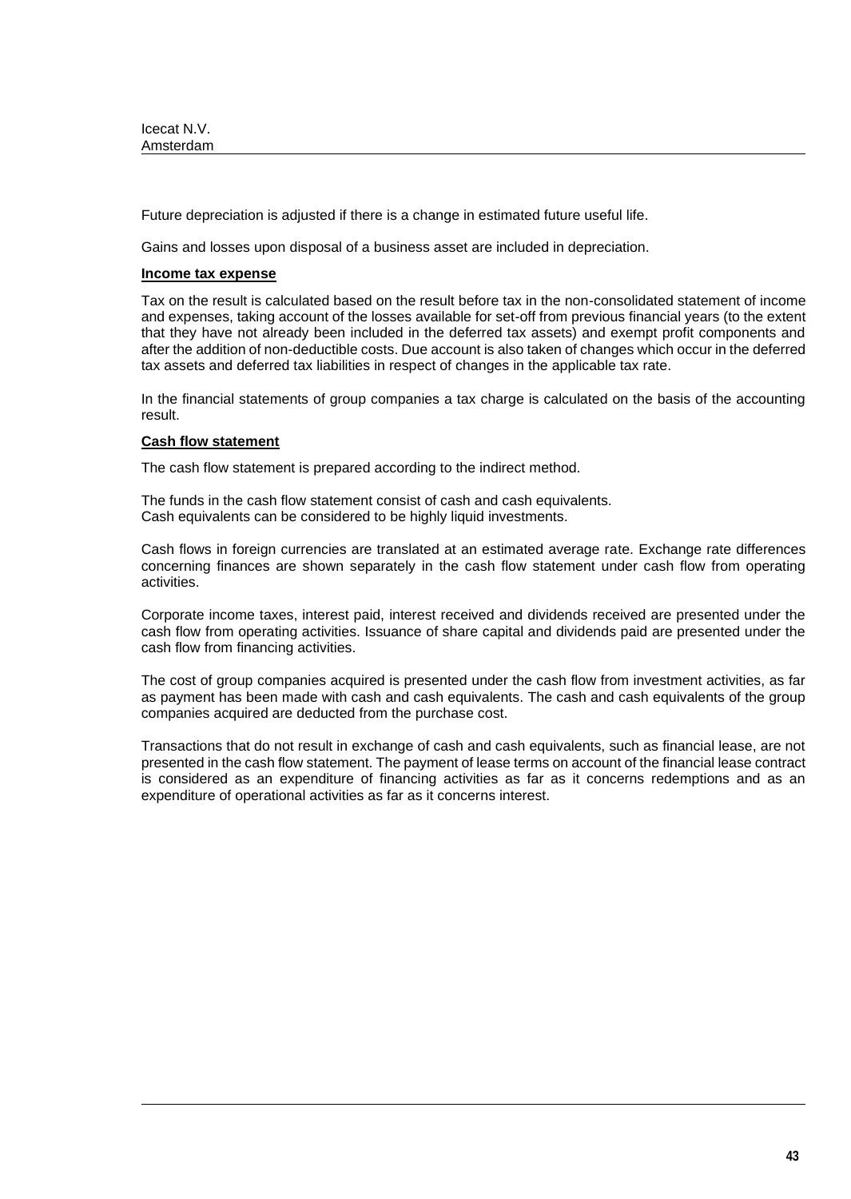Future depreciation is adjusted if there is a change in estimated future useful life.

Gains and losses upon disposal of a business asset are included in depreciation.

### Income tax expense

Tax on the result is calculated based on the result before tax in the non-consolidated statement of income and expenses, taking account of the losses available for set-off from previous financial years (to the extent that they have not already been included in the deferred tax assets) and exempt profit components and after the addition of non-deductible costs. Due account is also taken of changes which occur in the deferred tax assets and deferred tax liabilities in respect of changes in the applicable tax rate.

In the financial statements of group companies a tax charge is calculated on the basis of the accounting result.

### Cash flow statement

The cash flow statement is prepared according to the indirect method.

The funds in the cash flow statement consist of cash and cash equivalents.
Cash equivalents can be considered to be highly liquid investments.

Cash flows in foreign currencies are translated at an estimated average rate. Exchange rate differences concerning finances are shown separately in the cash flow statement under cash flow from operating activities.

Corporate income taxes, interest paid, interest received and dividends received are presented under the cash flow from operating activities. Issuance of share capital and dividends paid are presented under the cash flow from financing activities.

The cost of group companies acquired is presented under the cash flow from investment activities, as far as payment has been made with cash and cash equivalents. The cash and cash equivalents of the group companies acquired are deducted from the purchase cost.

Transactions that do not result in exchange of cash and cash equivalents, such as financial lease, are not presented in the cash flow statement. The payment of lease terms on account of the financial lease contract is considered as an expenditure of financing activities as far as it concerns redemptions and as an expenditure of operational activities as far as it concerns interest.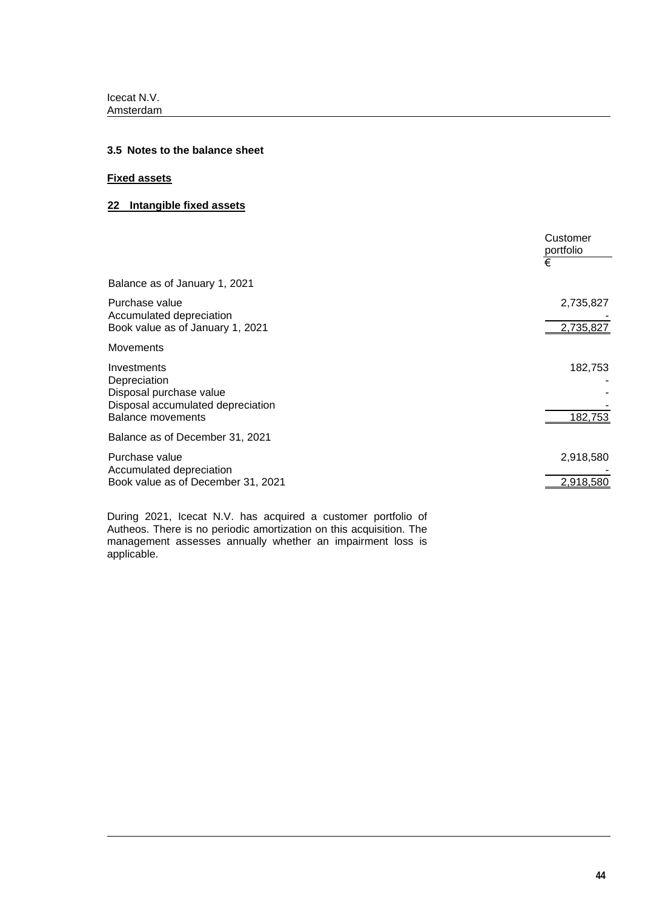Icecat N.V.
Amsterdam

### 3.5 Notes to the balance sheet

**Fixed assets**

**22 Intangible fixed assets**

| | Customer portfolio |
|---|---|
| | € |
| Balance as of January 1, 2021 | |
| Purchase value | 2,735,827 |
| Accumulated depreciation | - |
| Book value as of January 1, 2021 | 2,735,827 |
| Movements | |
| Investments | 182,753 |
| Depreciation | - |
| Disposal purchase value | - |
| Disposal accumulated depreciation | - |
| Balance movements | 182,753 |
| Balance as of December 31, 2021 | |
| Purchase value | 2,918,580 |
| Accumulated depreciation | - |
| Book value as of December 31, 2021 | 2,918,580 |

During 2021, Icecat N.V. has acquired a customer portfolio of Autheos. There is no periodic amortization on this acquisition. The management assesses annually whether an impairment loss is applicable.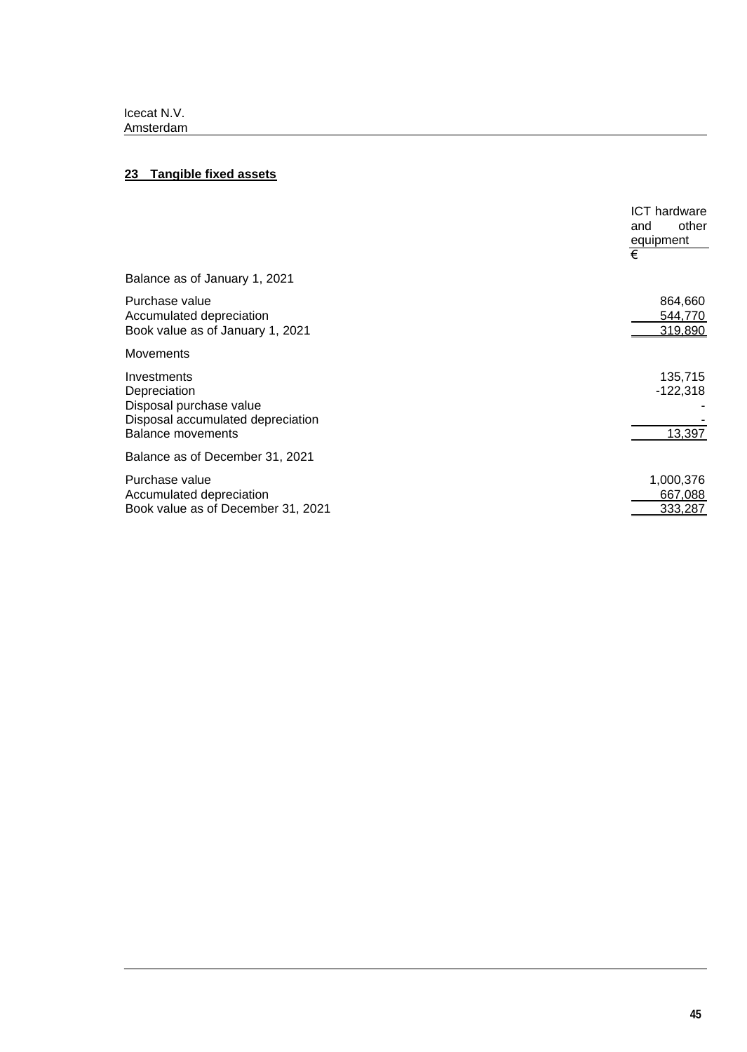Icecat N.V.
Amsterdam

## 23 Tangible fixed assets

| | ICT hardware and other equipment |
|---|---|
| | € |
| Balance as of January 1, 2021 | |
| Purchase value | 864,660 |
| Accumulated depreciation | 544,770 |
| Book value as of January 1, 2021 | 319,890 |
| Movements | |
| Investments | 135,715 |
| Depreciation | -122,318 |
| Disposal purchase value | - |
| Disposal accumulated depreciation | - |
| Balance movements | 13,397 |
| Balance as of December 31, 2021 | |
| Purchase value | 1,000,376 |
| Accumulated depreciation | 667,088 |
| Book value as of December 31, 2021 | 333,287 |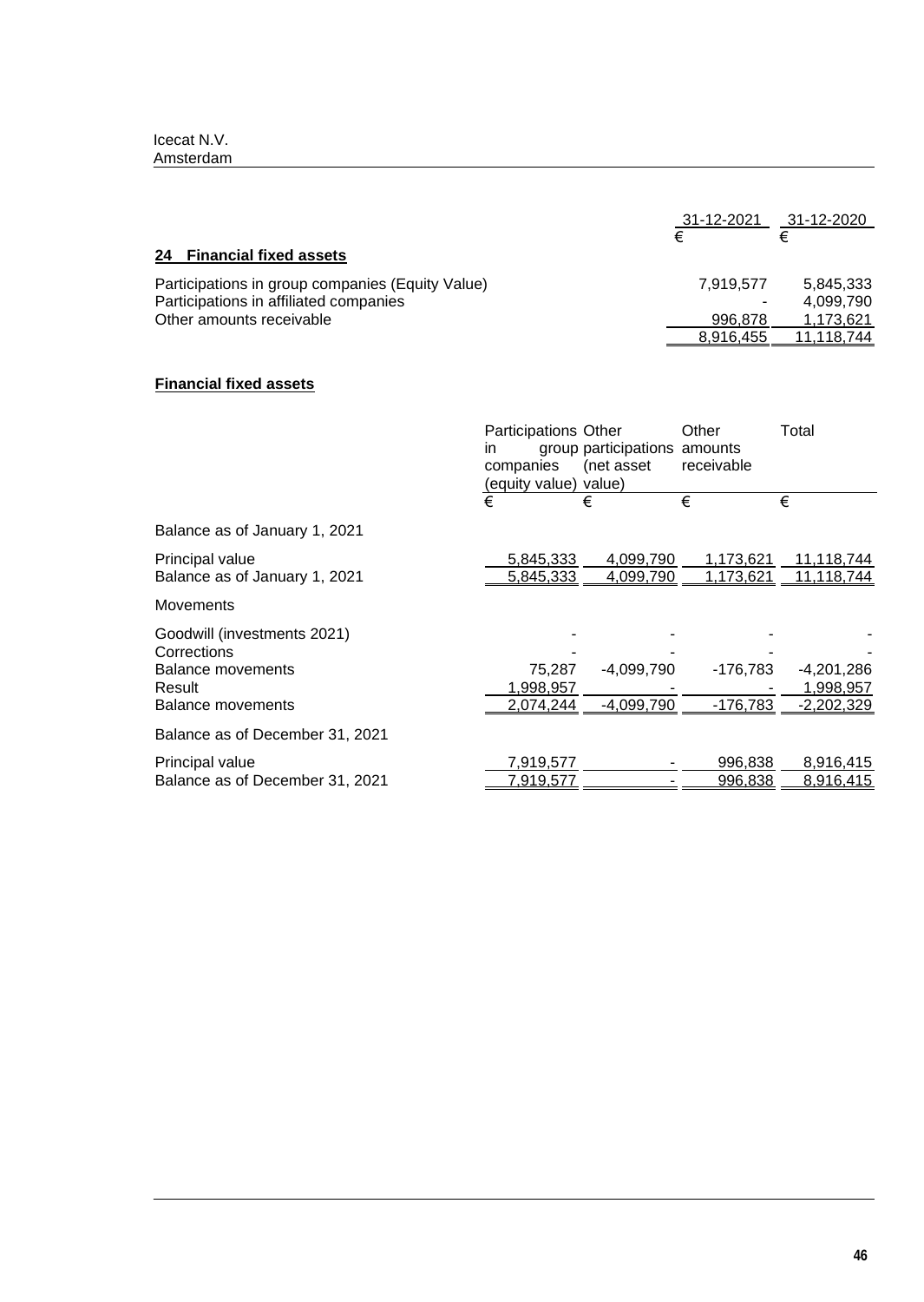## 24 Financial fixed assets

| | 31-12-2021 | 31-12-2020 |
|---|---|---|
| | € | € |
| Participations in group companies (Equity Value) | 7,919,577 | 5,845,333 |
| Participations in affiliated companies | - | 4,099,790 |
| Other amounts receivable | 996,878 | 1,173,621 |
| | 8,916,455 | 11,118,744 |

**Financial fixed assets**

| | Participations in group companies (equity value) | Other participations (net asset value) | Other amounts receivable | Total |
|---|---|---|---|---|
| | € | € | € | € |
| Balance as of January 1, 2021 | | | | |
| Principal value | 5,845,333 | 4,099,790 | 1,173,621 | 11,118,744 |
| Balance as of January 1, 2021 | 5,845,333 | 4,099,790 | 1,173,621 | 11,118,744 |
| Movements | | | | |
| Goodwill (investments 2021) | - | - | - | - |
| Corrections | - | - | - | - |
| Balance movements | 75,287 | -4,099,790 | -176,783 | -4,201,286 |
| Result | 1,998,957 | - | - | 1,998,957 |
| Balance movements | 2,074,244 | -4,099,790 | -176,783 | -2,202,329 |
| Balance as of December 31, 2021 | | | | |
| Principal value | 7,919,577 | - | 996,838 | 8,916,415 |
| Balance as of December 31, 2021 | 7,919,577 | - | 996,838 | 8,916,415 |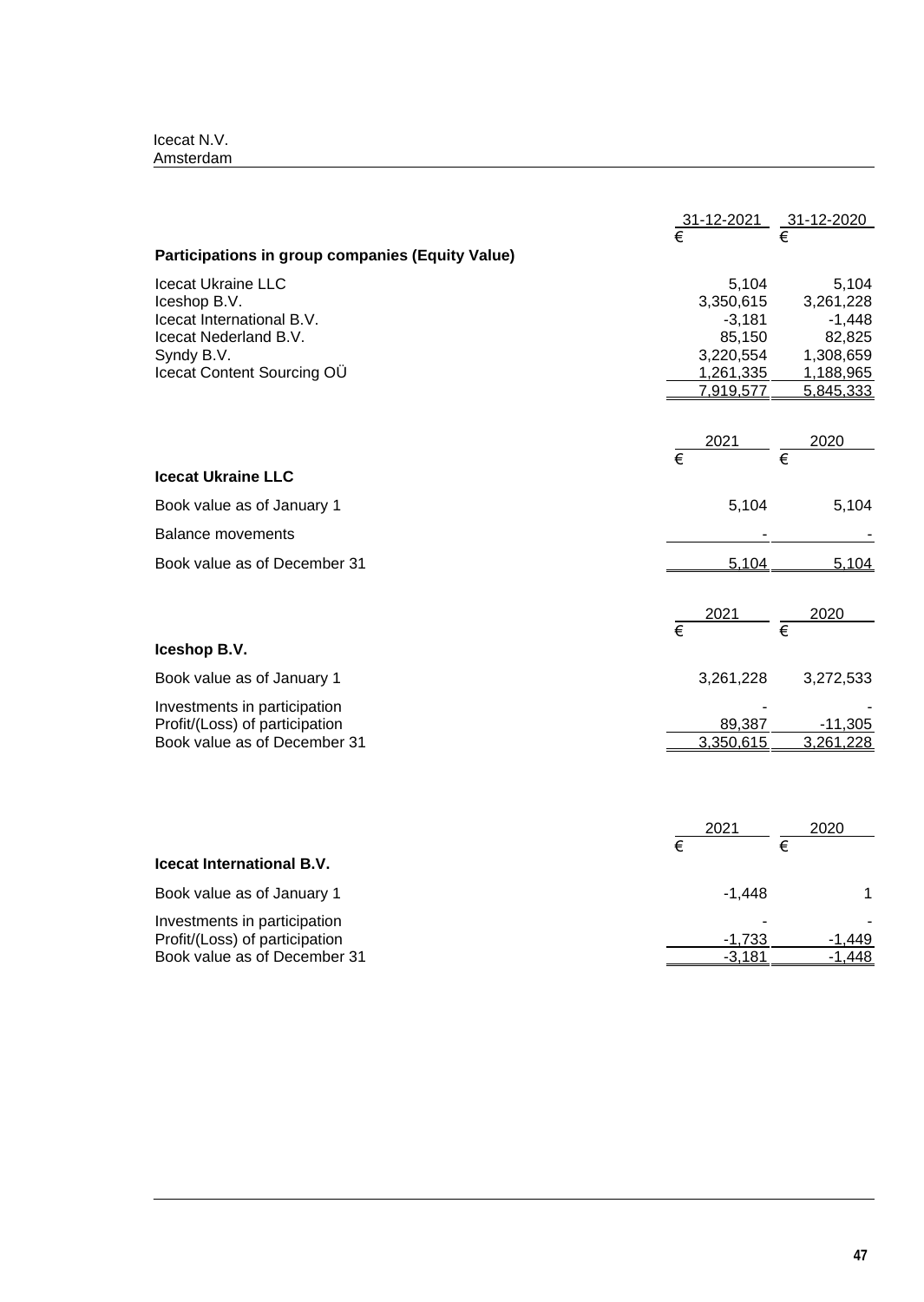| | 31-12-2021 | 31-12-2020 |
|---|---|---|
| | € | € |
| **Participations in group companies (Equity Value)** | | |
| Icecat Ukraine LLC | 5,104 | 5,104 |
| Iceshop B.V. | 3,350,615 | 3,261,228 |
| Icecat International B.V. | -3,181 | -1,448 |
| Icecat Nederland B.V. | 85,150 | 82,825 |
| Syndy B.V. | 3,220,554 | 1,308,659 |
| Icecat Content Sourcing OÜ | 1,261,335 | 1,188,965 |
| | 7,919,577 | 5,845,333 |

| | 2021 | 2020 |
|---|---|---|
| | € | € |
| **Icecat Ukraine LLC** | | |
| Book value as of January 1 | 5,104 | 5,104 |
| Balance movements | - | - |
| Book value as of December 31 | 5,104 | 5,104 |

| | 2021 | 2020 |
|---|---|---|
| | € | € |
| **Iceshop B.V.** | | |
| Book value as of January 1 | 3,261,228 | 3,272,533 |
| Investments in participation | - | - |
| Profit/(Loss) of participation | 89,387 | -11,305 |
| Book value as of December 31 | 3,350,615 | 3,261,228 |

| | 2021 | 2020 |
|---|---|---|
| | € | € |
| **Icecat International B.V.** | | |
| Book value as of January 1 | -1,448 | 1 |
| Investments in participation | - | - |
| Profit/(Loss) of participation | -1,733 | -1,449 |
| Book value as of December 31 | -3,181 | -1,448 |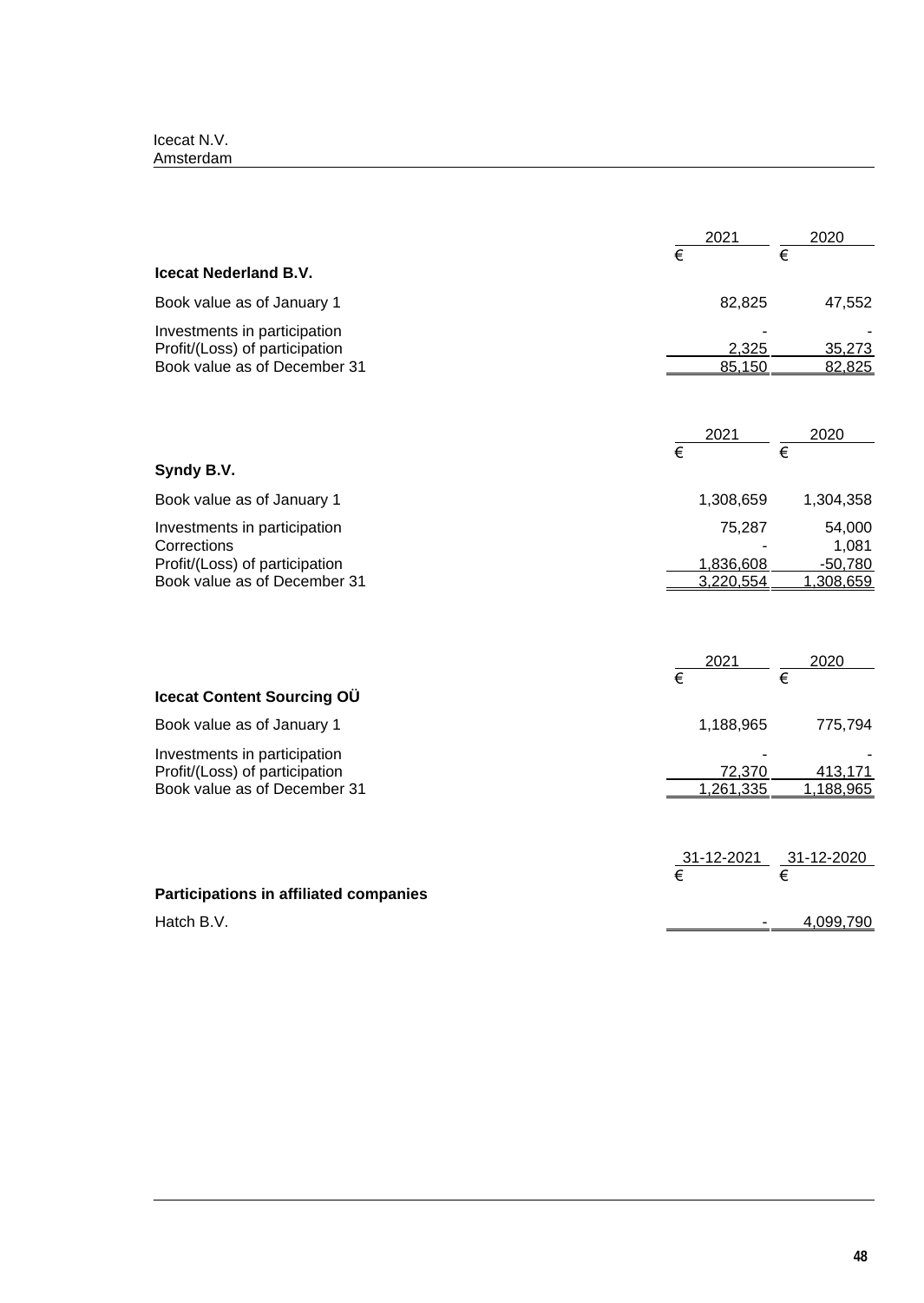| | 2021 | 2020 |
|---|---|---|
| | € | € |
| **Icecat Nederland B.V.** | | |
| Book value as of January 1 | 82,825 | 47,552 |
| Investments in participation | - | - |
| Profit/(Loss) of participation | 2,325 | 35,273 |
| Book value as of December 31 | 85,150 | 82,825 |

| | 2021 | 2020 |
|---|---|---|
| | € | € |
| **Syndy B.V.** | | |
| Book value as of January 1 | 1,308,659 | 1,304,358 |
| Investments in participation | 75,287 | 54,000 |
| Corrections | - | 1,081 |
| Profit/(Loss) of participation | 1,836,608 | -50,780 |
| Book value as of December 31 | 3,220,554 | 1,308,659 |

| | 2021 | 2020 |
|---|---|---|
| | € | € |
| **Icecat Content Sourcing OÜ** | | |
| Book value as of January 1 | 1,188,965 | 775,794 |
| Investments in participation | - | - |
| Profit/(Loss) of participation | 72,370 | 413,171 |
| Book value as of December 31 | 1,261,335 | 1,188,965 |

| | 31-12-2021 | 31-12-2020 |
|---|---|---|
| | € | € |
| **Participations in affiliated companies** | | |
| Hatch B.V. | - | 4,099,790 |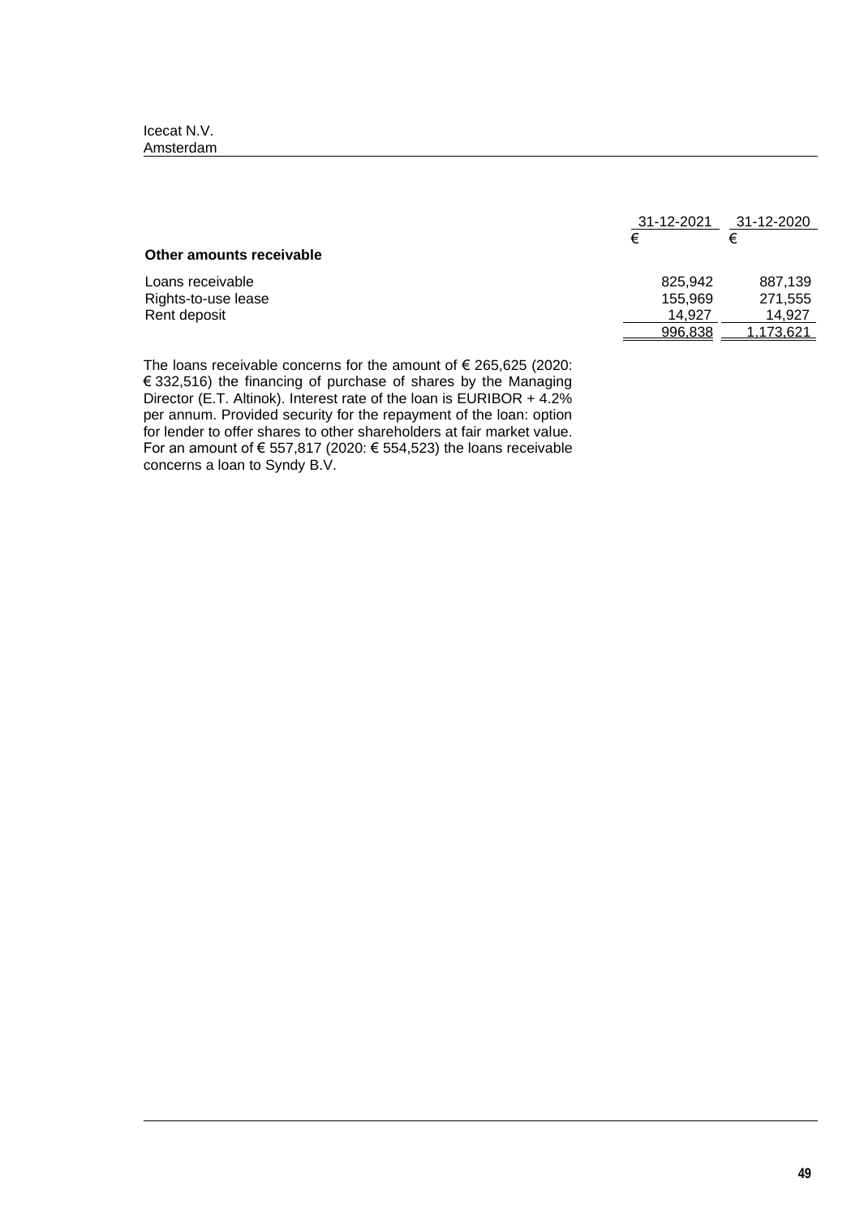| | 31-12-2021 | 31-12-2020 |
|---|---|---|
| | € | € |
| **Other amounts receivable** | | |
| Loans receivable | 825,942 | 887,139 |
| Rights-to-use lease | 155,969 | 271,555 |
| Rent deposit | 14,927 | 14,927 |
| | 996,838 | 1,173,621 |

The loans receivable concerns for the amount of € 265,625 (2020: € 332,516) the financing of purchase of shares by the Managing Director (E.T. Altinok). Interest rate of the loan is EURIBOR + 4.2% per annum. Provided security for the repayment of the loan: option for lender to offer shares to other shareholders at fair market value. For an amount of € 557,817 (2020: € 554,523) the loans receivable concerns a loan to Syndy B.V.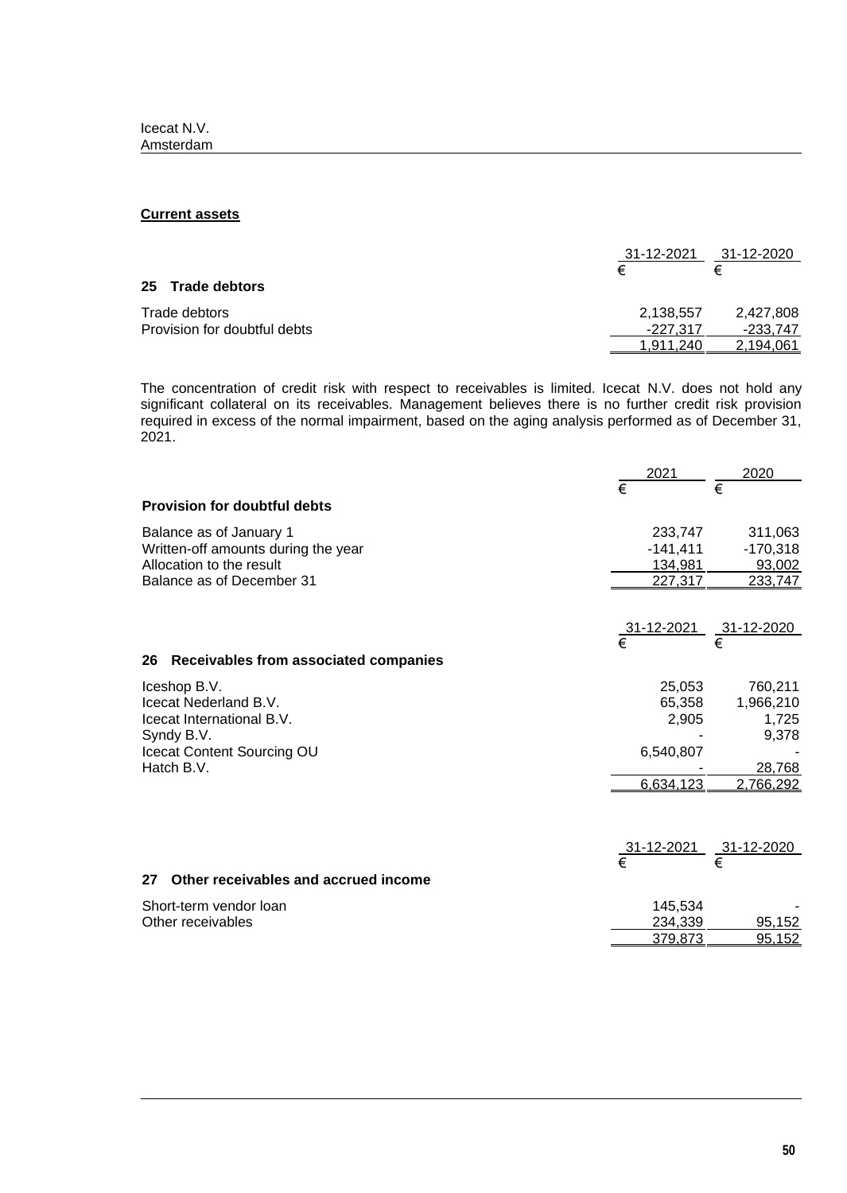Icecat N.V.
Amsterdam

**Current assets**

| | 31-12-2021 | 31-12-2020 |
|---|---|---|
| | € | € |
| **25 Trade debtors** | | |
| Trade debtors | 2,138,557 | 2,427,808 |
| Provision for doubtful debts | -227,317 | -233,747 |
| | 1,911,240 | 2,194,061 |

The concentration of credit risk with respect to receivables is limited. Icecat N.V. does not hold any significant collateral on its receivables. Management believes there is no further credit risk provision required in excess of the normal impairment, based on the aging analysis performed as of December 31, 2021.

| | 2021 | 2020 |
|---|---|---|
| | € | € |
| **Provision for doubtful debts** | | |
| Balance as of January 1 | 233,747 | 311,063 |
| Written-off amounts during the year | -141,411 | -170,318 |
| Allocation to the result | 134,981 | 93,002 |
| Balance as of December 31 | 227,317 | 233,747 |

| | 31-12-2021 | 31-12-2020 |
|---|---|---|
| | € | € |
| **26 Receivables from associated companies** | | |
| Iceshop B.V. | 25,053 | 760,211 |
| Icecat Nederland B.V. | 65,358 | 1,966,210 |
| Icecat International B.V. | 2,905 | 1,725 |
| Syndy B.V. | - | 9,378 |
| Icecat Content Sourcing OU | 6,540,807 | - |
| Hatch B.V. | - | 28,768 |
| | 6,634,123 | 2,766,292 |

| | 31-12-2021 | 31-12-2020 |
|---|---|---|
| | € | € |
| **27 Other receivables and accrued income** | | |
| Short-term vendor loan | 145,534 | - |
| Other receivables | 234,339 | 95,152 |
| | 379,873 | 95,152 |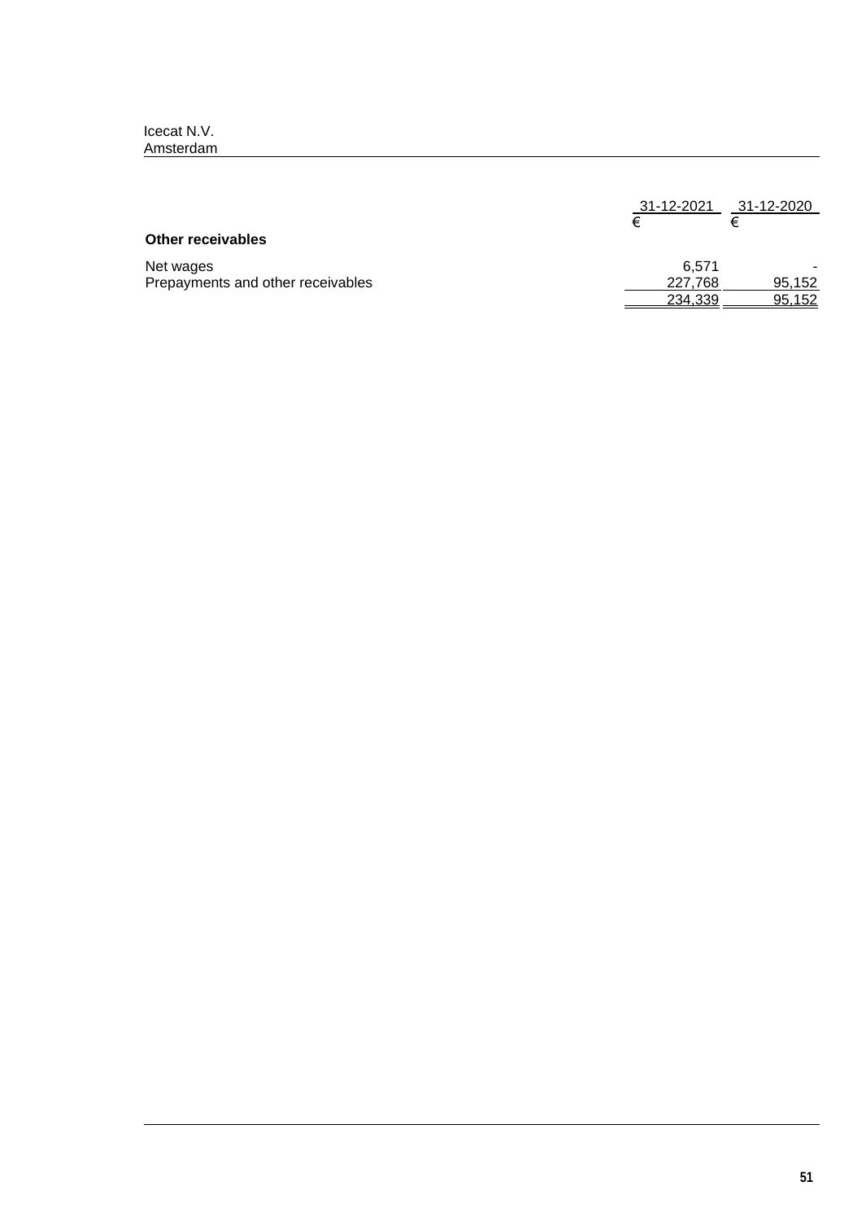| | 31-12-2021 | 31-12-2020 |
|---|---|---|
| | € | € |
| **Other receivables** | | |
| Net wages | 6,571 | - |
| Prepayments and other receivables | 227,768 | 95,152 |
| | 234,339 | 95,152 |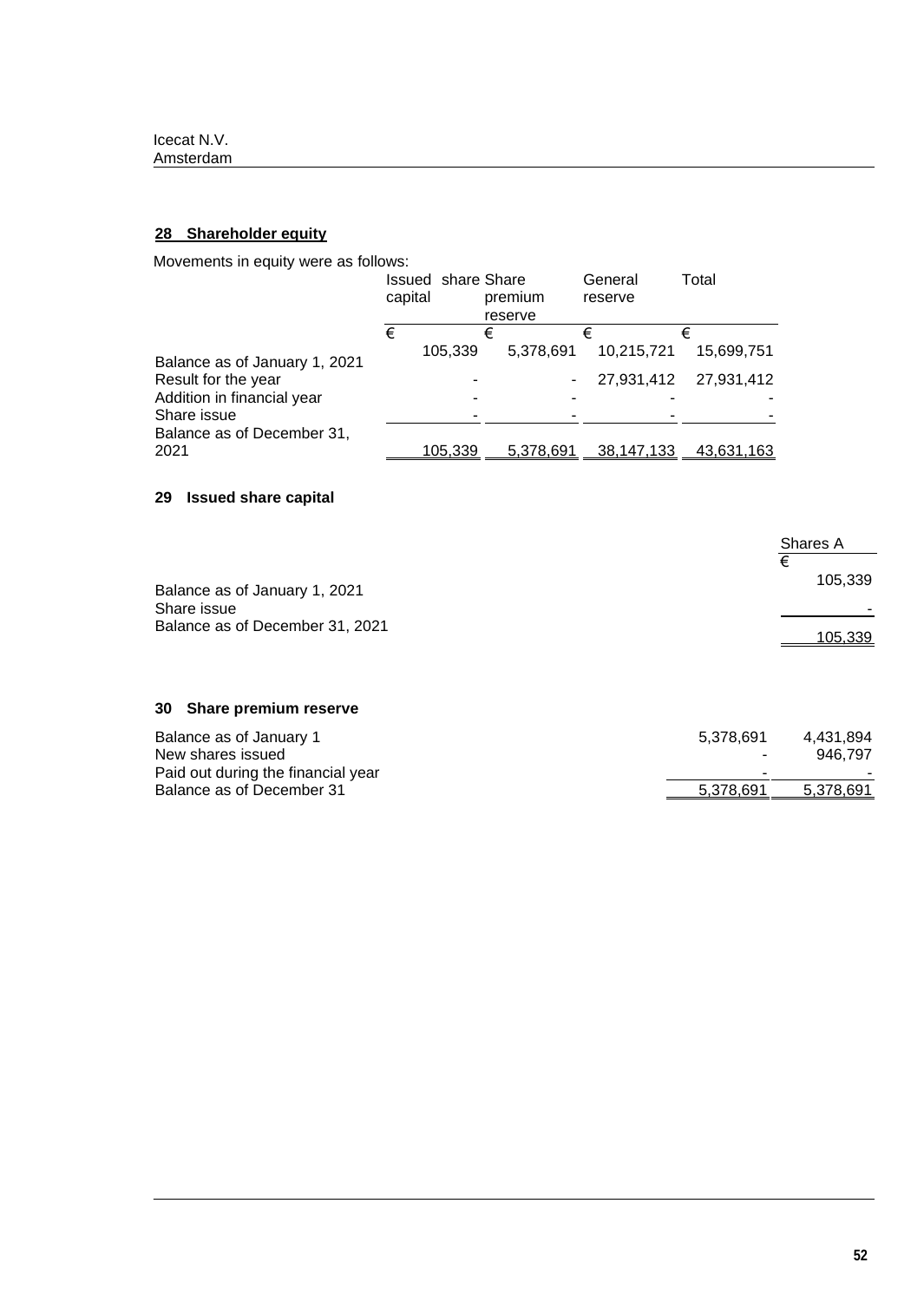Icecat N.V.
Amsterdam

## 28 Shareholder equity

Movements in equity were as follows:

| | Issued share capital | Share premium reserve | General reserve | Total |
|---|---|---|---|---|
| | € | € | € | € |
| Balance as of January 1, 2021 | 105,339 | 5,378,691 | 10,215,721 | 15,699,751 |
| Result for the year | - | - | 27,931,412 | 27,931,412 |
| Addition in financial year | - | - | - | - |
| Share issue | - | - | - | - |
| Balance as of December 31, 2021 | 105,339 | 5,378,691 | 38,147,133 | 43,631,163 |

## 29 Issued share capital

| | Shares A |
|---|---|
| | € |
| Balance as of January 1, 2021 | 105,339 |
| Share issue | - |
| Balance as of December 31, 2021 | 105,339 |

## 30 Share premium reserve

| | | |
|---|---|---|
| Balance as of January 1 | 5,378,691 | 4,431,894 |
| New shares issued | - | 946,797 |
| Paid out during the financial year | - | - |
| Balance as of December 31 | 5,378,691 | 5,378,691 |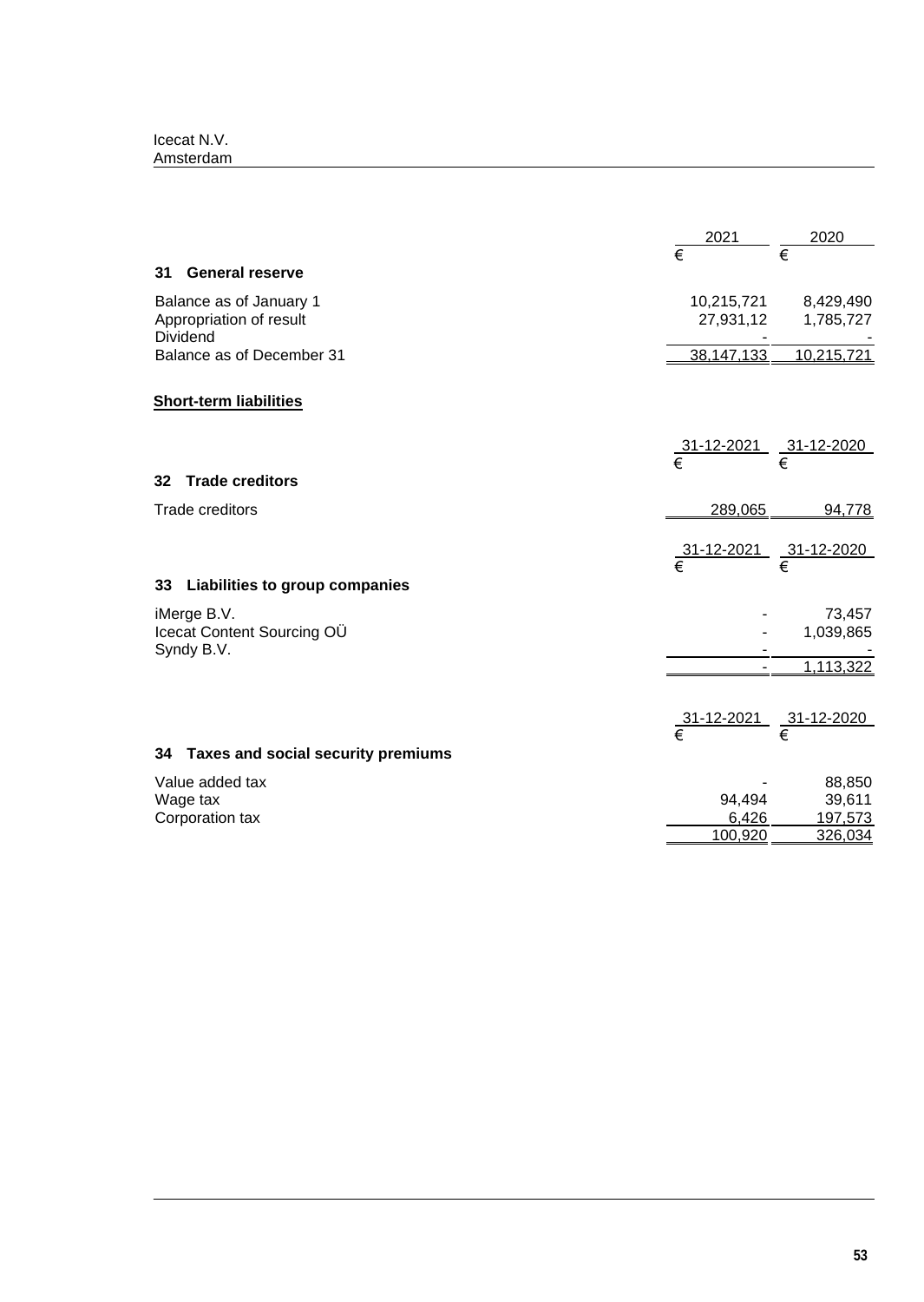## 31 General reserve

| | 2021 | 2020 |
|---|---|---|
| | € | € |
| Balance as of January 1 | 10,215,721 | 8,429,490 |
| Appropriation of result | 27,931,12 | 1,785,727 |
| Dividend | - | - |
| Balance as of December 31 | 38,147,133 | 10,215,721 |

## Short-term liabilities

## 32 Trade creditors

| | 31-12-2021 | 31-12-2020 |
|---|---|---|
| | € | € |
| Trade creditors | 289,065 | 94,778 |

## 33 Liabilities to group companies

| | 31-12-2021 | 31-12-2020 |
|---|---|---|
| | € | € |
| iMerge B.V. | - | 73,457 |
| Icecat Content Sourcing OÜ | - | 1,039,865 |
| Syndy B.V. | - | - |
| | - | 1,113,322 |

## 34 Taxes and social security premiums

| | 31-12-2021 | 31-12-2020 |
|---|---|---|
| | € | € |
| Value added tax | - | 88,850 |
| Wage tax | 94,494 | 39,611 |
| Corporation tax | 6,426 | 197,573 |
| | 100,920 | 326,034 |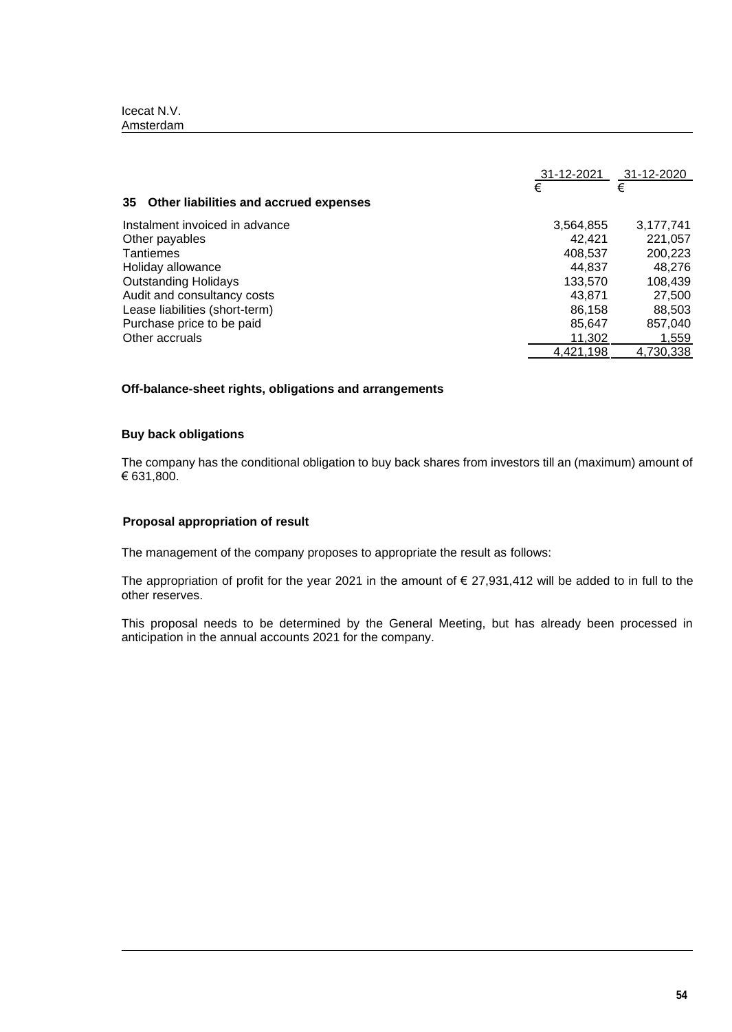| | 31-12-2021 | 31-12-2020 |
|---|---|---|
| | € | € |
| **35 Other liabilities and accrued expenses** | | |
| Instalment invoiced in advance | 3,564,855 | 3,177,741 |
| Other payables | 42,421 | 221,057 |
| Tantiemes | 408,537 | 200,223 |
| Holiday allowance | 44,837 | 48,276 |
| Outstanding Holidays | 133,570 | 108,439 |
| Audit and consultancy costs | 43,871 | 27,500 |
| Lease liabilities (short-term) | 86,158 | 88,503 |
| Purchase price to be paid | 85,647 | 857,040 |
| Other accruals | 11,302 | 1,559 |
| | 4,421,198 | 4,730,338 |

## Off-balance-sheet rights, obligations and arrangements

### Buy back obligations

The company has the conditional obligation to buy back shares from investors till an (maximum) amount of € 631,800.

## Proposal appropriation of result

The management of the company proposes to appropriate the result as follows:

The appropriation of profit for the year 2021 in the amount of € 27,931,412 will be added to in full to the other reserves.

This proposal needs to be determined by the General Meeting, but has already been processed in anticipation in the annual accounts 2021 for the company.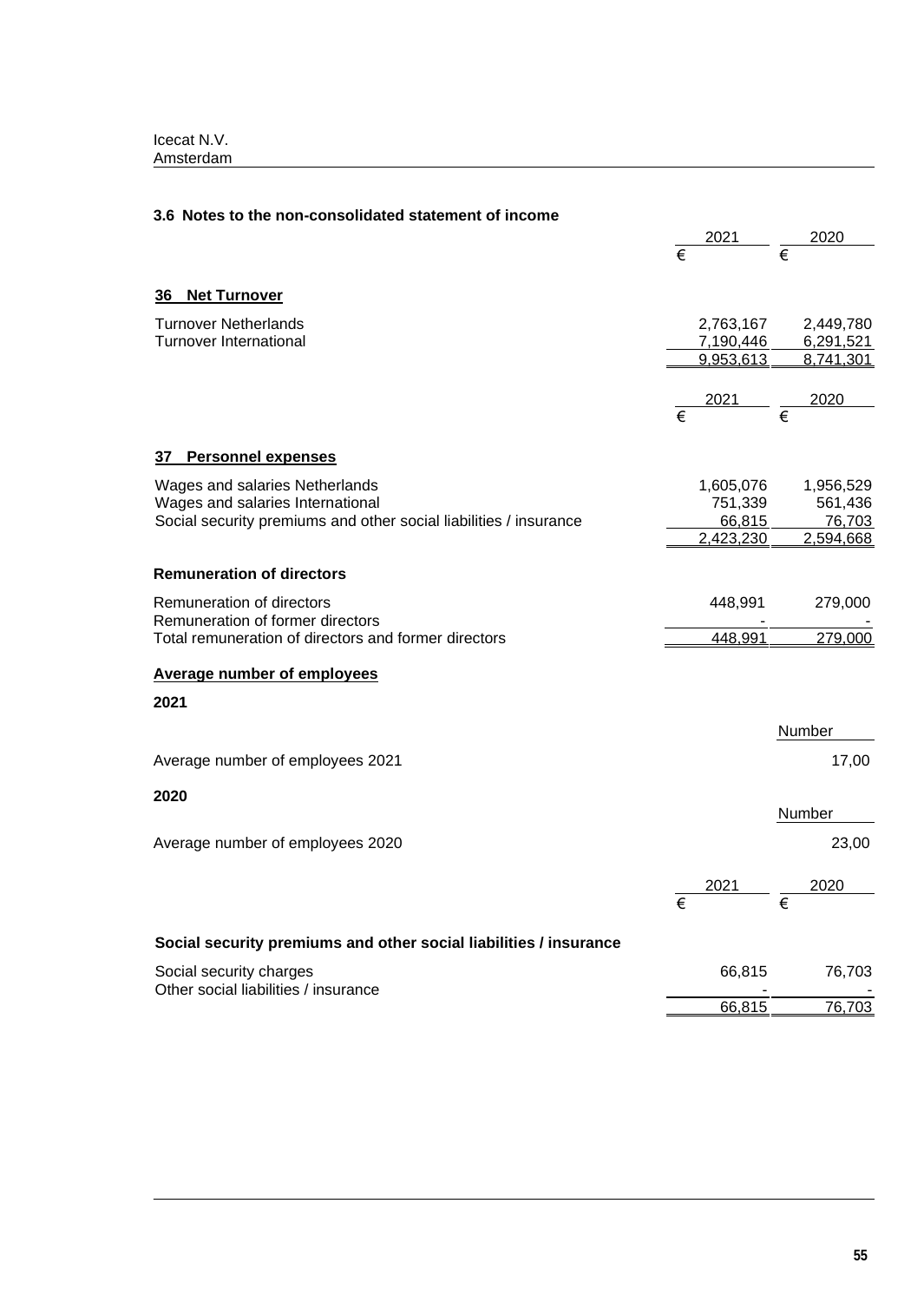## 3.6 Notes to the non-consolidated statement of income

| | 2021 | 2020 |
|---|---|---|
| | € | € |

### 36 Net Turnover

| | 2021 | 2020 |
|---|---|---|
| Turnover Netherlands | 2,763,167 | 2,449,780 |
| Turnover International | 7,190,446 | 6,291,521 |
| | 9,953,613 | 8,741,301 |

### 37 Personnel expenses

| | 2021 € | 2020 € |
|---|---|---|
| Wages and salaries Netherlands | 1,605,076 | 1,956,529 |
| Wages and salaries International | 751,339 | 561,436 |
| Social security premiums and other social liabilities / insurance | 66,815 | 76,703 |
| | 2,423,230 | 2,594,668 |

**Remuneration of directors**

| | 2021 € | 2020 € |
|---|---|---|
| Remuneration of directors | 448,991 | 279,000 |
| Remuneration of former directors | - | - |
| Total remuneration of directors and former directors | 448,991 | 279,000 |

**Average number of employees**

**2021**

| | Number |
|---|---|
| Average number of employees 2021 | 17,00 |

**2020**

| | Number |
|---|---|
| Average number of employees 2020 | 23,00 |

**Social security premiums and other social liabilities / insurance**

| | 2021 € | 2020 € |
|---|---|---|
| Social security charges | 66,815 | 76,703 |
| Other social liabilities / insurance | - | - |
| | 66,815 | 76,703 |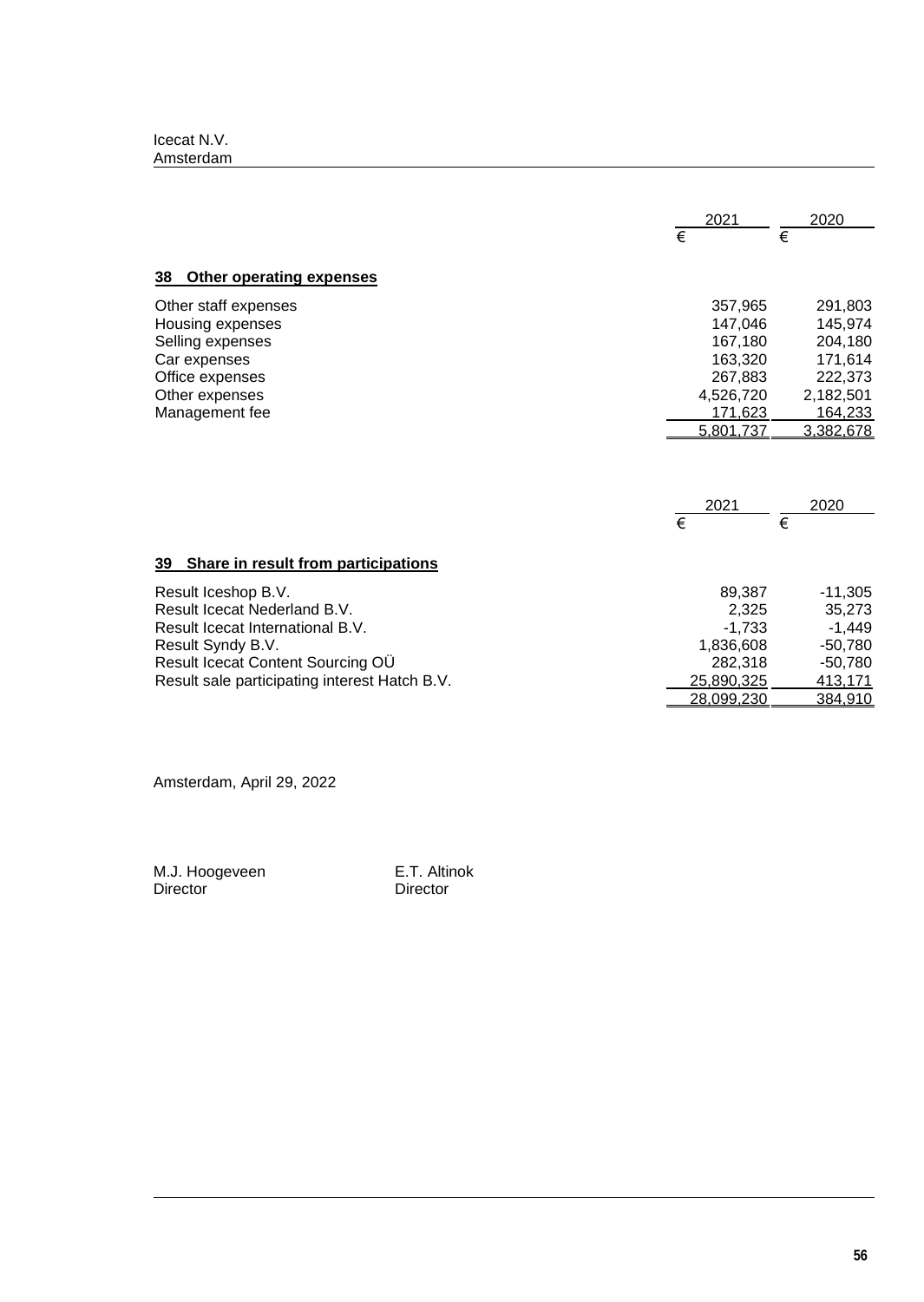Icecat N.V.
Amsterdam

| | 2021 | 2020 |
|---|---|---|
| | € | € |

## 38 Other operating expenses

| | 2021 | 2020 |
|---|---|---|
| | € | € |
| Other staff expenses | 357,965 | 291,803 |
| Housing expenses | 147,046 | 145,974 |
| Selling expenses | 167,180 | 204,180 |
| Car expenses | 163,320 | 171,614 |
| Office expenses | 267,883 | 222,373 |
| Other expenses | 4,526,720 | 2,182,501 |
| Management fee | 171,623 | 164,233 |
| | 5,801,737 | 3,382,678 |

## 39 Share in result from participations

| | 2021 | 2020 |
|---|---|---|
| | € | € |
| Result Iceshop B.V. | 89,387 | -11,305 |
| Result Icecat Nederland B.V. | 2,325 | 35,273 |
| Result Icecat International B.V. | -1,733 | -1,449 |
| Result Syndy B.V. | 1,836,608 | -50,780 |
| Result Icecat Content Sourcing OÜ | 282,318 | -50,780 |
| Result sale participating interest Hatch B.V. | 25,890,325 | 413,171 |
| | 28,099,230 | 384,910 |

Amsterdam, April 29, 2022

M.J. Hoogeveen
Director

E.T. Altinok
Director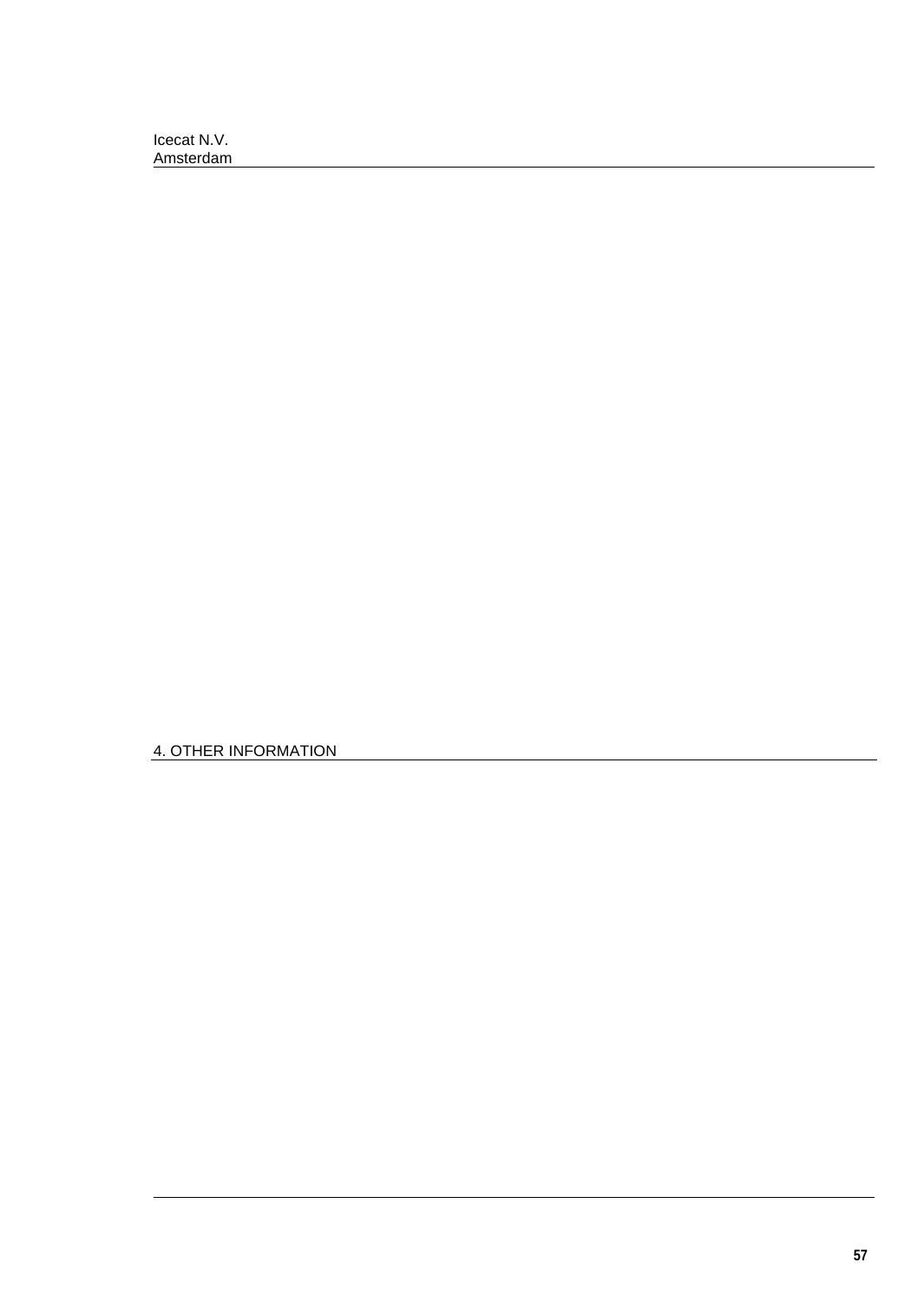## 4. OTHER INFORMATION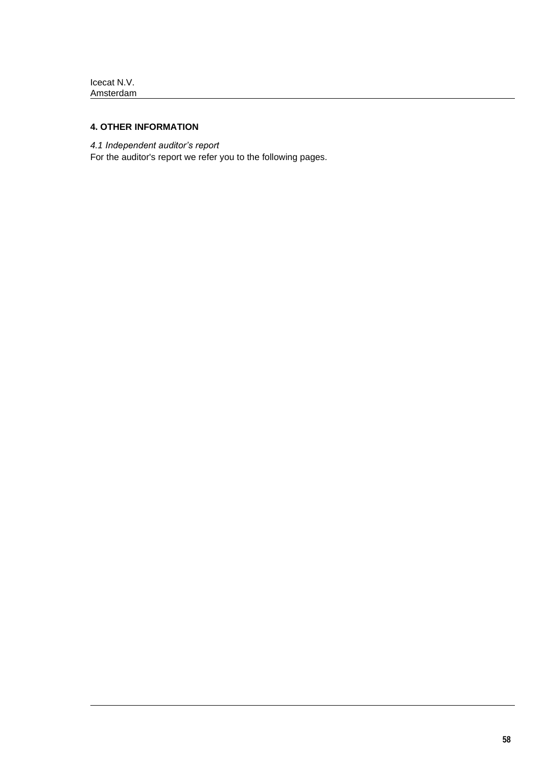## 4. OTHER INFORMATION

*4.1 Independent auditor's report*

For the auditor's report we refer you to the following pages.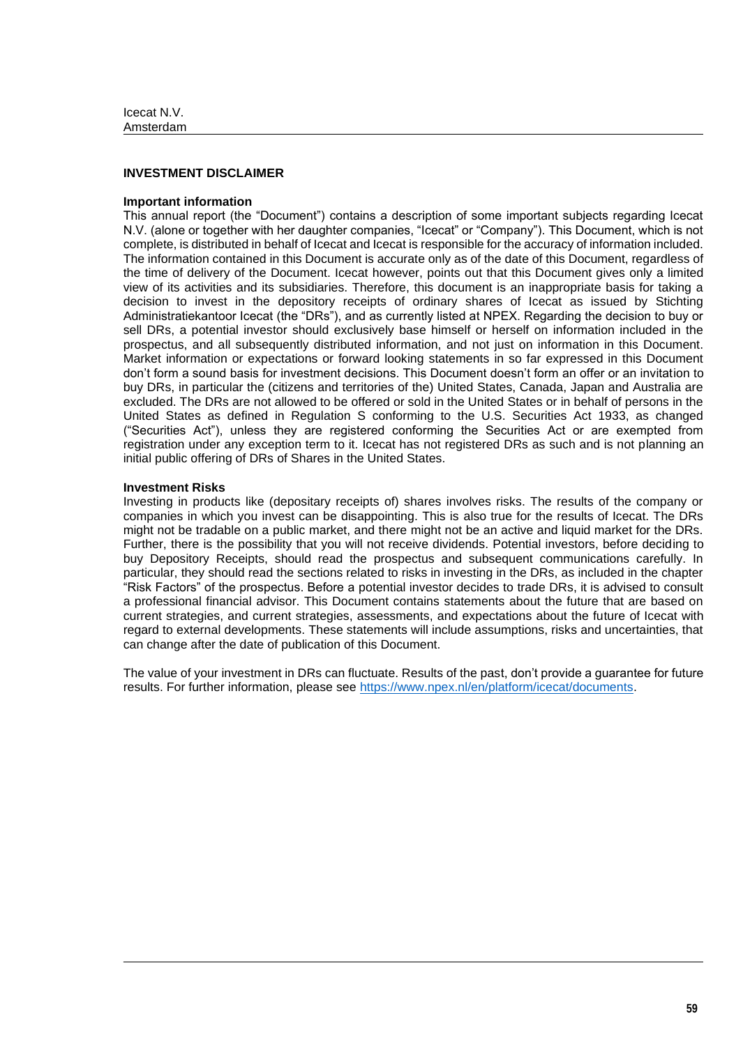## INVESTMENT DISCLAIMER

### Important information

This annual report (the "Document") contains a description of some important subjects regarding Icecat N.V. (alone or together with her daughter companies, "Icecat" or "Company"). This Document, which is not complete, is distributed in behalf of Icecat and Icecat is responsible for the accuracy of information included. The information contained in this Document is accurate only as of the date of this Document, regardless of the time of delivery of the Document. Icecat however, points out that this Document gives only a limited view of its activities and its subsidiaries. Therefore, this document is an inappropriate basis for taking a decision to invest in the depository receipts of ordinary shares of Icecat as issued by Stichting Administratiekantoor Icecat (the "DRs"), and as currently listed at NPEX. Regarding the decision to buy or sell DRs, a potential investor should exclusively base himself or herself on information included in the prospectus, and all subsequently distributed information, and not just on information in this Document. Market information or expectations or forward looking statements in so far expressed in this Document don't form a sound basis for investment decisions. This Document doesn't form an offer or an invitation to buy DRs, in particular the (citizens and territories of the) United States, Canada, Japan and Australia are excluded. The DRs are not allowed to be offered or sold in the United States or in behalf of persons in the United States as defined in Regulation S conforming to the U.S. Securities Act 1933, as changed ("Securities Act"), unless they are registered conforming the Securities Act or are exempted from registration under any exception term to it. Icecat has not registered DRs as such and is not planning an initial public offering of DRs of Shares in the United States.

### Investment Risks

Investing in products like (depositary receipts of) shares involves risks. The results of the company or companies in which you invest can be disappointing. This is also true for the results of Icecat. The DRs might not be tradable on a public market, and there might not be an active and liquid market for the DRs. Further, there is the possibility that you will not receive dividends. Potential investors, before deciding to buy Depository Receipts, should read the prospectus and subsequent communications carefully. In particular, they should read the sections related to risks in investing in the DRs, as included in the chapter "Risk Factors" of the prospectus. Before a potential investor decides to trade DRs, it is advised to consult a professional financial advisor. This Document contains statements about the future that are based on current strategies, and current strategies, assessments, and expectations about the future of Icecat with regard to external developments. These statements will include assumptions, risks and uncertainties, that can change after the date of publication of this Document.

The value of your investment in DRs can fluctuate. Results of the past, don't provide a guarantee for future results. For further information, please see https://www.npex.nl/en/platform/icecat/documents.